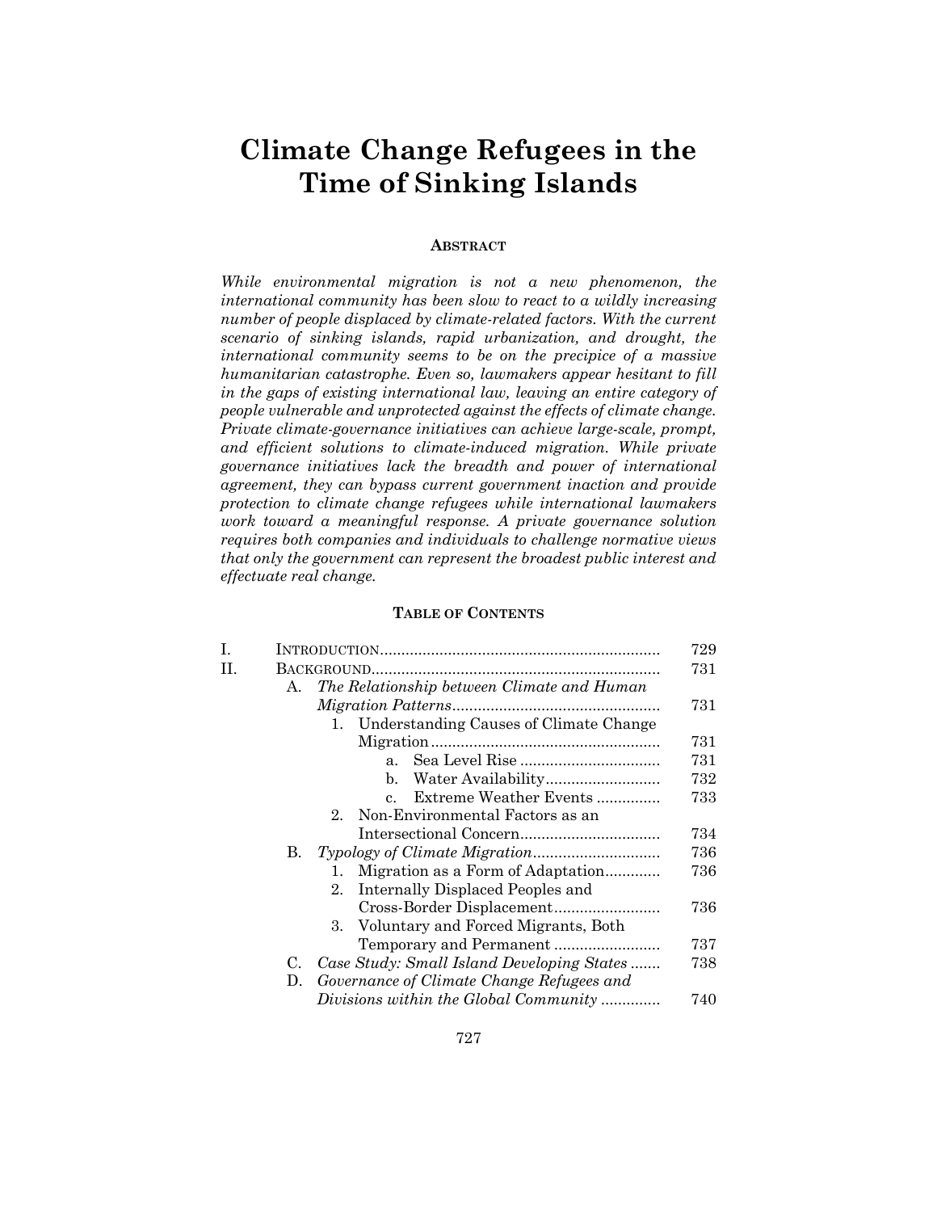# Climate Change Refugees in the Time of Sinking Islands

## Abstract

*While environmental migration is not a new phenomenon, the international community has been slow to react to a wildly increasing number of people displaced by climate-related factors. With the current scenario of sinking islands, rapid urbanization, and drought, the international community seems to be on the precipice of a massive humanitarian catastrophe. Even so, lawmakers appear hesitant to fill in the gaps of existing international law, leaving an entire category of people vulnerable and unprotected against the effects of climate change. Private climate-governance initiatives can achieve large-scale, prompt, and efficient solutions to climate-induced migration. While private governance initiatives lack the breadth and power of international agreement, they can bypass current government inaction and provide protection to climate change refugees while international lawmakers work toward a meaningful response. A private governance solution requires both companies and individuals to challenge normative views that only the government can represent the broadest public interest and effectuate real change.*

## Table of Contents

| | | |
|---|---|---|
| I. | INTRODUCTION | 729 |
| II. | BACKGROUND | 731 |
| | A. *The Relationship between Climate and Human Migration Patterns* | 731 |
| | 1. Understanding Causes of Climate Change Migration | 731 |
| | a. Sea Level Rise | 731 |
| | b. Water Availability | 732 |
| | c. Extreme Weather Events | 733 |
| | 2. Non-Environmental Factors as an Intersectional Concern | 734 |
| | B. *Typology of Climate Migration* | 736 |
| | 1. Migration as a Form of Adaptation | 736 |
| | 2. Internally Displaced Peoples and Cross-Border Displacement | 736 |
| | 3. Voluntary and Forced Migrants, Both Temporary and Permanent | 737 |
| | C. *Case Study: Small Island Developing States* | 738 |
| | D. *Governance of Climate Change Refugees and Divisions within the Global Community* | 740 |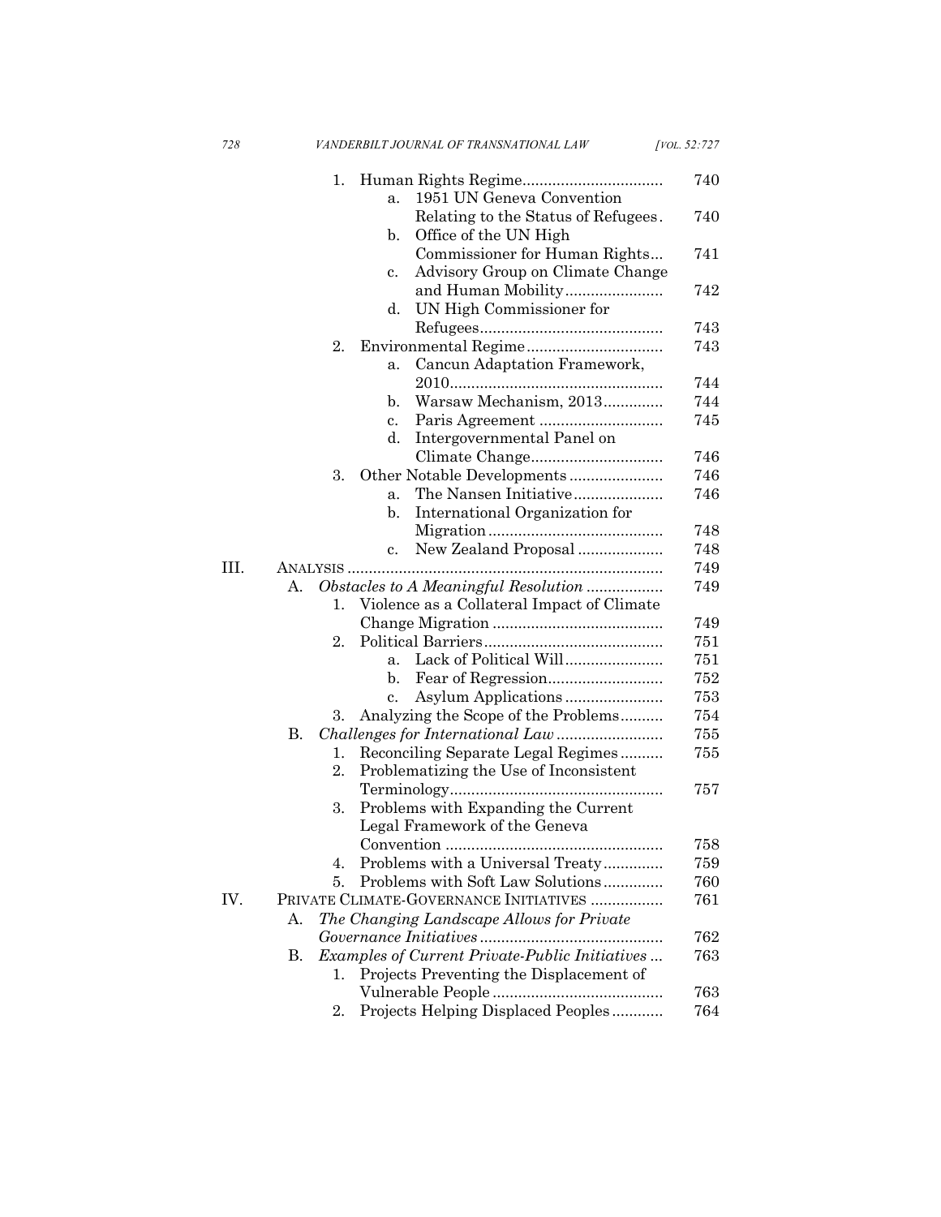1. Human Rights Regime ................................ 740
    a. 1951 UN Geneva Convention Relating to the Status of Refugees. 740
    b. Office of the UN High Commissioner for Human Rights... 741
    c. Advisory Group on Climate Change and Human Mobility....................... 742
    d. UN High Commissioner for Refugees........................................... 743
2. Environmental Regime................................ 743
    a. Cancun Adaptation Framework, 2010.................................................. 744
    b. Warsaw Mechanism, 2013............. 744
    c. Paris Agreement ............................ 745
    d. Intergovernmental Panel on Climate Change............................... 746
3. Other Notable Developments ...................... 746
    a. The Nansen Initiative..................... 746
    b. International Organization for Migration ......................................... 748
    c. New Zealand Proposal .................... 748

III. ANALYSIS .......................................................................... 749
  A. *Obstacles to A Meaningful Resolution* .................. 749
    1. Violence as a Collateral Impact of Climate Change Migration ........................................ 749
    2. Political Barriers.......................................... 751
        a. Lack of Political Will....................... 751
        b. Fear of Regression........................... 752
        c. Asylum Applications ....................... 753
    3. Analyzing the Scope of the Problems.......... 754
  B. *Challenges for International Law* ......................... 755
    1. Reconciling Separate Legal Regimes .......... 755
    2. Problematizing the Use of Inconsistent Terminology.................................................. 757
    3. Problems with Expanding the Current Legal Framework of the Geneva Convention ................................................... 758
    4. Problems with a Universal Treaty.............. 759
    5. Problems with Soft Law Solutions.............. 760

IV. PRIVATE CLIMATE-GOVERNANCE INITIATIVES ................. 761
  A. *The Changing Landscape Allows for Private Governance Initiatives* ........................................... 762
  B. *Examples of Current Private-Public Initiatives* ... 763
    1. Projects Preventing the Displacement of Vulnerable People ........................................ 763
    2. Projects Helping Displaced Peoples............ 764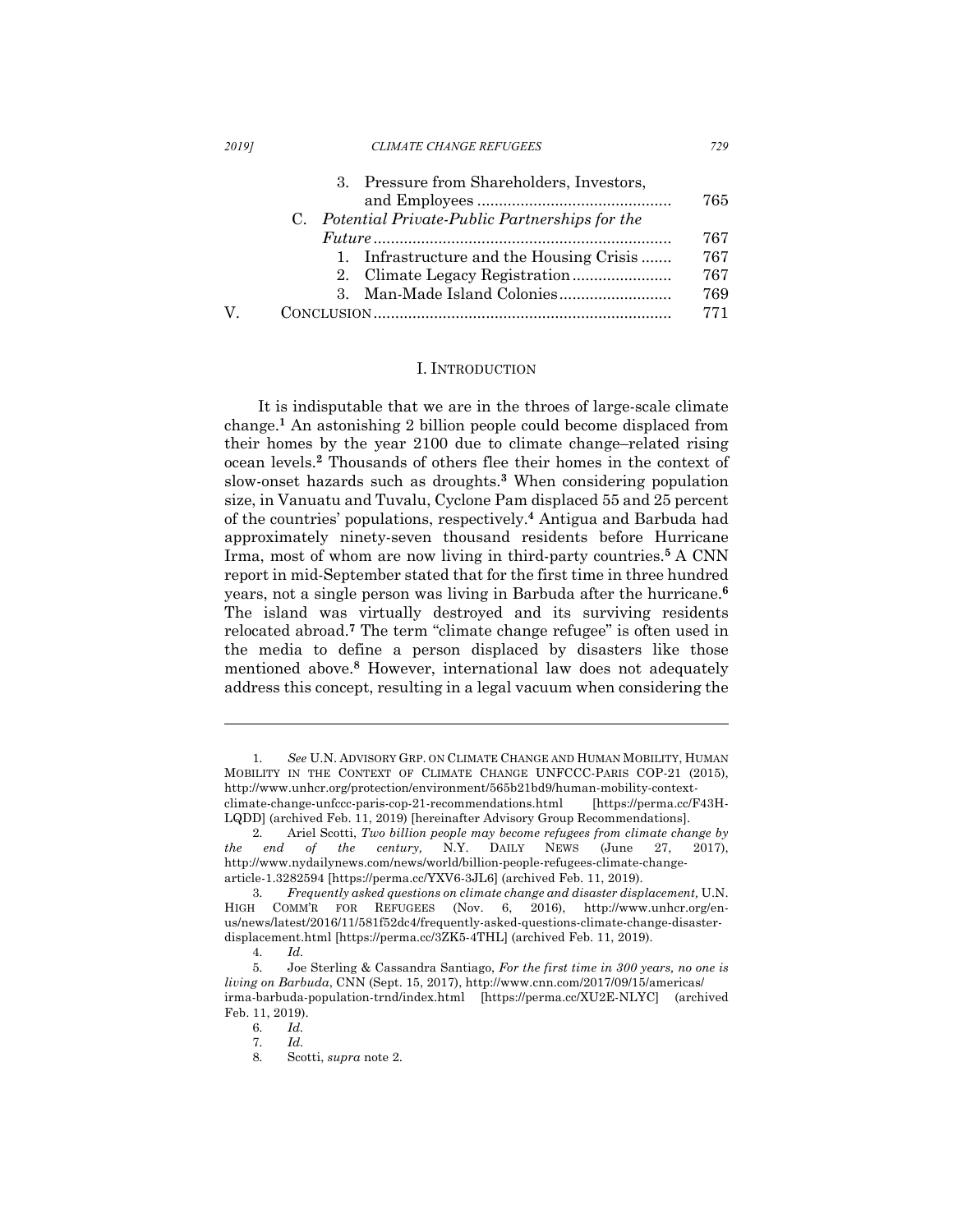3. Pressure from Shareholders, Investors, and Employees ............................................ 765

C. *Potential Private-Public Partnerships for the Future* ..................................................................... 767

1. Infrastructure and the Housing Crisis ....... 767
2. Climate Legacy Registration ....................... 767
3. Man-Made Island Colonies.......................... 769

V. CONCLUSION .................................................................... 771

## I. INTRODUCTION

It is indisputable that we are in the throes of large-scale climate change.[1] An astonishing 2 billion people could become displaced from their homes by the year 2100 due to climate change–related rising ocean levels.[2] Thousands of others flee their homes in the context of slow-onset hazards such as droughts.[3] When considering population size, in Vanuatu and Tuvalu, Cyclone Pam displaced 55 and 25 percent of the countries' populations, respectively.[4] Antigua and Barbuda had approximately ninety-seven thousand residents before Hurricane Irma, most of whom are now living in third-party countries.[5] A CNN report in mid-September stated that for the first time in three hundred years, not a single person was living in Barbuda after the hurricane.[6] The island was virtually destroyed and its surviving residents relocated abroad.[7] The term "climate change refugee" is often used in the media to define a person displaced by disasters like those mentioned above.[8] However, international law does not adequately address this concept, resulting in a legal vacuum when considering the

---

1. *See* U.N. ADVISORY GRP. ON CLIMATE CHANGE AND HUMAN MOBILITY, HUMAN MOBILITY IN THE CONTEXT OF CLIMATE CHANGE UNFCCC-PARIS COP-21 (2015), http://www.unhcr.org/protection/environment/565b21bd9/human-mobility-context-climate-change-unfccc-paris-cop-21-recommendations.html [https://perma.cc/F43H-LQDD] (archived Feb. 11, 2019) [hereinafter Advisory Group Recommendations].

2. Ariel Scotti, *Two billion people may become refugees from climate change by the end of the century,* N.Y. DAILY NEWS (June 27, 2017), http://www.nydailynews.com/news/world/billion-people-refugees-climate-change-article-1.3282594 [https://perma.cc/YXV6-3JL6] (archived Feb. 11, 2019).

3. *Frequently asked questions on climate change and disaster displacement,* U.N. HIGH COMM'R FOR REFUGEES (Nov. 6, 2016), http://www.unhcr.org/en-us/news/latest/2016/11/581f52dc4/frequently-asked-questions-climate-change-disaster-displacement.html [https://perma.cc/3ZK5-4THL] (archived Feb. 11, 2019).

4. *Id.*

5. Joe Sterling & Cassandra Santiago, *For the first time in 300 years, no one is living on Barbuda*, CNN (Sept. 15, 2017), http://www.cnn.com/2017/09/15/americas/irma-barbuda-population-trnd/index.html [https://perma.cc/XU2E-NLYC] (archived Feb. 11, 2019).

6. *Id.*

7. *Id.*

8. Scotti, *supra* note 2.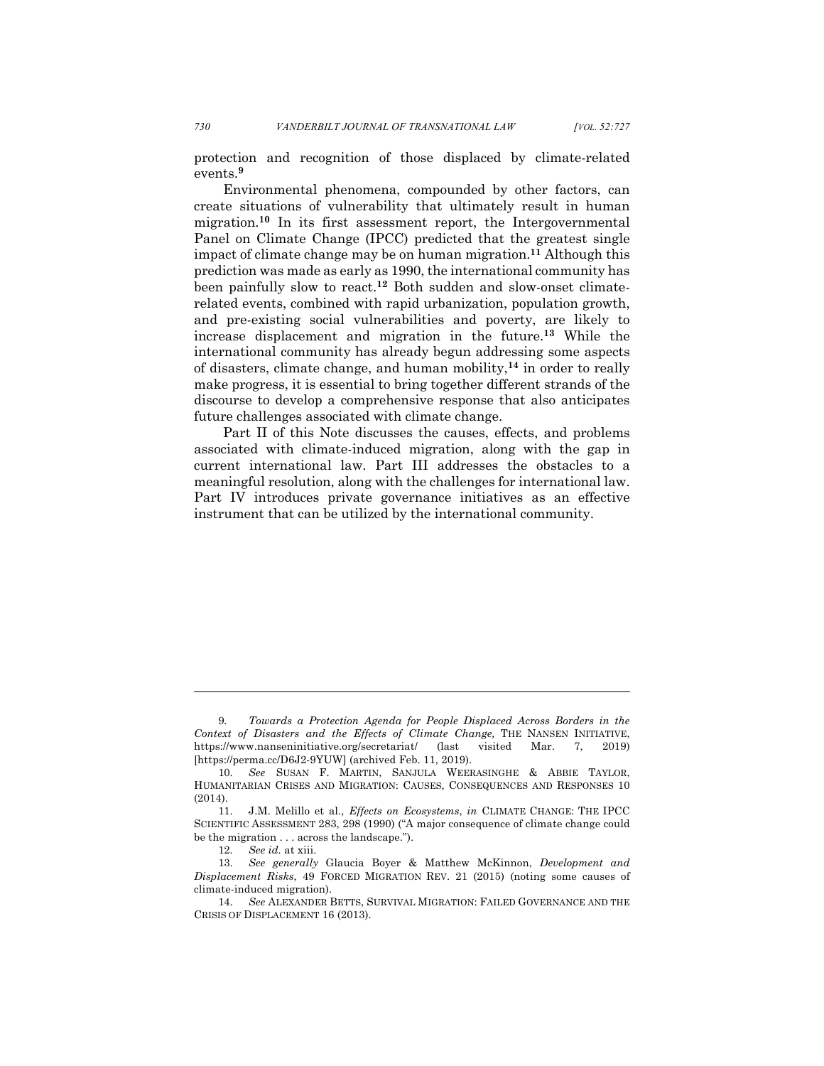protection and recognition of those displaced by climate-related events.[9]

Environmental phenomena, compounded by other factors, can create situations of vulnerability that ultimately result in human migration.[10] In its first assessment report, the Intergovernmental Panel on Climate Change (IPCC) predicted that the greatest single impact of climate change may be on human migration.[11] Although this prediction was made as early as 1990, the international community has been painfully slow to react.[12] Both sudden and slow-onset climate-related events, combined with rapid urbanization, population growth, and pre-existing social vulnerabilities and poverty, are likely to increase displacement and migration in the future.[13] While the international community has already begun addressing some aspects of disasters, climate change, and human mobility,[14] in order to really make progress, it is essential to bring together different strands of the discourse to develop a comprehensive response that also anticipates future challenges associated with climate change.

Part II of this Note discusses the causes, effects, and problems associated with climate-induced migration, along with the gap in current international law. Part III addresses the obstacles to a meaningful resolution, along with the challenges for international law. Part IV introduces private governance initiatives as an effective instrument that can be utilized by the international community.

---

9. *Towards a Protection Agenda for People Displaced Across Borders in the Context of Disasters and the Effects of Climate Change,* THE NANSEN INITIATIVE, https://www.nanseninitiative.org/secretariat/ (last visited Mar. 7, 2019) [https://perma.cc/D6J2-9YUW] (archived Feb. 11, 2019).

10. *See* SUSAN F. MARTIN, SANJULA WEERASINGHE & ABBIE TAYLOR, HUMANITARIAN CRISES AND MIGRATION: CAUSES, CONSEQUENCES AND RESPONSES 10 (2014).

11. J.M. Melillo et al., *Effects on Ecosystems*, *in* CLIMATE CHANGE: THE IPCC SCIENTIFIC ASSESSMENT 283, 298 (1990) ("A major consequence of climate change could be the migration . . . across the landscape.").

12. *See id.* at xiii.

13. *See generally* Glaucia Boyer & Matthew McKinnon, *Development and Displacement Risks*, 49 FORCED MIGRATION REV. 21 (2015) (noting some causes of climate-induced migration).

14. *See* ALEXANDER BETTS, SURVIVAL MIGRATION: FAILED GOVERNANCE AND THE CRISIS OF DISPLACEMENT 16 (2013).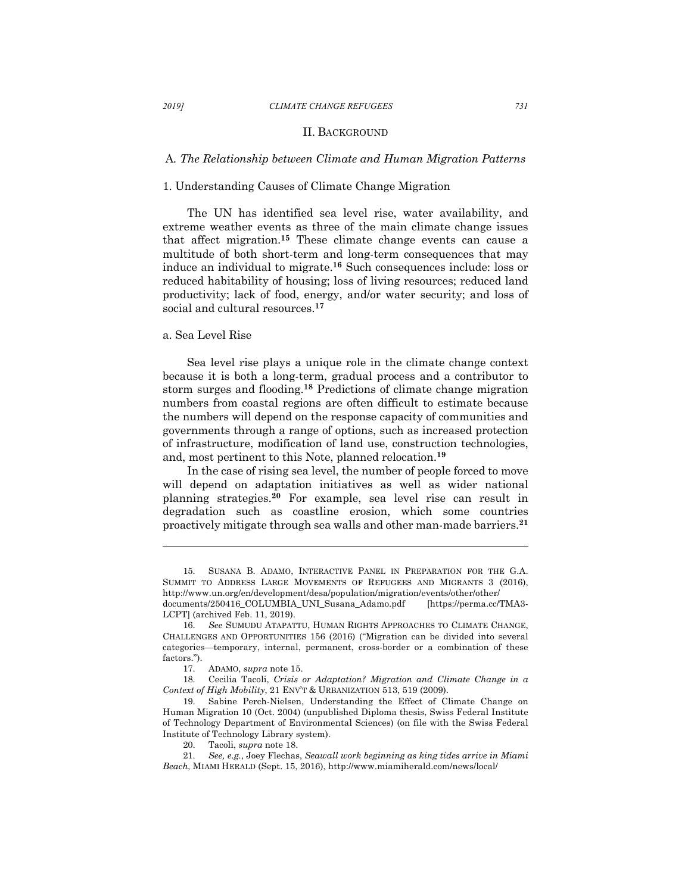## II. BACKGROUND

### A. *The Relationship between Climate and Human Migration Patterns*

#### 1. Understanding Causes of Climate Change Migration

The UN has identified sea level rise, water availability, and extreme weather events as three of the main climate change issues that affect migration.[15] These climate change events can cause a multitude of both short-term and long-term consequences that may induce an individual to migrate.[16] Such consequences include: loss or reduced habitability of housing; loss of living resources; reduced land productivity; lack of food, energy, and/or water security; and loss of social and cultural resources.[17]

##### a. Sea Level Rise

Sea level rise plays a unique role in the climate change context because it is both a long-term, gradual process and a contributor to storm surges and flooding.[18] Predictions of climate change migration numbers from coastal regions are often difficult to estimate because the numbers will depend on the response capacity of communities and governments through a range of options, such as increased protection of infrastructure, modification of land use, construction technologies, and, most pertinent to this Note, planned relocation.[19]

In the case of rising sea level, the number of people forced to move will depend on adaptation initiatives as well as wider national planning strategies.[20] For example, sea level rise can result in degradation such as coastline erosion, which some countries proactively mitigate through sea walls and other man-made barriers.[21]

---

15. SUSANA B. ADAMO, INTERACTIVE PANEL IN PREPARATION FOR THE G.A. SUMMIT TO ADDRESS LARGE MOVEMENTS OF REFUGEES AND MIGRANTS 3 (2016), http://www.un.org/en/development/desa/population/migration/events/other/other/documents/250416_COLUMBIA_UNI_Susana_Adamo.pdf [https://perma.cc/TMA3-LCPT] (archived Feb. 11, 2019).

16. *See* SUMUDU ATAPATTU, HUMAN RIGHTS APPROACHES TO CLIMATE CHANGE, CHALLENGES AND OPPORTUNITIES 156 (2016) ("Migration can be divided into several categories—temporary, internal, permanent, cross-border or a combination of these factors.").

17. ADAMO, *supra* note 15.

18. Cecilia Tacoli, *Crisis or Adaptation? Migration and Climate Change in a Context of High Mobility*, 21 ENV'T & URBANIZATION 513, 519 (2009).

19. Sabine Perch-Nielsen, Understanding the Effect of Climate Change on Human Migration 10 (Oct. 2004) (unpublished Diploma thesis, Swiss Federal Institute of Technology Department of Environmental Sciences) (on file with the Swiss Federal Institute of Technology Library system).

20. Tacoli, *supra* note 18.

21. *See, e.g.*, Joey Flechas, *Seawall work beginning as king tides arrive in Miami Beach,* MIAMI HERALD (Sept. 15, 2016), http://www.miamiherald.com/news/local/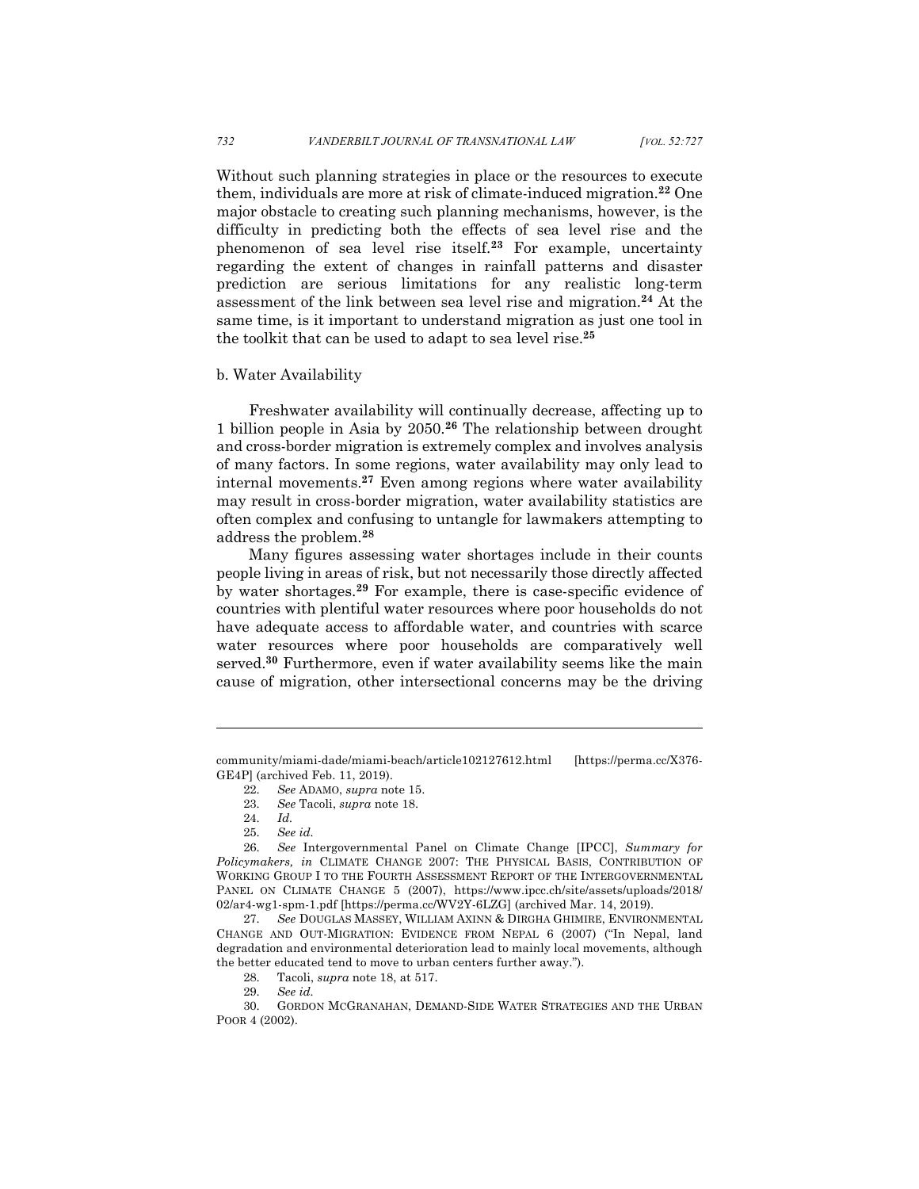Without such planning strategies in place or the resources to execute them, individuals are more at risk of climate-induced migration.[22] One major obstacle to creating such planning mechanisms, however, is the difficulty in predicting both the effects of sea level rise and the phenomenon of sea level rise itself.[23] For example, uncertainty regarding the extent of changes in rainfall patterns and disaster prediction are serious limitations for any realistic long-term assessment of the link between sea level rise and migration.[24] At the same time, is it important to understand migration as just one tool in the toolkit that can be used to adapt to sea level rise.[25]

b. Water Availability

Freshwater availability will continually decrease, affecting up to 1 billion people in Asia by 2050.[26] The relationship between drought and cross-border migration is extremely complex and involves analysis of many factors. In some regions, water availability may only lead to internal movements.[27] Even among regions where water availability may result in cross-border migration, water availability statistics are often complex and confusing to untangle for lawmakers attempting to address the problem.[28]

Many figures assessing water shortages include in their counts people living in areas of risk, but not necessarily those directly affected by water shortages.[29] For example, there is case-specific evidence of countries with plentiful water resources where poor households do not have adequate access to affordable water, and countries with scarce water resources where poor households are comparatively well served.[30] Furthermore, even if water availability seems like the main cause of migration, other intersectional concerns may be the driving

---

community/miami-dade/miami-beach/article102127612.html [https://perma.cc/X376-GE4P] (archived Feb. 11, 2019).

22. *See* ADAMO, *supra* note 15.

23. *See* Tacoli, *supra* note 18.

24. *Id.*

25. *See id.*

26. *See* Intergovernmental Panel on Climate Change [IPCC], *Summary for Policymakers, in* CLIMATE CHANGE 2007: THE PHYSICAL BASIS, CONTRIBUTION OF WORKING GROUP I TO THE FOURTH ASSESSMENT REPORT OF THE INTERGOVERNMENTAL PANEL ON CLIMATE CHANGE 5 (2007), https://www.ipcc.ch/site/assets/uploads/2018/02/ar4-wg1-spm-1.pdf [https://perma.cc/WV2Y-6LZG] (archived Mar. 14, 2019).

27. *See* DOUGLAS MASSEY, WILLIAM AXINN & DIRGHA GHIMIRE, ENVIRONMENTAL CHANGE AND OUT-MIGRATION: EVIDENCE FROM NEPAL 6 (2007) ("In Nepal, land degradation and environmental deterioration lead to mainly local movements, although the better educated tend to move to urban centers further away.").

28. Tacoli, *supra* note 18, at 517.

29. *See id.*

30. GORDON MCGRANAHAN, DEMAND-SIDE WATER STRATEGIES AND THE URBAN POOR 4 (2002).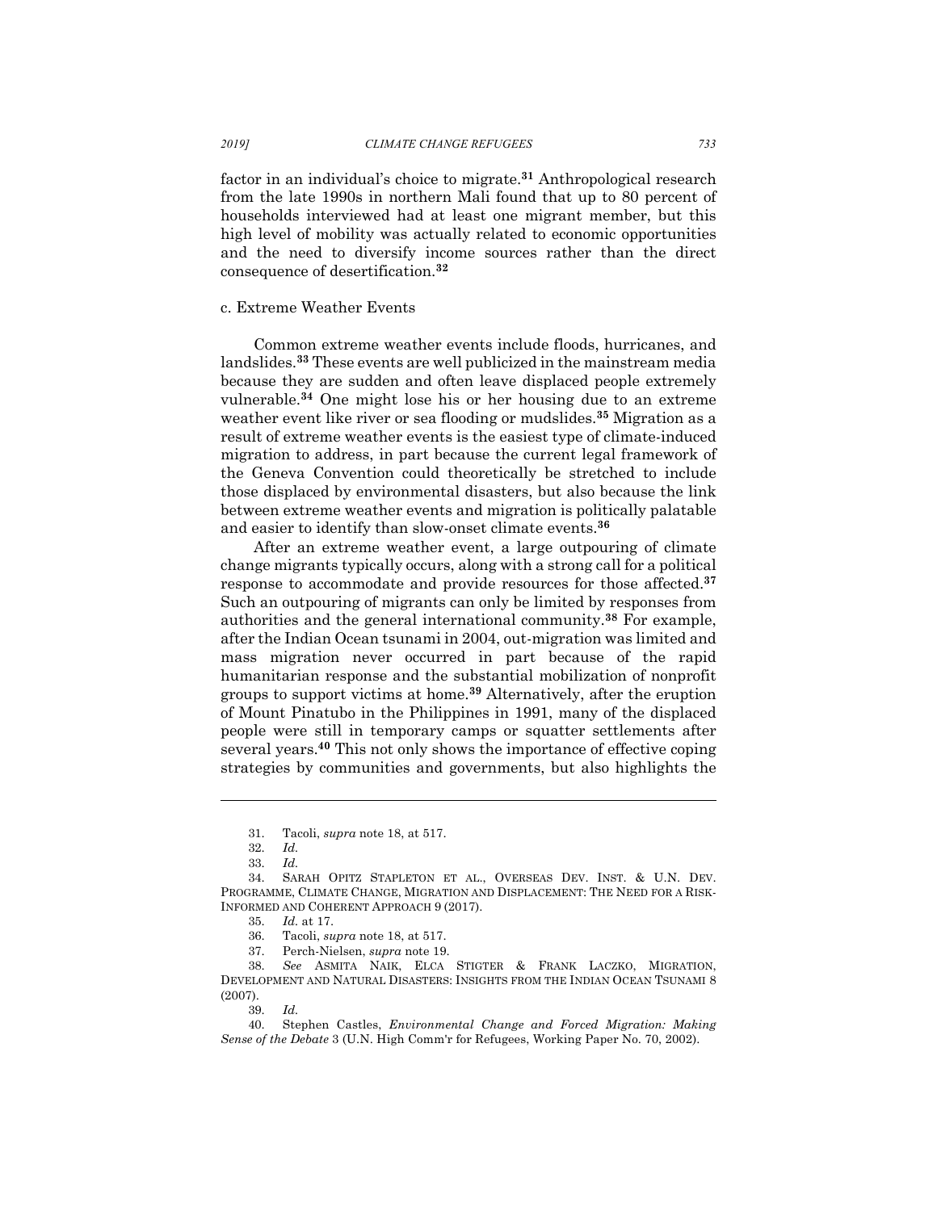factor in an individual's choice to migrate.[31] Anthropological research from the late 1990s in northern Mali found that up to 80 percent of households interviewed had at least one migrant member, but this high level of mobility was actually related to economic opportunities and the need to diversify income sources rather than the direct consequence of desertification.[32]

c. Extreme Weather Events

Common extreme weather events include floods, hurricanes, and landslides.[33] These events are well publicized in the mainstream media because they are sudden and often leave displaced people extremely vulnerable.[34] One might lose his or her housing due to an extreme weather event like river or sea flooding or mudslides.[35] Migration as a result of extreme weather events is the easiest type of climate-induced migration to address, in part because the current legal framework of the Geneva Convention could theoretically be stretched to include those displaced by environmental disasters, but also because the link between extreme weather events and migration is politically palatable and easier to identify than slow-onset climate events.[36]

After an extreme weather event, a large outpouring of climate change migrants typically occurs, along with a strong call for a political response to accommodate and provide resources for those affected.[37] Such an outpouring of migrants can only be limited by responses from authorities and the general international community.[38] For example, after the Indian Ocean tsunami in 2004, out-migration was limited and mass migration never occurred in part because of the rapid humanitarian response and the substantial mobilization of nonprofit groups to support victims at home.[39] Alternatively, after the eruption of Mount Pinatubo in the Philippines in 1991, many of the displaced people were still in temporary camps or squatter settlements after several years.[40] This not only shows the importance of effective coping strategies by communities and governments, but also highlights the

---

31. Tacoli, *supra* note 18, at 517.

32. *Id.*

33. *Id.*

34. SARAH OPITZ STAPLETON ET AL., OVERSEAS DEV. INST. & U.N. DEV. PROGRAMME, CLIMATE CHANGE, MIGRATION AND DISPLACEMENT: THE NEED FOR A RISK-INFORMED AND COHERENT APPROACH 9 (2017).

35. *Id.* at 17.

36. Tacoli, *supra* note 18, at 517.

37. Perch-Nielsen, *supra* note 19.

38. *See* ASMITA NAIK, ELCA STIGTER & FRANK LACZKO, MIGRATION, DEVELOPMENT AND NATURAL DISASTERS: INSIGHTS FROM THE INDIAN OCEAN TSUNAMI 8 (2007).

39. *Id.*

40. Stephen Castles, *Environmental Change and Forced Migration: Making Sense of the Debate* 3 (U.N. High Comm'r for Refugees, Working Paper No. 70, 2002).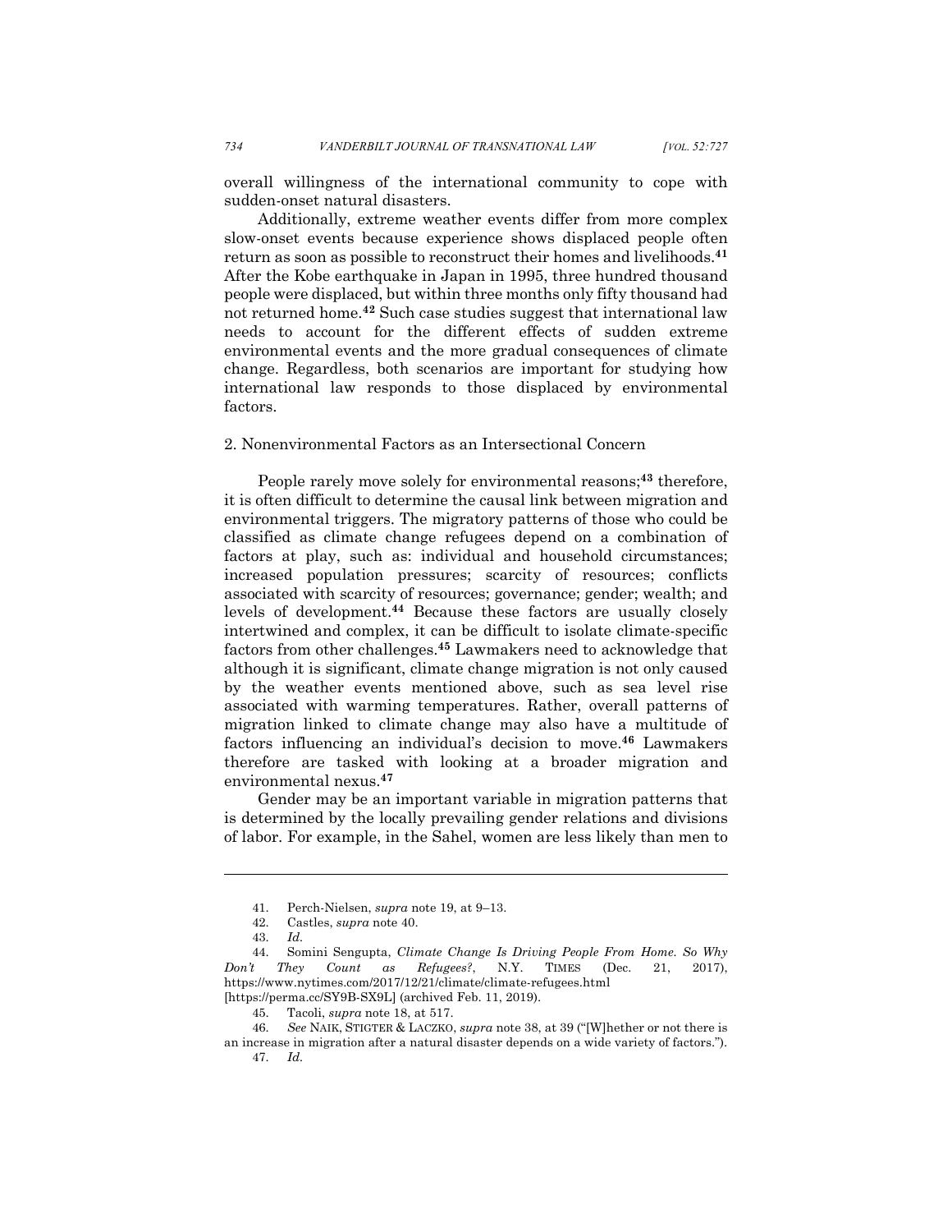overall willingness of the international community to cope with sudden-onset natural disasters.

Additionally, extreme weather events differ from more complex slow-onset events because experience shows displaced people often return as soon as possible to reconstruct their homes and livelihoods.[41] After the Kobe earthquake in Japan in 1995, three hundred thousand people were displaced, but within three months only fifty thousand had not returned home.[42] Such case studies suggest that international law needs to account for the different effects of sudden extreme environmental events and the more gradual consequences of climate change. Regardless, both scenarios are important for studying how international law responds to those displaced by environmental factors.

### 2. Nonenvironmental Factors as an Intersectional Concern

People rarely move solely for environmental reasons;[43] therefore, it is often difficult to determine the causal link between migration and environmental triggers. The migratory patterns of those who could be classified as climate change refugees depend on a combination of factors at play, such as: individual and household circumstances; increased population pressures; scarcity of resources; conflicts associated with scarcity of resources; governance; gender; wealth; and levels of development.[44] Because these factors are usually closely intertwined and complex, it can be difficult to isolate climate-specific factors from other challenges.[45] Lawmakers need to acknowledge that although it is significant, climate change migration is not only caused by the weather events mentioned above, such as sea level rise associated with warming temperatures. Rather, overall patterns of migration linked to climate change may also have a multitude of factors influencing an individual's decision to move.[46] Lawmakers therefore are tasked with looking at a broader migration and environmental nexus.[47]

Gender may be an important variable in migration patterns that is determined by the locally prevailing gender relations and divisions of labor. For example, in the Sahel, women are less likely than men to

---

41. Perch-Nielsen, *supra* note 19, at 9–13.

42. Castles, *supra* note 40.

43. *Id.*

44. Somini Sengupta, *Climate Change Is Driving People From Home. So Why Don't They Count as Refugees?*, N.Y. TIMES (Dec. 21, 2017), https://www.nytimes.com/2017/12/21/climate/climate-refugees.html [https://perma.cc/SY9B-SX9L] (archived Feb. 11, 2019).

45. Tacoli, *supra* note 18, at 517.

46. *See* NAIK, STIGTER & LACZKO, *supra* note 38, at 39 ("[W]hether or not there is an increase in migration after a natural disaster depends on a wide variety of factors.").

47. *Id.*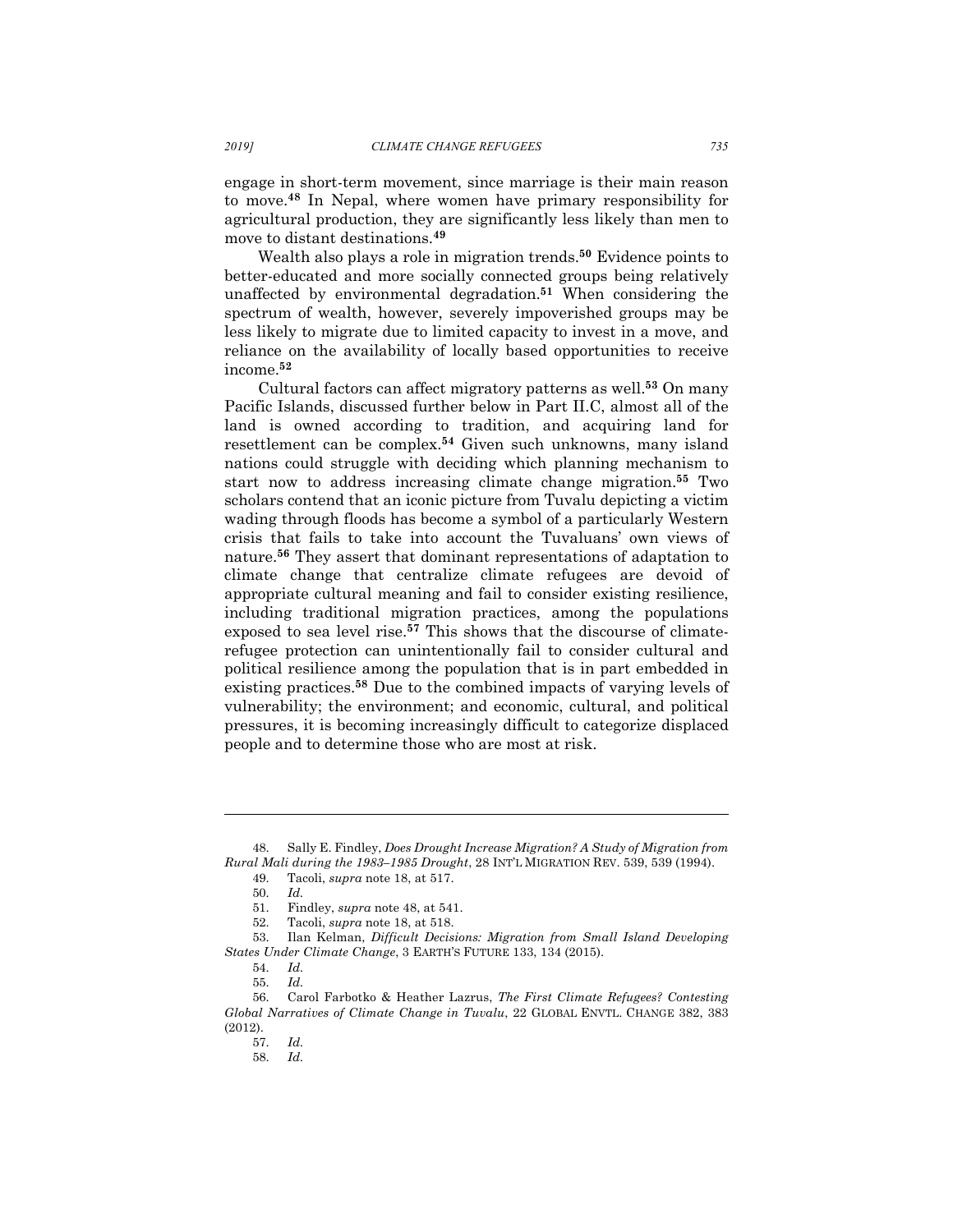engage in short-term movement, since marriage is their main reason to move.[48] In Nepal, where women have primary responsibility for agricultural production, they are significantly less likely than men to move to distant destinations.[49]

Wealth also plays a role in migration trends.[50] Evidence points to better-educated and more socially connected groups being relatively unaffected by environmental degradation.[51] When considering the spectrum of wealth, however, severely impoverished groups may be less likely to migrate due to limited capacity to invest in a move, and reliance on the availability of locally based opportunities to receive income.[52]

Cultural factors can affect migratory patterns as well.[53] On many Pacific Islands, discussed further below in Part II.C, almost all of the land is owned according to tradition, and acquiring land for resettlement can be complex.[54] Given such unknowns, many island nations could struggle with deciding which planning mechanism to start now to address increasing climate change migration.[55] Two scholars contend that an iconic picture from Tuvalu depicting a victim wading through floods has become a symbol of a particularly Western crisis that fails to take into account the Tuvaluans' own views of nature.[56] They assert that dominant representations of adaptation to climate change that centralize climate refugees are devoid of appropriate cultural meaning and fail to consider existing resilience, including traditional migration practices, among the populations exposed to sea level rise.[57] This shows that the discourse of climate-refugee protection can unintentionally fail to consider cultural and political resilience among the population that is in part embedded in existing practices.[58] Due to the combined impacts of varying levels of vulnerability; the environment; and economic, cultural, and political pressures, it is becoming increasingly difficult to categorize displaced people and to determine those who are most at risk.

---

48. Sally E. Findley, *Does Drought Increase Migration? A Study of Migration from Rural Mali during the 1983–1985 Drought*, 28 INT'L MIGRATION REV. 539, 539 (1994).

49. Tacoli, *supra* note 18, at 517.

50. *Id.*

51. Findley, *supra* note 48, at 541.

52. Tacoli, *supra* note 18, at 518.

53. Ilan Kelman, *Difficult Decisions: Migration from Small Island Developing States Under Climate Change*, 3 EARTH'S FUTURE 133, 134 (2015).

54. *Id.*

55. *Id.*

56. Carol Farbotko & Heather Lazrus, *The First Climate Refugees? Contesting Global Narratives of Climate Change in Tuvalu*, 22 GLOBAL ENVTL. CHANGE 382, 383 (2012).

57. *Id.*

58. *Id.*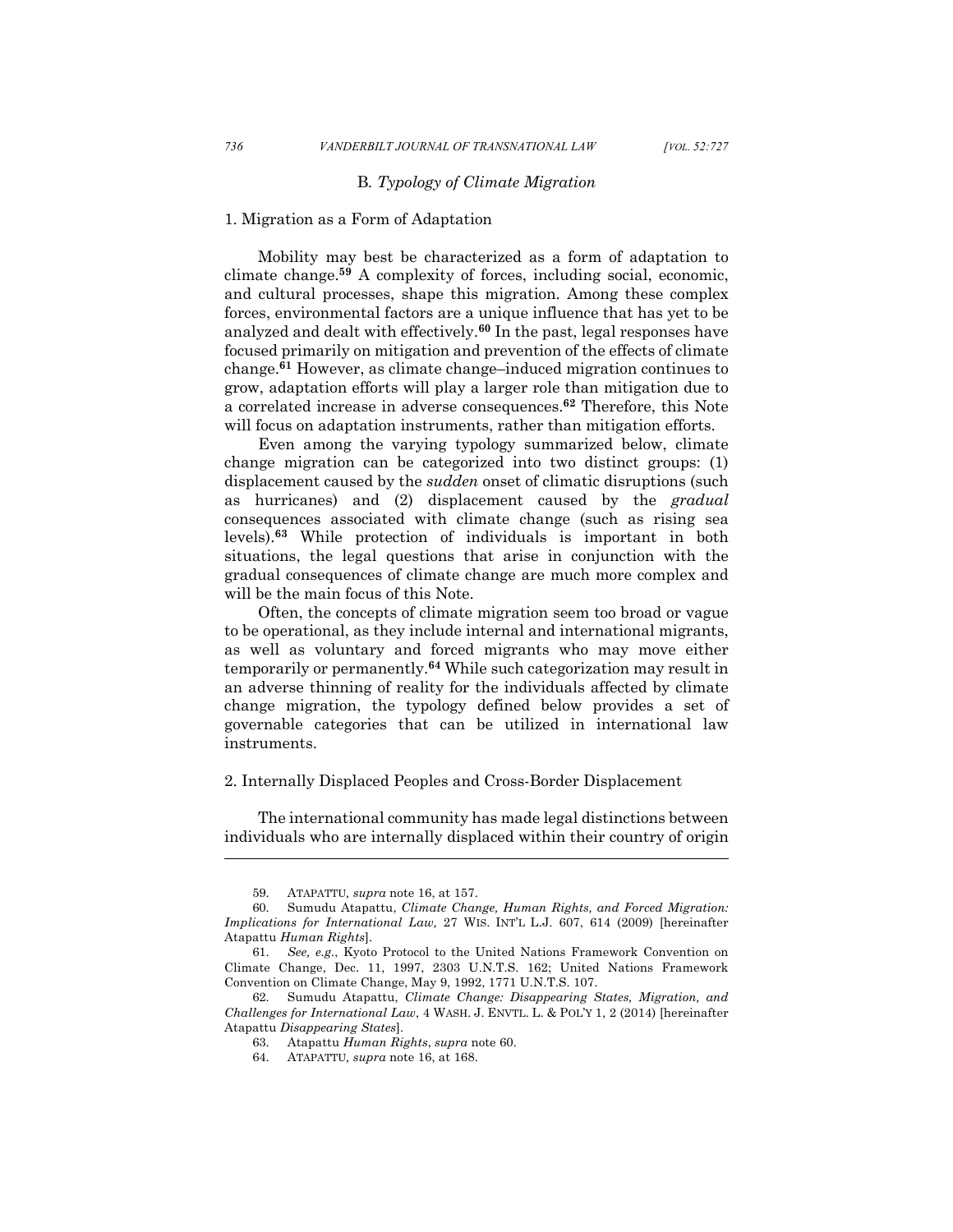### B. *Typology of Climate Migration*

#### 1. Migration as a Form of Adaptation

Mobility may best be characterized as a form of adaptation to climate change.[59] A complexity of forces, including social, economic, and cultural processes, shape this migration. Among these complex forces, environmental factors are a unique influence that has yet to be analyzed and dealt with effectively.[60] In the past, legal responses have focused primarily on mitigation and prevention of the effects of climate change.[61] However, as climate change–induced migration continues to grow, adaptation efforts will play a larger role than mitigation due to a correlated increase in adverse consequences.[62] Therefore, this Note will focus on adaptation instruments, rather than mitigation efforts.

Even among the varying typology summarized below, climate change migration can be categorized into two distinct groups: (1) displacement caused by the *sudden* onset of climatic disruptions (such as hurricanes) and (2) displacement caused by the *gradual* consequences associated with climate change (such as rising sea levels).[63] While protection of individuals is important in both situations, the legal questions that arise in conjunction with the gradual consequences of climate change are much more complex and will be the main focus of this Note.

Often, the concepts of climate migration seem too broad or vague to be operational, as they include internal and international migrants, as well as voluntary and forced migrants who may move either temporarily or permanently.[64] While such categorization may result in an adverse thinning of reality for the individuals affected by climate change migration, the typology defined below provides a set of governable categories that can be utilized in international law instruments.

#### 2. Internally Displaced Peoples and Cross-Border Displacement

The international community has made legal distinctions between individuals who are internally displaced within their country of origin

---

59. ATAPATTU, *supra* note 16, at 157.

60. Sumudu Atapattu, *Climate Change, Human Rights, and Forced Migration: Implications for International Law,* 27 WIS. INT'L L.J. 607, 614 (2009) [hereinafter Atapattu *Human Rights*].

61. *See, e.g.*, Kyoto Protocol to the United Nations Framework Convention on Climate Change, Dec. 11, 1997, 2303 U.N.T.S. 162; United Nations Framework Convention on Climate Change, May 9, 1992, 1771 U.N.T.S. 107.

62. Sumudu Atapattu, *Climate Change: Disappearing States, Migration, and Challenges for International Law*, 4 WASH. J. ENVTL. L. & POL'Y 1, 2 (2014) [hereinafter Atapattu *Disappearing States*].

63. Atapattu *Human Rights*, *supra* note 60.

64. ATAPATTU, *supra* note 16, at 168.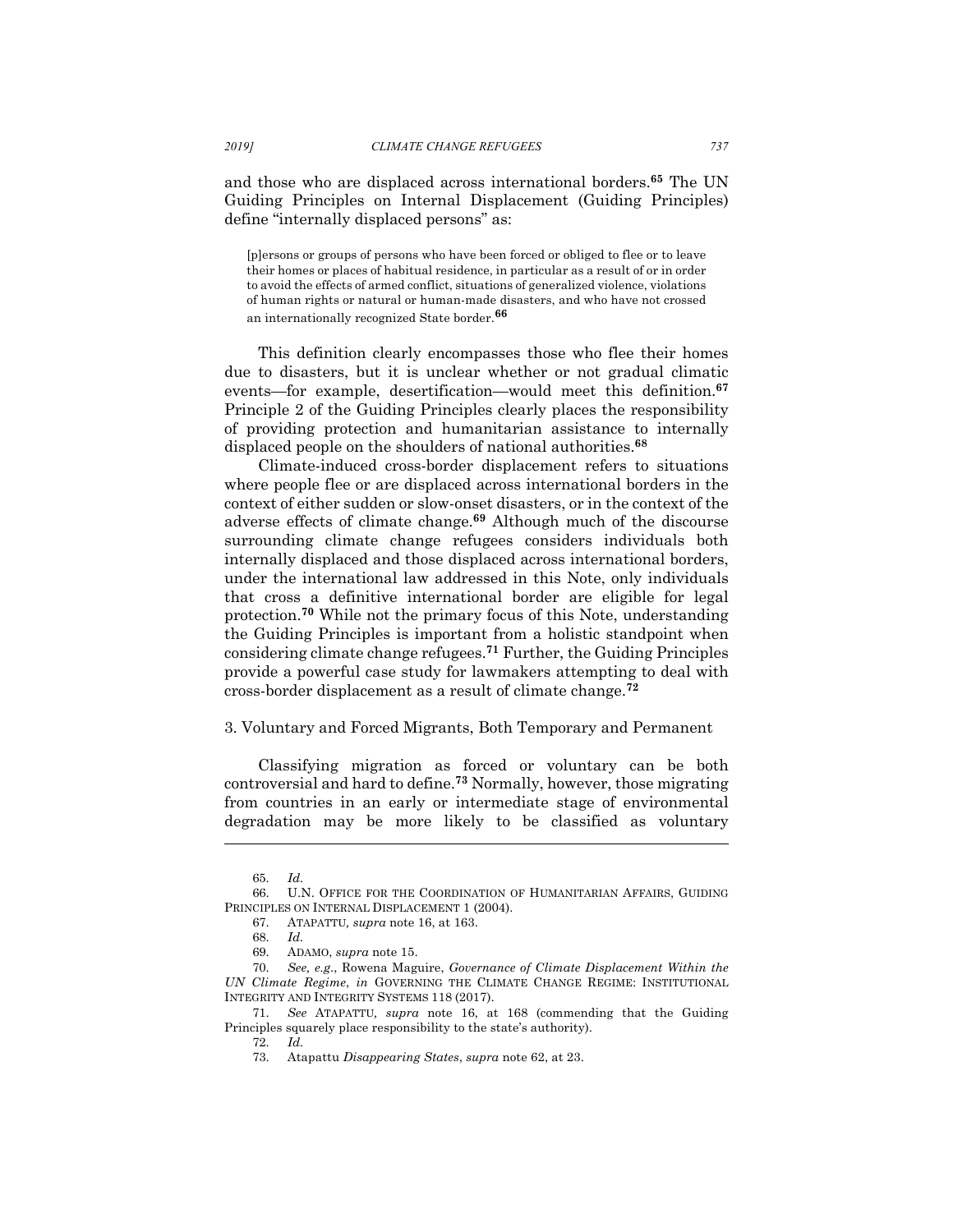and those who are displaced across international borders.[65] The UN Guiding Principles on Internal Displacement (Guiding Principles) define "internally displaced persons" as:

> [p]ersons or groups of persons who have been forced or obliged to flee or to leave their homes or places of habitual residence, in particular as a result of or in order to avoid the effects of armed conflict, situations of generalized violence, violations of human rights or natural or human-made disasters, and who have not crossed an internationally recognized State border.[66]

This definition clearly encompasses those who flee their homes due to disasters, but it is unclear whether or not gradual climatic events—for example, desertification—would meet this definition.[67] Principle 2 of the Guiding Principles clearly places the responsibility of providing protection and humanitarian assistance to internally displaced people on the shoulders of national authorities.[68]

Climate-induced cross-border displacement refers to situations where people flee or are displaced across international borders in the context of either sudden or slow-onset disasters, or in the context of the adverse effects of climate change.[69] Although much of the discourse surrounding climate change refugees considers individuals both internally displaced and those displaced across international borders, under the international law addressed in this Note, only individuals that cross a definitive international border are eligible for legal protection.[70] While not the primary focus of this Note, understanding the Guiding Principles is important from a holistic standpoint when considering climate change refugees.[71] Further, the Guiding Principles provide a powerful case study for lawmakers attempting to deal with cross-border displacement as a result of climate change.[72]

### 3. Voluntary and Forced Migrants, Both Temporary and Permanent

Classifying migration as forced or voluntary can be both controversial and hard to define.[73] Normally, however, those migrating from countries in an early or intermediate stage of environmental degradation may be more likely to be classified as voluntary

---

65. *Id.*

66. U.N. OFFICE FOR THE COORDINATION OF HUMANITARIAN AFFAIRS, GUIDING PRINCIPLES ON INTERNAL DISPLACEMENT 1 (2004).

67. ATAPATTU*, supra* note 16, at 163.

68. *Id.*

69. ADAMO, *supra* note 15.

70. *See, e.g.*, Rowena Maguire, *Governance of Climate Displacement Within the UN Climate Regime*, *in* GOVERNING THE CLIMATE CHANGE REGIME: INSTITUTIONAL INTEGRITY AND INTEGRITY SYSTEMS 118 (2017).

71. *See* ATAPATTU*, supra* note 16, at 168 (commending that the Guiding Principles squarely place responsibility to the state's authority).

72. *Id.*

73. Atapattu *Disappearing States*, *supra* note 62, at 23.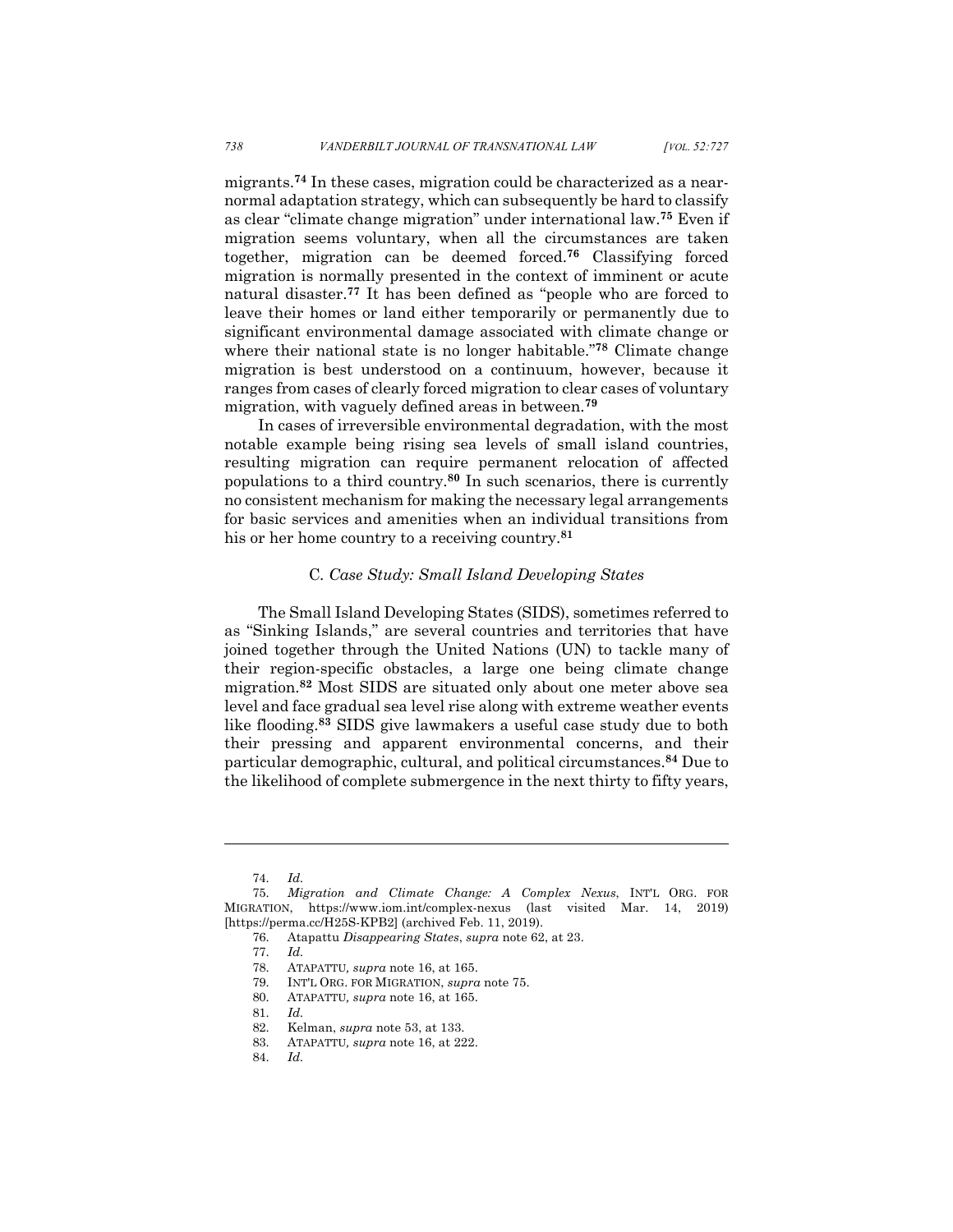migrants.[74] In these cases, migration could be characterized as a near-normal adaptation strategy, which can subsequently be hard to classify as clear "climate change migration" under international law.[75] Even if migration seems voluntary, when all the circumstances are taken together, migration can be deemed forced.[76] Classifying forced migration is normally presented in the context of imminent or acute natural disaster.[77] It has been defined as "people who are forced to leave their homes or land either temporarily or permanently due to significant environmental damage associated with climate change or where their national state is no longer habitable."[78] Climate change migration is best understood on a continuum, however, because it ranges from cases of clearly forced migration to clear cases of voluntary migration, with vaguely defined areas in between.[79]

In cases of irreversible environmental degradation, with the most notable example being rising sea levels of small island countries, resulting migration can require permanent relocation of affected populations to a third country.[80] In such scenarios, there is currently no consistent mechanism for making the necessary legal arrangements for basic services and amenities when an individual transitions from his or her home country to a receiving country.[81]

### C. *Case Study: Small Island Developing States*

The Small Island Developing States (SIDS), sometimes referred to as "Sinking Islands," are several countries and territories that have joined together through the United Nations (UN) to tackle many of their region-specific obstacles, a large one being climate change migration.[82] Most SIDS are situated only about one meter above sea level and face gradual sea level rise along with extreme weather events like flooding.[83] SIDS give lawmakers a useful case study due to both their pressing and apparent environmental concerns, and their particular demographic, cultural, and political circumstances.[84] Due to the likelihood of complete submergence in the next thirty to fifty years,

---

74. *Id.*

75. *Migration and Climate Change: A Complex Nexus*, INT'L ORG. FOR MIGRATION, https://www.iom.int/complex-nexus (last visited Mar. 14, 2019) [https://perma.cc/H25S-KPB2] (archived Feb. 11, 2019).

76. Atapattu *Disappearing States*, *supra* note 62, at 23.

77. *Id.*

78. ATAPATTU, *supra* note 16, at 165.

79. INT'L ORG. FOR MIGRATION, *supra* note 75.

80. ATAPATTU, *supra* note 16, at 165.

81. *Id.*

82. Kelman, *supra* note 53, at 133.

83. ATAPATTU, *supra* note 16, at 222.

84. *Id.*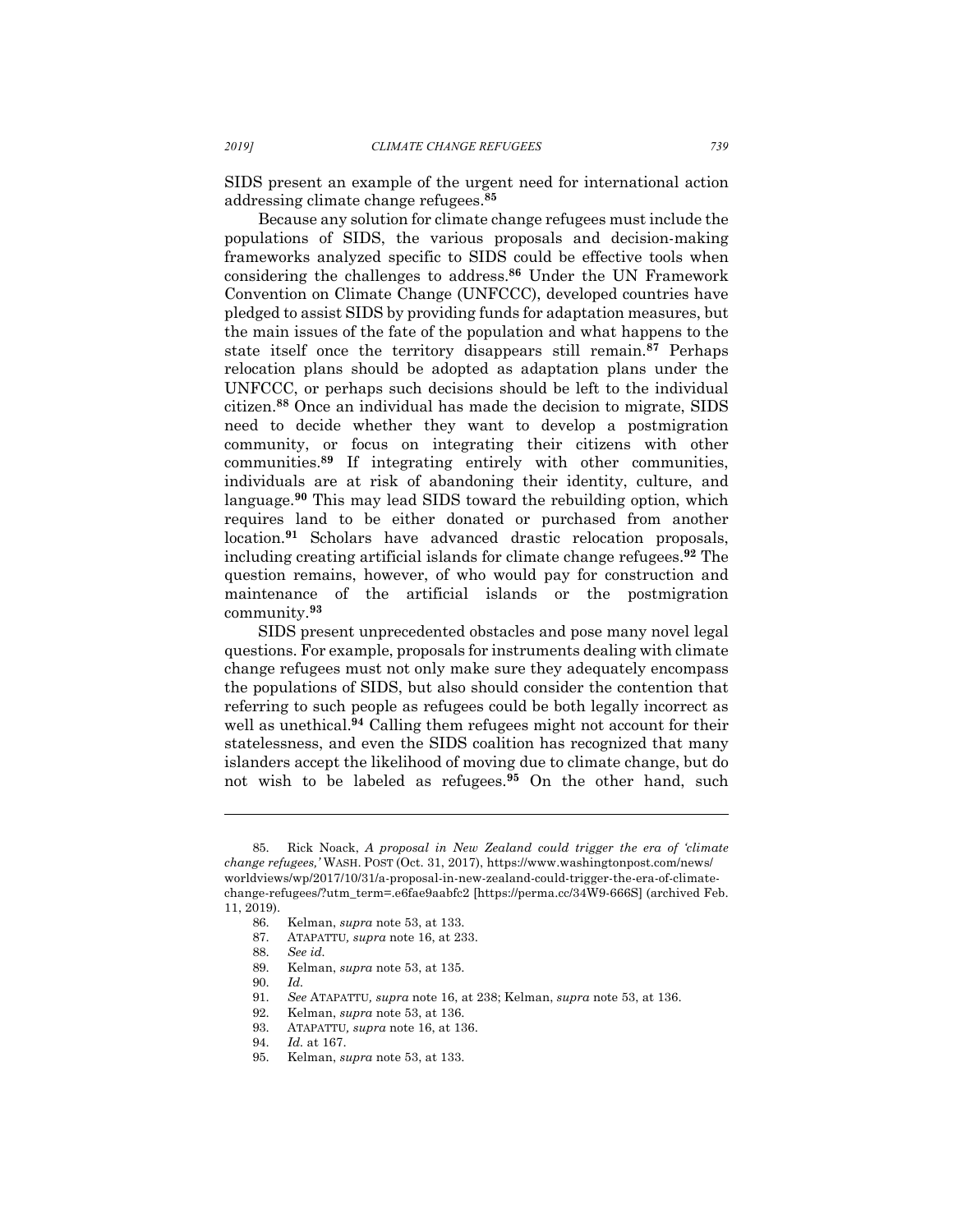SIDS present an example of the urgent need for international action addressing climate change refugees.[85]

Because any solution for climate change refugees must include the populations of SIDS, the various proposals and decision-making frameworks analyzed specific to SIDS could be effective tools when considering the challenges to address.[86] Under the UN Framework Convention on Climate Change (UNFCCC), developed countries have pledged to assist SIDS by providing funds for adaptation measures, but the main issues of the fate of the population and what happens to the state itself once the territory disappears still remain.[87] Perhaps relocation plans should be adopted as adaptation plans under the UNFCCC, or perhaps such decisions should be left to the individual citizen.[88] Once an individual has made the decision to migrate, SIDS need to decide whether they want to develop a postmigration community, or focus on integrating their citizens with other communities.[89] If integrating entirely with other communities, individuals are at risk of abandoning their identity, culture, and language.[90] This may lead SIDS toward the rebuilding option, which requires land to be either donated or purchased from another location.[91] Scholars have advanced drastic relocation proposals, including creating artificial islands for climate change refugees.[92] The question remains, however, of who would pay for construction and maintenance of the artificial islands or the postmigration community.[93]

SIDS present unprecedented obstacles and pose many novel legal questions. For example, proposals for instruments dealing with climate change refugees must not only make sure they adequately encompass the populations of SIDS, but also should consider the contention that referring to such people as refugees could be both legally incorrect as well as unethical.[94] Calling them refugees might not account for their statelessness, and even the SIDS coalition has recognized that many islanders accept the likelihood of moving due to climate change, but do not wish to be labeled as refugees.[95] On the other hand, such

---

85. Rick Noack, *A proposal in New Zealand could trigger the era of 'climate change refugees,'* WASH. POST (Oct. 31, 2017), https://www.washingtonpost.com/news/worldviews/wp/2017/10/31/a-proposal-in-new-zealand-could-trigger-the-era-of-climate-change-refugees/?utm_term=.e6fae9aabfc2 [https://perma.cc/34W9-666S] (archived Feb. 11, 2019).

86. Kelman, *supra* note 53, at 133.

87. ATAPATTU, *supra* note 16, at 233.

88. *See id.*

89. Kelman, *supra* note 53, at 135.

90. *Id.*

91. *See* ATAPATTU, *supra* note 16, at 238; Kelman, *supra* note 53, at 136.

92. Kelman, *supra* note 53, at 136.

93. ATAPATTU, *supra* note 16, at 136.

94. *Id.* at 167.

95. Kelman, *supra* note 53, at 133.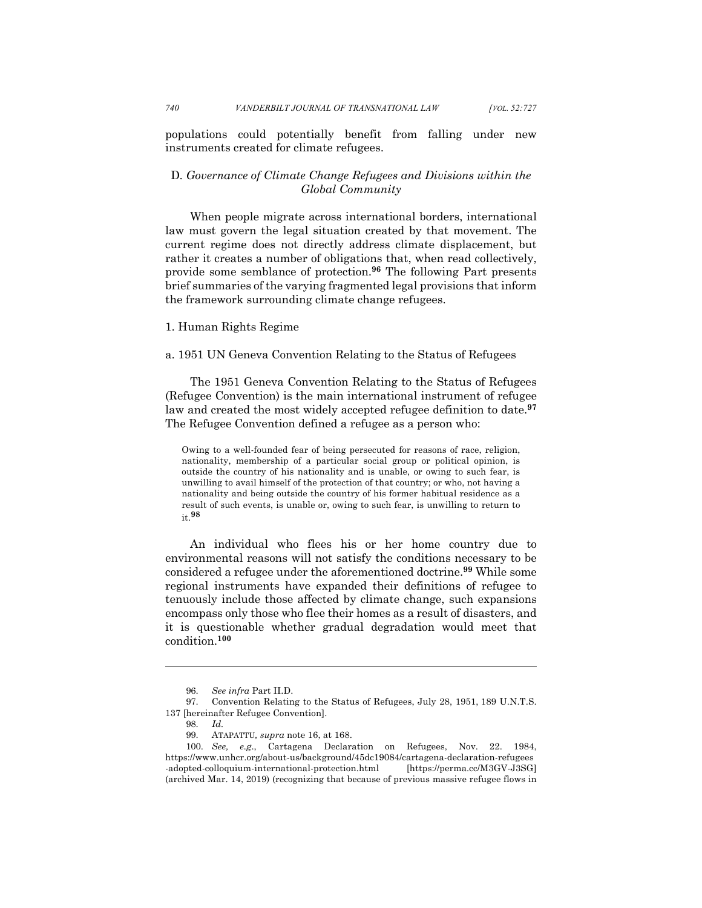populations could potentially benefit from falling under new instruments created for climate refugees.

### D. *Governance of Climate Change Refugees and Divisions within the Global Community*

When people migrate across international borders, international law must govern the legal situation created by that movement. The current regime does not directly address climate displacement, but rather it creates a number of obligations that, when read collectively, provide some semblance of protection.[96] The following Part presents brief summaries of the varying fragmented legal provisions that inform the framework surrounding climate change refugees.

#### 1. Human Rights Regime

##### a. 1951 UN Geneva Convention Relating to the Status of Refugees

The 1951 Geneva Convention Relating to the Status of Refugees (Refugee Convention) is the main international instrument of refugee law and created the most widely accepted refugee definition to date.[97] The Refugee Convention defined a refugee as a person who:

> Owing to a well-founded fear of being persecuted for reasons of race, religion, nationality, membership of a particular social group or political opinion, is outside the country of his nationality and is unable, or owing to such fear, is unwilling to avail himself of the protection of that country; or who, not having a nationality and being outside the country of his former habitual residence as a result of such events, is unable or, owing to such fear, is unwilling to return to it.[98]

An individual who flees his or her home country due to environmental reasons will not satisfy the conditions necessary to be considered a refugee under the aforementioned doctrine.[99] While some regional instruments have expanded their definitions of refugee to tenuously include those affected by climate change, such expansions encompass only those who flee their homes as a result of disasters, and it is questionable whether gradual degradation would meet that condition.[100]

---

96. *See infra* Part II.D.

97. Convention Relating to the Status of Refugees, July 28, 1951, 189 U.N.T.S. 137 [hereinafter Refugee Convention].

98. *Id.*

99. ATAPATTU, *supra* note 16, at 168.

100. *See, e.g.*, Cartagena Declaration on Refugees, Nov. 22. 1984, https://www.unhcr.org/about-us/background/45dc19084/cartagena-declaration-refugees-adopted-colloquium-international-protection.html [https://perma.cc/M3GV-J3SG] (archived Mar. 14, 2019) (recognizing that because of previous massive refugee flows in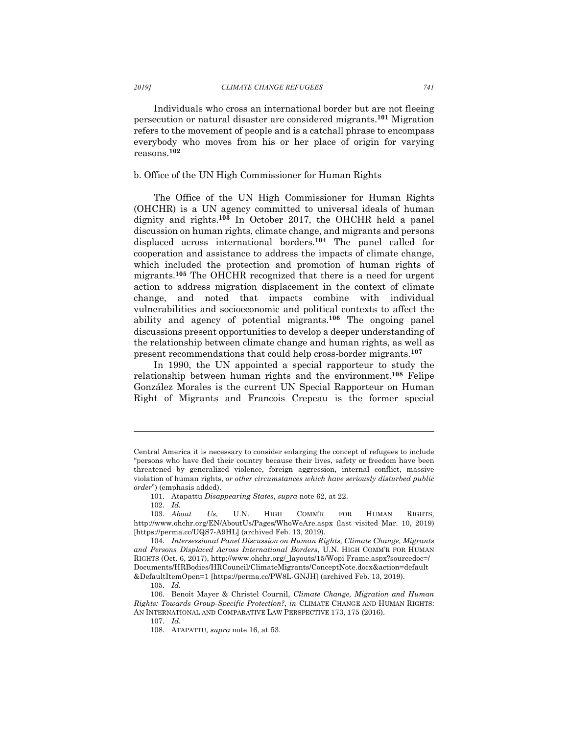Individuals who cross an international border but are not fleeing persecution or natural disaster are considered migrants.[101] Migration refers to the movement of people and is a catchall phrase to encompass everybody who moves from his or her place of origin for varying reasons.[102]

b. Office of the UN High Commissioner for Human Rights

The Office of the UN High Commissioner for Human Rights (OHCHR) is a UN agency committed to universal ideals of human dignity and rights.[103] In October 2017, the OHCHR held a panel discussion on human rights, climate change, and migrants and persons displaced across international borders.[104] The panel called for cooperation and assistance to address the impacts of climate change, which included the protection and promotion of human rights of migrants.[105] The OHCHR recognized that there is a need for urgent action to address migration displacement in the context of climate change, and noted that impacts combine with individual vulnerabilities and socioeconomic and political contexts to affect the ability and agency of potential migrants.[106] The ongoing panel discussions present opportunities to develop a deeper understanding of the relationship between climate change and human rights, as well as present recommendations that could help cross-border migrants.[107]

In 1990, the UN appointed a special rapporteur to study the relationship between human rights and the environment.[108] Felipe González Morales is the current UN Special Rapporteur on Human Right of Migrants and Francois Crepeau is the former special

---

Central America it is necessary to consider enlarging the concept of refugees to include "persons who have fled their country because their lives, safety or freedom have been threatened by generalized violence, foreign aggression, internal conflict, massive violation of human rights, *or other circumstances which have seriously disturbed public order*") (emphasis added).

101. Atapattu *Disappearing States*, *supra* note 62, at 22.

102. *Id.*

103. *About Us,* U.N. HIGH COMM'R FOR HUMAN RIGHTS, http://www.ohchr.org/EN/AboutUs/Pages/WhoWeAre.aspx (last visited Mar. 10, 2019) [https://perma.cc/UQS7-A9HL] (archived Feb. 13, 2019).

104. *Intersessional Panel Discussion on Human Rights, Climate Change, Migrants and Persons Displaced Across International Borders*, U.N. HIGH COMM'R FOR HUMAN RIGHTS (Oct. 6, 2017), http://www.ohchr.org/_layouts/15/Wopi Frame.aspx?sourcedoc=/Documents/HRBodies/HRCouncil/ClimateMigrants/ConceptNote.docx&action=default&DefaultItemOpen=1 [https://perma.cc/PW8L-GNJH] (archived Feb. 13, 2019).

105. *Id.*

106. Benoît Mayer & Christel Cournil, *Climate Change, Migration and Human Rights: Towards Group-Specific Protection?*, *in* CLIMATE CHANGE AND HUMAN RIGHTS: AN INTERNATIONAL AND COMPARATIVE LAW PERSPECTIVE 173, 175 (2016).

107. *Id.*

108. ATAPATTU*, supra* note 16, at 53.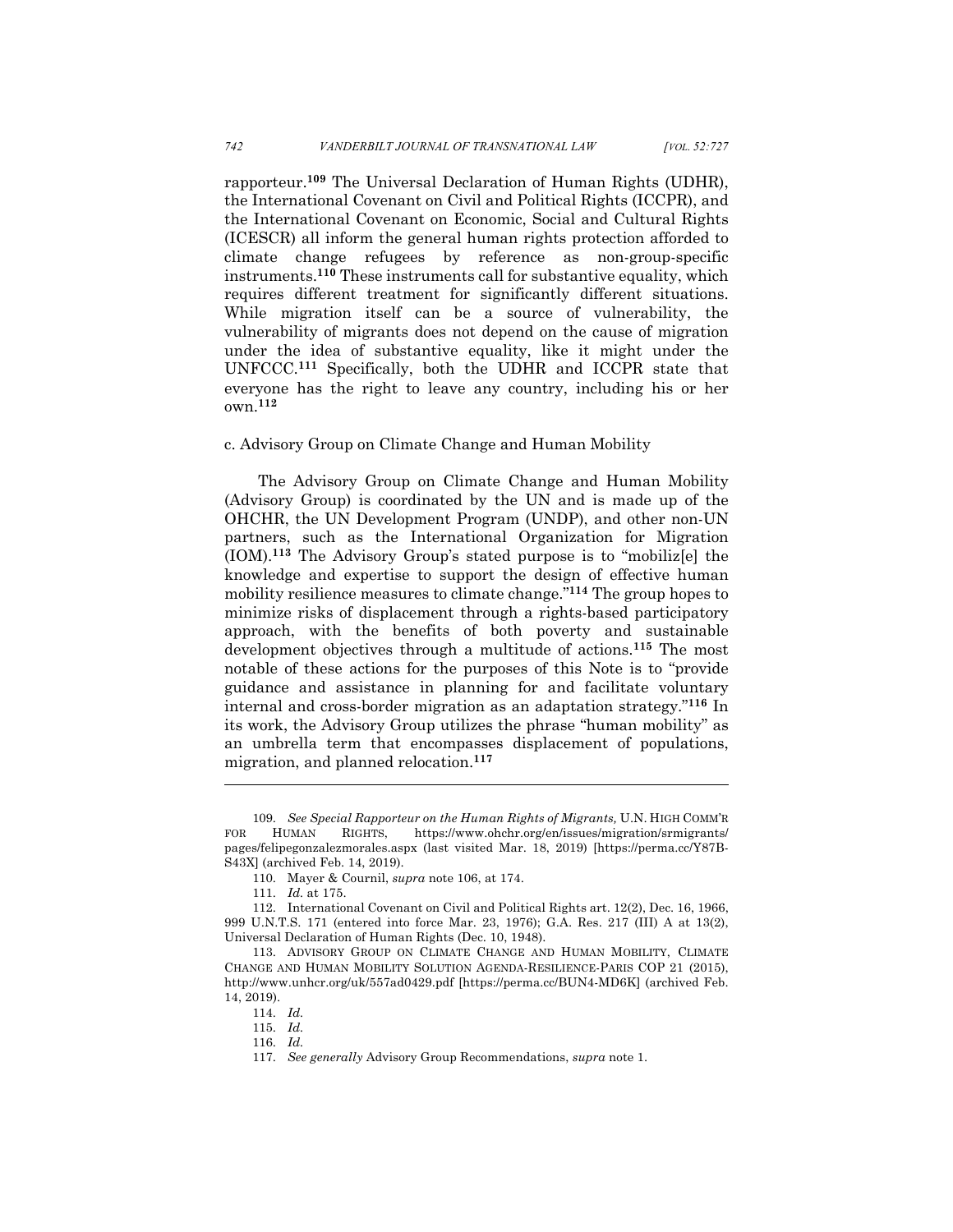rapporteur.[109] The Universal Declaration of Human Rights (UDHR), the International Covenant on Civil and Political Rights (ICCPR), and the International Covenant on Economic, Social and Cultural Rights (ICESCR) all inform the general human rights protection afforded to climate change refugees by reference as non-group-specific instruments.[110] These instruments call for substantive equality, which requires different treatment for significantly different situations. While migration itself can be a source of vulnerability, the vulnerability of migrants does not depend on the cause of migration under the idea of substantive equality, like it might under the UNFCCC.[111] Specifically, both the UDHR and ICCPR state that everyone has the right to leave any country, including his or her own.[112]

c. Advisory Group on Climate Change and Human Mobility

The Advisory Group on Climate Change and Human Mobility (Advisory Group) is coordinated by the UN and is made up of the OHCHR, the UN Development Program (UNDP), and other non-UN partners, such as the International Organization for Migration (IOM).[113] The Advisory Group's stated purpose is to "mobiliz[e] the knowledge and expertise to support the design of effective human mobility resilience measures to climate change."[114] The group hopes to minimize risks of displacement through a rights-based participatory approach, with the benefits of both poverty and sustainable development objectives through a multitude of actions.[115] The most notable of these actions for the purposes of this Note is to "provide guidance and assistance in planning for and facilitate voluntary internal and cross-border migration as an adaptation strategy."[116] In its work, the Advisory Group utilizes the phrase "human mobility" as an umbrella term that encompasses displacement of populations, migration, and planned relocation.[117]

---

109. *See Special Rapporteur on the Human Rights of Migrants,* U.N. HIGH COMM'R FOR HUMAN RIGHTS, https://www.ohchr.org/en/issues/migration/srmigrants/pages/felipegonzalezmorales.aspx (last visited Mar. 18, 2019) [https://perma.cc/Y87B-S43X] (archived Feb. 14, 2019).

110. Mayer & Cournil, *supra* note 106, at 174.

111. *Id.* at 175.

112. International Covenant on Civil and Political Rights art. 12(2), Dec. 16, 1966, 999 U.N.T.S. 171 (entered into force Mar. 23, 1976); G.A. Res. 217 (III) A at 13(2), Universal Declaration of Human Rights (Dec. 10, 1948).

113. ADVISORY GROUP ON CLIMATE CHANGE AND HUMAN MOBILITY, CLIMATE CHANGE AND HUMAN MOBILITY SOLUTION AGENDA-RESILIENCE-PARIS COP 21 (2015), http://www.unhcr.org/uk/557ad0429.pdf [https://perma.cc/BUN4-MD6K] (archived Feb. 14, 2019).

114. *Id.*

115. *Id.*

116. *Id.*

117. *See generally* Advisory Group Recommendations, *supra* note 1.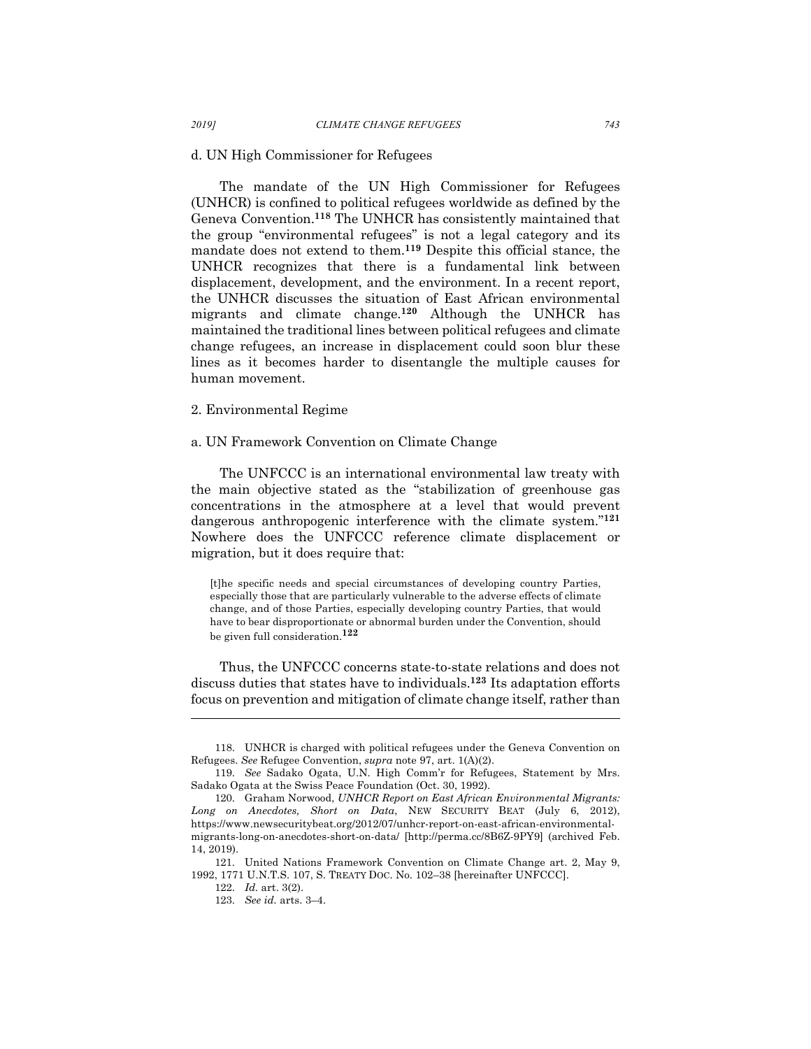d. UN High Commissioner for Refugees

The mandate of the UN High Commissioner for Refugees (UNHCR) is confined to political refugees worldwide as defined by the Geneva Convention.[118] The UNHCR has consistently maintained that the group "environmental refugees" is not a legal category and its mandate does not extend to them.[119] Despite this official stance, the UNHCR recognizes that there is a fundamental link between displacement, development, and the environment. In a recent report, the UNHCR discusses the situation of East African environmental migrants and climate change.[120] Although the UNHCR has maintained the traditional lines between political refugees and climate change refugees, an increase in displacement could soon blur these lines as it becomes harder to disentangle the multiple causes for human movement.

2. Environmental Regime

a. UN Framework Convention on Climate Change

The UNFCCC is an international environmental law treaty with the main objective stated as the "stabilization of greenhouse gas concentrations in the atmosphere at a level that would prevent dangerous anthropogenic interference with the climate system."[121] Nowhere does the UNFCCC reference climate displacement or migration, but it does require that:

> [t]he specific needs and special circumstances of developing country Parties, especially those that are particularly vulnerable to the adverse effects of climate change, and of those Parties, especially developing country Parties, that would have to bear disproportionate or abnormal burden under the Convention, should be given full consideration.[122]

Thus, the UNFCCC concerns state-to-state relations and does not discuss duties that states have to individuals.[123] Its adaptation efforts focus on prevention and mitigation of climate change itself, rather than

---

118. UNHCR is charged with political refugees under the Geneva Convention on Refugees. *See* Refugee Convention, *supra* note 97, art. 1(A)(2).

119. *See* Sadako Ogata, U.N. High Comm'r for Refugees, Statement by Mrs. Sadako Ogata at the Swiss Peace Foundation (Oct. 30, 1992).

120. Graham Norwood, *UNHCR Report on East African Environmental Migrants: Long on Anecdotes, Short on Data*, NEW SECURITY BEAT (July 6, 2012), https://www.newsecuritybeat.org/2012/07/unhcr-report-on-east-african-environmental-migrants-long-on-anecdotes-short-on-data/ [http://perma.cc/8B6Z-9PY9] (archived Feb. 14, 2019).

121. United Nations Framework Convention on Climate Change art. 2, May 9, 1992, 1771 U.N.T.S. 107, S. TREATY DOC. No. 102–38 [hereinafter UNFCCC].

122. *Id.* art. 3(2).

123. *See id.* arts. 3–4.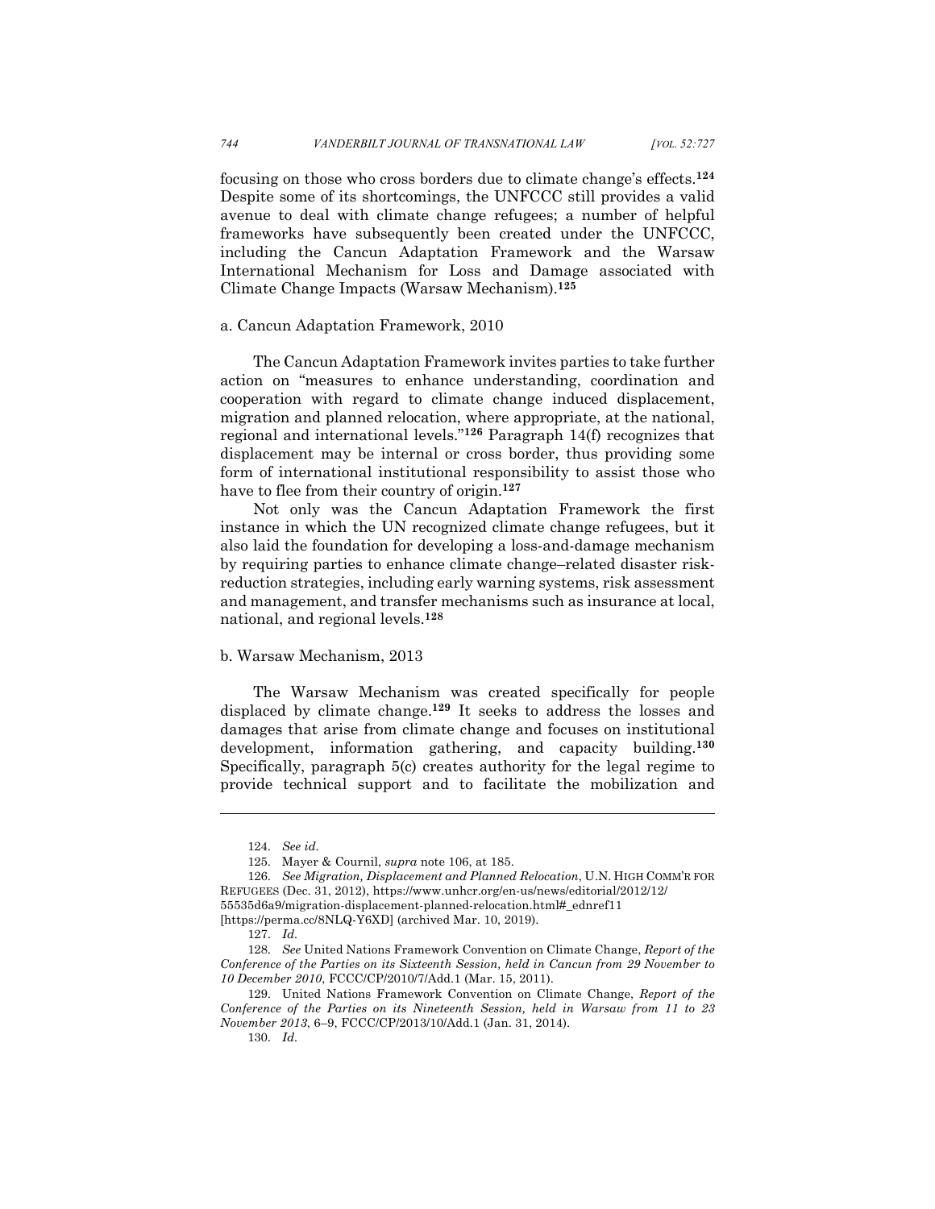focusing on those who cross borders due to climate change's effects.[124] Despite some of its shortcomings, the UNFCCC still provides a valid avenue to deal with climate change refugees; a number of helpful frameworks have subsequently been created under the UNFCCC, including the Cancun Adaptation Framework and the Warsaw International Mechanism for Loss and Damage associated with Climate Change Impacts (Warsaw Mechanism).[125]

a. Cancun Adaptation Framework, 2010

The Cancun Adaptation Framework invites parties to take further action on "measures to enhance understanding, coordination and cooperation with regard to climate change induced displacement, migration and planned relocation, where appropriate, at the national, regional and international levels."[126] Paragraph 14(f) recognizes that displacement may be internal or cross border, thus providing some form of international institutional responsibility to assist those who have to flee from their country of origin.[127]

Not only was the Cancun Adaptation Framework the first instance in which the UN recognized climate change refugees, but it also laid the foundation for developing a loss-and-damage mechanism by requiring parties to enhance climate change–related disaster risk-reduction strategies, including early warning systems, risk assessment and management, and transfer mechanisms such as insurance at local, national, and regional levels.[128]

b. Warsaw Mechanism, 2013

The Warsaw Mechanism was created specifically for people displaced by climate change.[129] It seeks to address the losses and damages that arise from climate change and focuses on institutional development, information gathering, and capacity building.[130] Specifically, paragraph 5(c) creates authority for the legal regime to provide technical support and to facilitate the mobilization and

---

124. *See id.*

125. Mayer & Cournil, *supra* note 106, at 185.

126. *See Migration, Displacement and Planned Relocation*, U.N. HIGH COMM'R FOR REFUGEES (Dec. 31, 2012), https://www.unhcr.org/en-us/news/editorial/2012/12/55535d6a9/migration-displacement-planned-relocation.html#_ednref11 [https://perma.cc/8NLQ-Y6XD] (archived Mar. 10, 2019).

127. *Id.*

128. *See* United Nations Framework Convention on Climate Change, *Report of the Conference of the Parties on its Sixteenth Session, held in Cancun from 29 November to 10 December 2010*, FCCC/CP/2010/7/Add.1 (Mar. 15, 2011).

129. United Nations Framework Convention on Climate Change, *Report of the Conference of the Parties on its Nineteenth Session, held in Warsaw from 11 to 23 November 2013*, 6–9, FCCC/CP/2013/10/Add.1 (Jan. 31, 2014).

130. *Id.*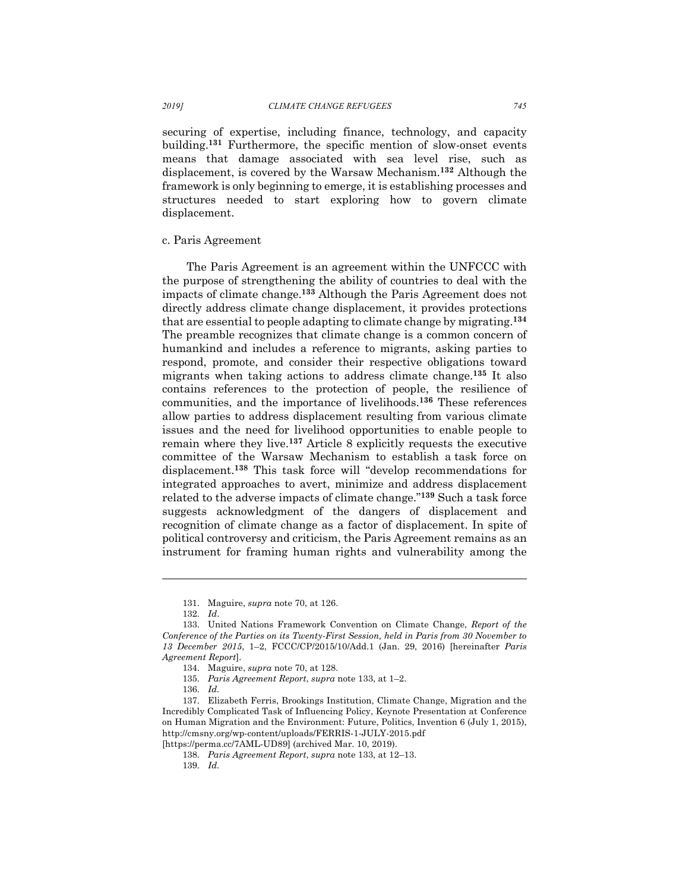securing of expertise, including finance, technology, and capacity building.[131] Furthermore, the specific mention of slow-onset events means that damage associated with sea level rise, such as displacement, is covered by the Warsaw Mechanism.[132] Although the framework is only beginning to emerge, it is establishing processes and structures needed to start exploring how to govern climate displacement.

c. Paris Agreement

The Paris Agreement is an agreement within the UNFCCC with the purpose of strengthening the ability of countries to deal with the impacts of climate change.[133] Although the Paris Agreement does not directly address climate change displacement, it provides protections that are essential to people adapting to climate change by migrating.[134] The preamble recognizes that climate change is a common concern of humankind and includes a reference to migrants, asking parties to respond, promote, and consider their respective obligations toward migrants when taking actions to address climate change.[135] It also contains references to the protection of people, the resilience of communities, and the importance of livelihoods.[136] These references allow parties to address displacement resulting from various climate issues and the need for livelihood opportunities to enable people to remain where they live.[137] Article 8 explicitly requests the executive committee of the Warsaw Mechanism to establish a task force on displacement.[138] This task force will "develop recommendations for integrated approaches to avert, minimize and address displacement related to the adverse impacts of climate change."[139] Such a task force suggests acknowledgment of the dangers of displacement and recognition of climate change as a factor of displacement. In spite of political controversy and criticism, the Paris Agreement remains as an instrument for framing human rights and vulnerability among the

---

131. Maguire, *supra* note 70, at 126.

132. *Id*.

133. United Nations Framework Convention on Climate Change, *Report of the Conference of the Parties on its Twenty-First Session, held in Paris from 30 November to 13 December 2015*, 1–2, FCCC/CP/2015/10/Add.1 (Jan. 29, 2016) [hereinafter *Paris Agreement Report*].

134. Maguire, *supra* note 70, at 128.

135. *Paris Agreement Report*, *supra* note 133, at 1–2.

136. *Id.*

137. Elizabeth Ferris, Brookings Institution, Climate Change, Migration and the Incredibly Complicated Task of Influencing Policy, Keynote Presentation at Conference on Human Migration and the Environment: Future, Politics, Invention 6 (July 1, 2015), http://cmsny.org/wp-content/uploads/FERRIS-1-JULY-2015.pdf [https://perma.cc/7AML-UD89] (archived Mar. 10, 2019).

138. *Paris Agreement Report*, *supra* note 133, at 12–13.

139. *Id.*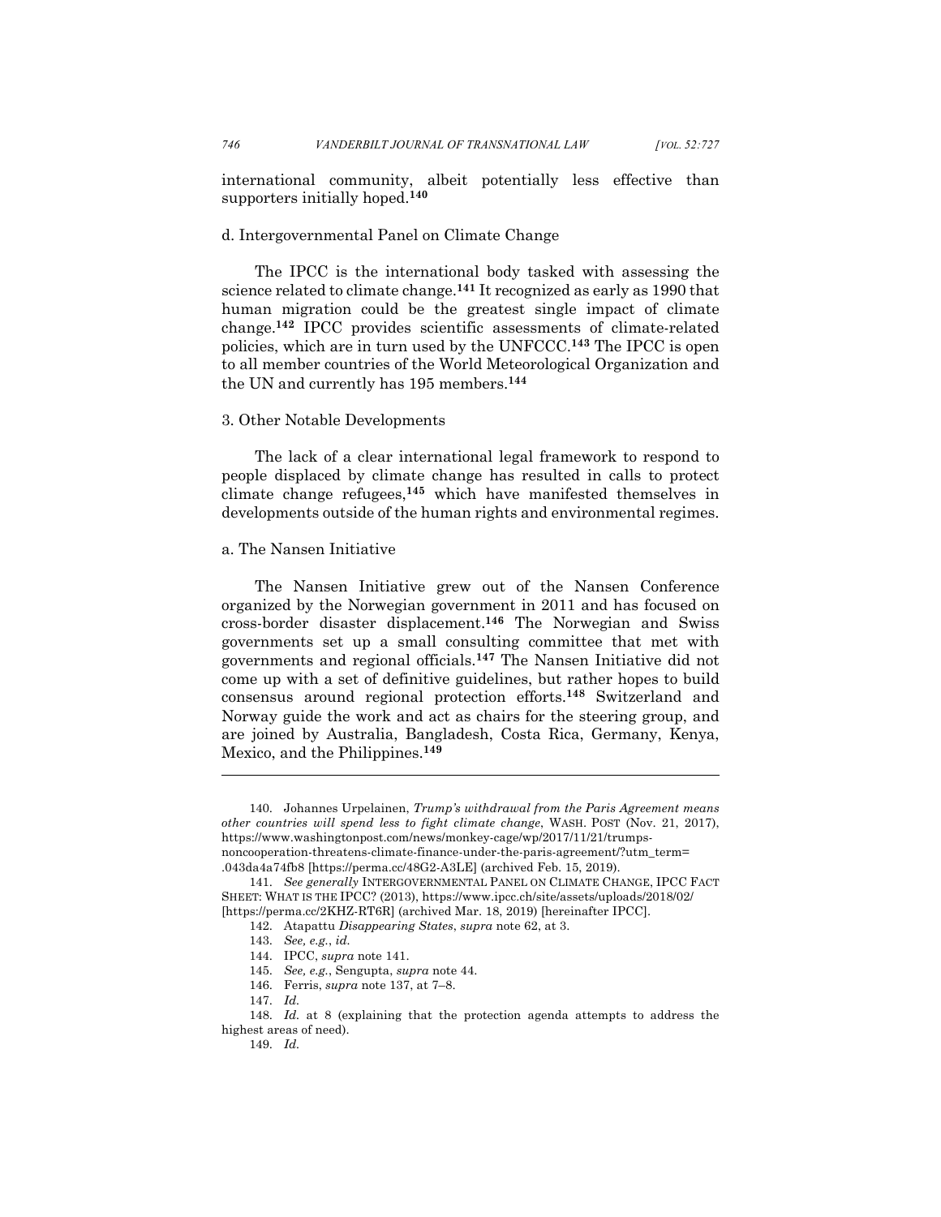international community, albeit potentially less effective than supporters initially hoped.[140]

#### d. Intergovernmental Panel on Climate Change

The IPCC is the international body tasked with assessing the science related to climate change.[141] It recognized as early as 1990 that human migration could be the greatest single impact of climate change.[142] IPCC provides scientific assessments of climate-related policies, which are in turn used by the UNFCCC.[143] The IPCC is open to all member countries of the World Meteorological Organization and the UN and currently has 195 members.[144]

### 3. Other Notable Developments

The lack of a clear international legal framework to respond to people displaced by climate change has resulted in calls to protect climate change refugees,[145] which have manifested themselves in developments outside of the human rights and environmental regimes.

#### a. The Nansen Initiative

The Nansen Initiative grew out of the Nansen Conference organized by the Norwegian government in 2011 and has focused on cross-border disaster displacement.[146] The Norwegian and Swiss governments set up a small consulting committee that met with governments and regional officials.[147] The Nansen Initiative did not come up with a set of definitive guidelines, but rather hopes to build consensus around regional protection efforts.[148] Switzerland and Norway guide the work and act as chairs for the steering group, and are joined by Australia, Bangladesh, Costa Rica, Germany, Kenya, Mexico, and the Philippines.[149]

---

140. Johannes Urpelainen, *Trump's withdrawal from the Paris Agreement means other countries will spend less to fight climate change*, WASH. POST (Nov. 21, 2017), https://www.washingtonpost.com/news/monkey-cage/wp/2017/11/21/trumps-noncooperation-threatens-climate-finance-under-the-paris-agreement/?utm_term=.043da4a74fb8 [https://perma.cc/48G2-A3LE] (archived Feb. 15, 2019).

141. *See generally* INTERGOVERNMENTAL PANEL ON CLIMATE CHANGE, IPCC FACT SHEET: WHAT IS THE IPCC? (2013), https://www.ipcc.ch/site/assets/uploads/2018/02/ [https://perma.cc/2KHZ-RT6R] (archived Mar. 18, 2019) [hereinafter IPCC].

142. Atapattu *Disappearing States*, *supra* note 62, at 3.

143. *See, e.g.*, *id.*

144. IPCC, *supra* note 141.

145. *See, e.g.*, Sengupta, *supra* note 44.

146. Ferris, *supra* note 137, at 7–8.

147. *Id.*

148. *Id.* at 8 (explaining that the protection agenda attempts to address the highest areas of need).

149. *Id.*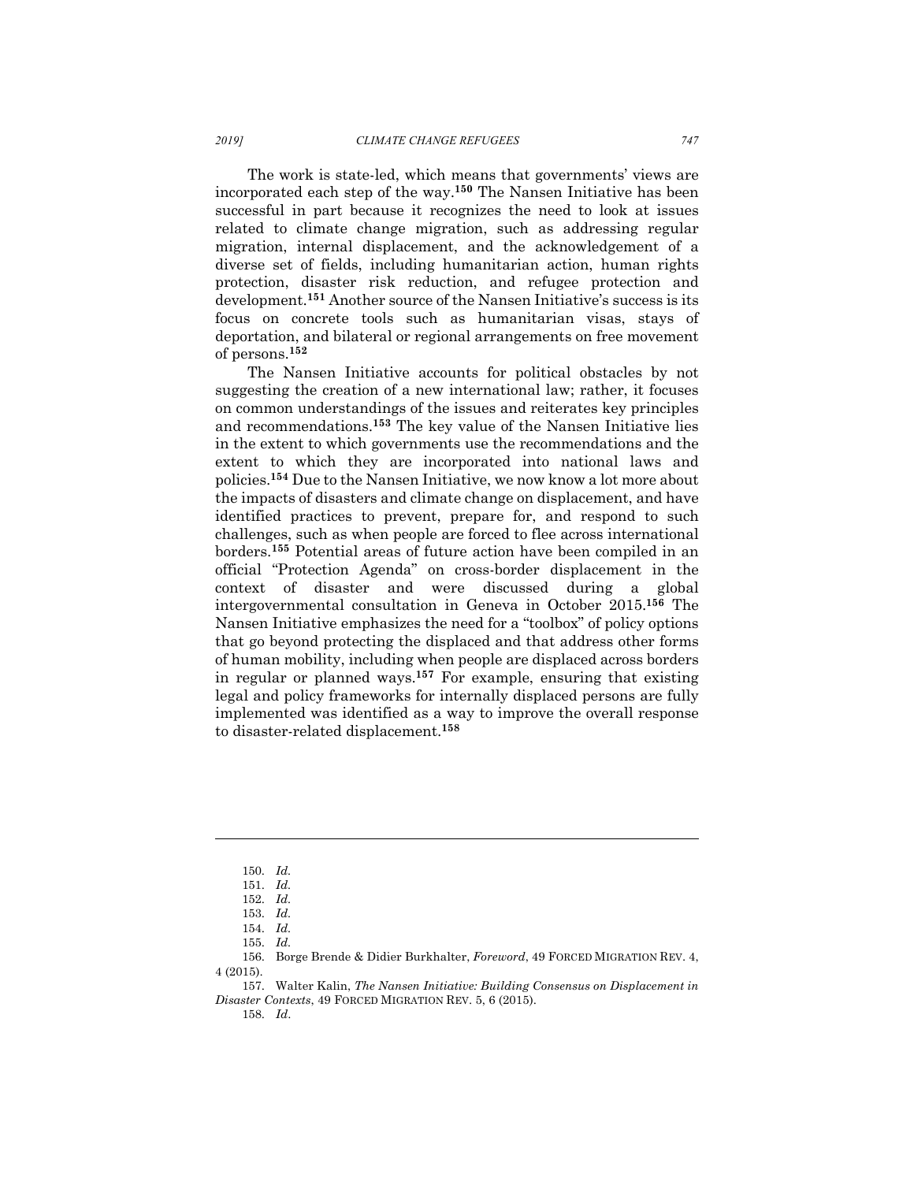The work is state-led, which means that governments' views are incorporated each step of the way.[150] The Nansen Initiative has been successful in part because it recognizes the need to look at issues related to climate change migration, such as addressing regular migration, internal displacement, and the acknowledgement of a diverse set of fields, including humanitarian action, human rights protection, disaster risk reduction, and refugee protection and development.[151] Another source of the Nansen Initiative's success is its focus on concrete tools such as humanitarian visas, stays of deportation, and bilateral or regional arrangements on free movement of persons.[152]

The Nansen Initiative accounts for political obstacles by not suggesting the creation of a new international law; rather, it focuses on common understandings of the issues and reiterates key principles and recommendations.[153] The key value of the Nansen Initiative lies in the extent to which governments use the recommendations and the extent to which they are incorporated into national laws and policies.[154] Due to the Nansen Initiative, we now know a lot more about the impacts of disasters and climate change on displacement, and have identified practices to prevent, prepare for, and respond to such challenges, such as when people are forced to flee across international borders.[155] Potential areas of future action have been compiled in an official "Protection Agenda" on cross-border displacement in the context of disaster and were discussed during a global intergovernmental consultation in Geneva in October 2015.[156] The Nansen Initiative emphasizes the need for a "toolbox" of policy options that go beyond protecting the displaced and that address other forms of human mobility, including when people are displaced across borders in regular or planned ways.[157] For example, ensuring that existing legal and policy frameworks for internally displaced persons are fully implemented was identified as a way to improve the overall response to disaster-related displacement.[158]

---

150. *Id.*

151. *Id.*

152. *Id.*

153. *Id.*

154. *Id.*

155. *Id.*

156. Borge Brende & Didier Burkhalter, *Foreword*, 49 FORCED MIGRATION REV. 4, 4 (2015).

157. Walter Kalin, *The Nansen Initiative: Building Consensus on Displacement in Disaster Contexts*, 49 FORCED MIGRATION REV. 5, 6 (2015).

158. *Id.*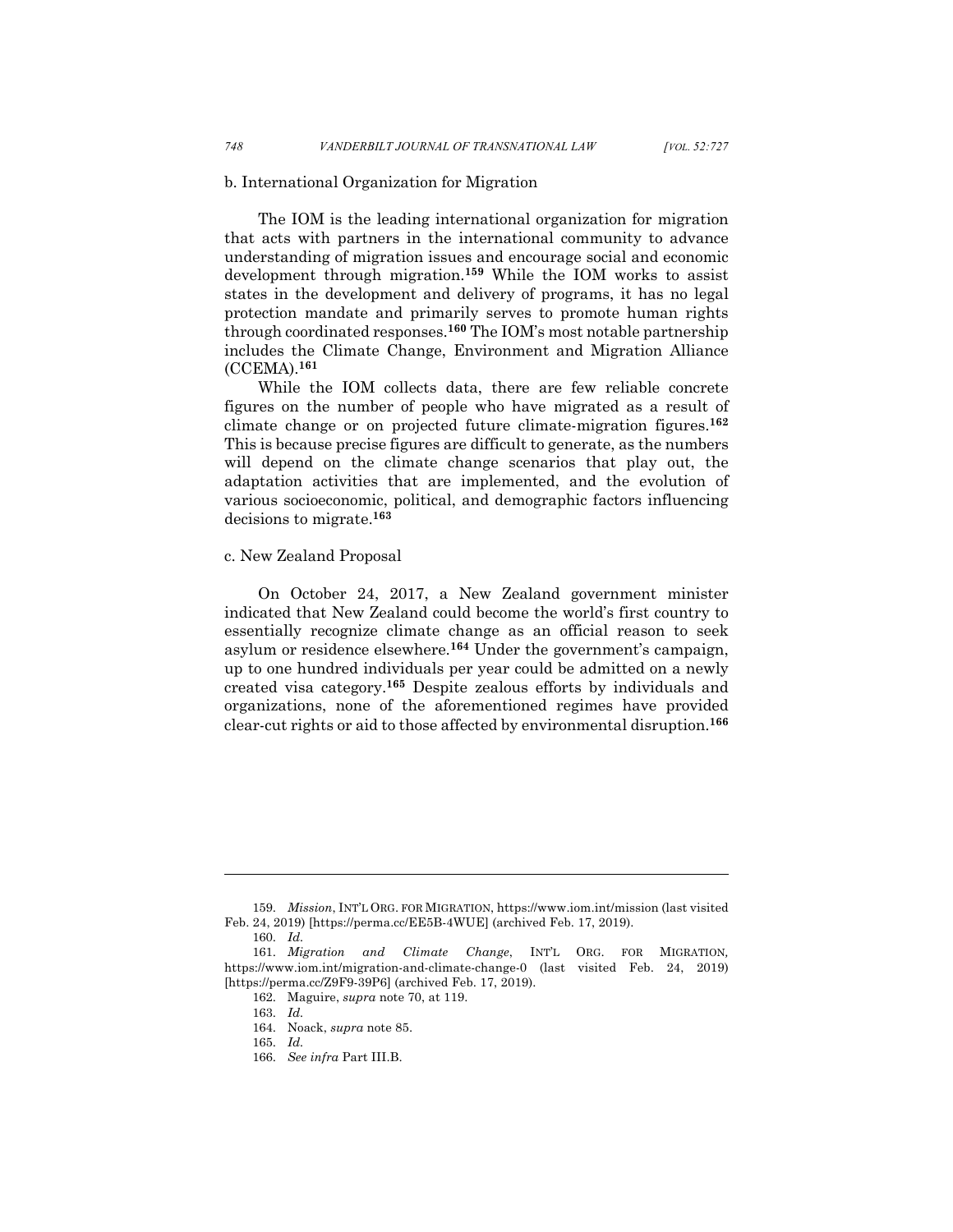b. International Organization for Migration

The IOM is the leading international organization for migration that acts with partners in the international community to advance understanding of migration issues and encourage social and economic development through migration.[159] While the IOM works to assist states in the development and delivery of programs, it has no legal protection mandate and primarily serves to promote human rights through coordinated responses.[160] The IOM's most notable partnership includes the Climate Change, Environment and Migration Alliance (CCEMA).[161]

While the IOM collects data, there are few reliable concrete figures on the number of people who have migrated as a result of climate change or on projected future climate-migration figures.[162] This is because precise figures are difficult to generate, as the numbers will depend on the climate change scenarios that play out, the adaptation activities that are implemented, and the evolution of various socioeconomic, political, and demographic factors influencing decisions to migrate.[163]

c. New Zealand Proposal

On October 24, 2017, a New Zealand government minister indicated that New Zealand could become the world's first country to essentially recognize climate change as an official reason to seek asylum or residence elsewhere.[164] Under the government's campaign, up to one hundred individuals per year could be admitted on a newly created visa category.[165] Despite zealous efforts by individuals and organizations, none of the aforementioned regimes have provided clear-cut rights or aid to those affected by environmental disruption.[166]

---

159. *Mission*, INT'L ORG. FOR MIGRATION, https://www.iom.int/mission (last visited Feb. 24, 2019) [https://perma.cc/EE5B-4WUE] (archived Feb. 17, 2019).

160. *Id.*

161. *Migration and Climate Change*, INT'L ORG. FOR MIGRATION, https://www.iom.int/migration-and-climate-change-0 (last visited Feb. 24, 2019) [https://perma.cc/Z9F9-39P6] (archived Feb. 17, 2019).

162. Maguire, *supra* note 70, at 119.

163. *Id.*

164. Noack, *supra* note 85.

165. *Id.*

166. *See infra* Part III.B.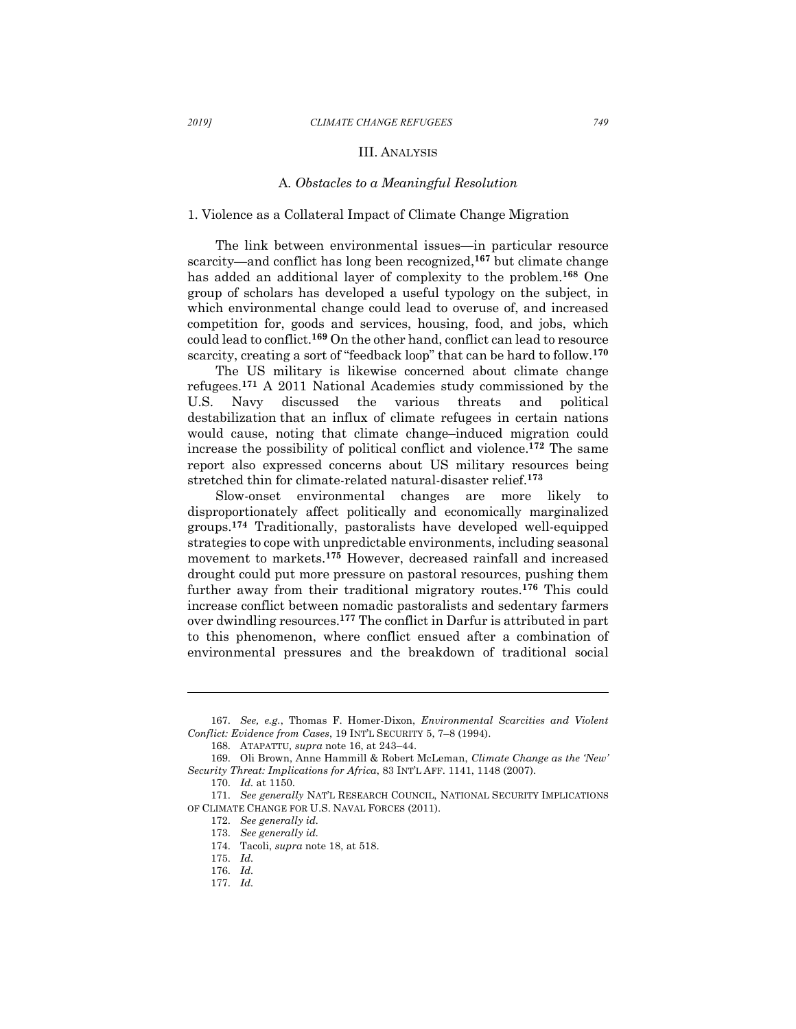## III. Analysis

### A. *Obstacles to a Meaningful Resolution*

#### 1. Violence as a Collateral Impact of Climate Change Migration

The link between environmental issues—in particular resource scarcity—and conflict has long been recognized,[167] but climate change has added an additional layer of complexity to the problem.[168] One group of scholars has developed a useful typology on the subject, in which environmental change could lead to overuse of, and increased competition for, goods and services, housing, food, and jobs, which could lead to conflict.[169] On the other hand, conflict can lead to resource scarcity, creating a sort of "feedback loop" that can be hard to follow.[170]

The US military is likewise concerned about climate change refugees.[171] A 2011 National Academies study commissioned by the U.S. Navy discussed the various threats and political destabilization that an influx of climate refugees in certain nations would cause, noting that climate change–induced migration could increase the possibility of political conflict and violence.[172] The same report also expressed concerns about US military resources being stretched thin for climate-related natural-disaster relief.[173]

Slow-onset environmental changes are more likely to disproportionately affect politically and economically marginalized groups.[174] Traditionally, pastoralists have developed well-equipped strategies to cope with unpredictable environments, including seasonal movement to markets.[175] However, decreased rainfall and increased drought could put more pressure on pastoral resources, pushing them further away from their traditional migratory routes.[176] This could increase conflict between nomadic pastoralists and sedentary farmers over dwindling resources.[177] The conflict in Darfur is attributed in part to this phenomenon, where conflict ensued after a combination of environmental pressures and the breakdown of traditional social

---

167. *See, e.g.*, Thomas F. Homer-Dixon, *Environmental Scarcities and Violent Conflict: Evidence from Cases*, 19 INT'L SECURITY 5, 7–8 (1994).

168. ATAPATTU, *supra* note 16, at 243–44.

169. Oli Brown, Anne Hammill & Robert McLeman, *Climate Change as the 'New' Security Threat: Implications for Africa*, 83 INT'L AFF. 1141, 1148 (2007).

170. *Id.* at 1150.

171. *See generally* NAT'L RESEARCH COUNCIL, NATIONAL SECURITY IMPLICATIONS OF CLIMATE CHANGE FOR U.S. NAVAL FORCES (2011).

172. *See generally id.*

173. *See generally id.*

174. Tacoli, *supra* note 18, at 518.

175. *Id.*

176. *Id.*

177. *Id.*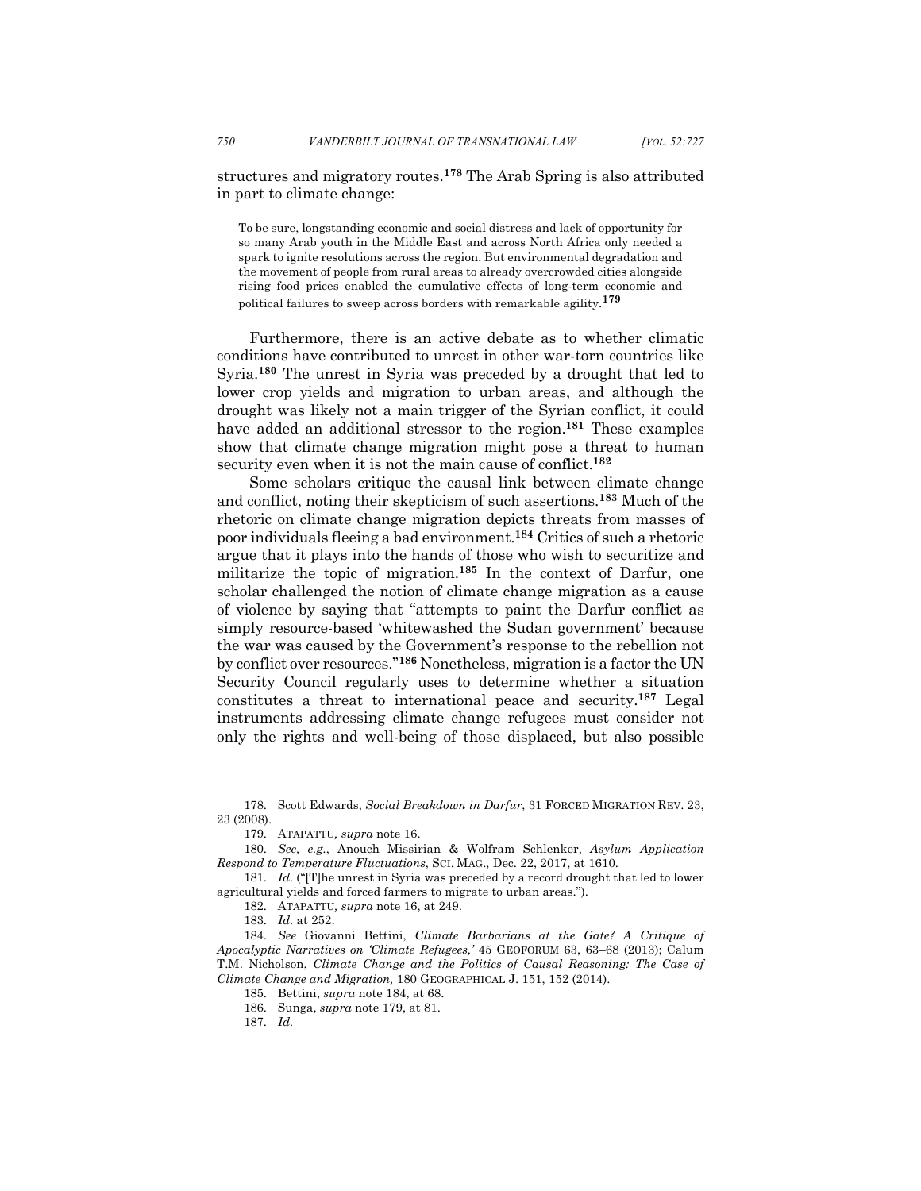structures and migratory routes.[178] The Arab Spring is also attributed in part to climate change:

> To be sure, longstanding economic and social distress and lack of opportunity for so many Arab youth in the Middle East and across North Africa only needed a spark to ignite resolutions across the region. But environmental degradation and the movement of people from rural areas to already overcrowded cities alongside rising food prices enabled the cumulative effects of long-term economic and political failures to sweep across borders with remarkable agility.[179]

Furthermore, there is an active debate as to whether climatic conditions have contributed to unrest in other war-torn countries like Syria.[180] The unrest in Syria was preceded by a drought that led to lower crop yields and migration to urban areas, and although the drought was likely not a main trigger of the Syrian conflict, it could have added an additional stressor to the region.[181] These examples show that climate change migration might pose a threat to human security even when it is not the main cause of conflict.[182]

Some scholars critique the causal link between climate change and conflict, noting their skepticism of such assertions.[183] Much of the rhetoric on climate change migration depicts threats from masses of poor individuals fleeing a bad environment.[184] Critics of such a rhetoric argue that it plays into the hands of those who wish to securitize and militarize the topic of migration.[185] In the context of Darfur, one scholar challenged the notion of climate change migration as a cause of violence by saying that "attempts to paint the Darfur conflict as simply resource-based 'whitewashed the Sudan government' because the war was caused by the Government's response to the rebellion not by conflict over resources."[186] Nonetheless, migration is a factor the UN Security Council regularly uses to determine whether a situation constitutes a threat to international peace and security.[187] Legal instruments addressing climate change refugees must consider not only the rights and well-being of those displaced, but also possible

---

178. Scott Edwards, *Social Breakdown in Darfur*, 31 FORCED MIGRATION REV. 23, 23 (2008).

179. ATAPATTU, *supra* note 16.

180. *See, e.g.*, Anouch Missirian & Wolfram Schlenker, *Asylum Application Respond to Temperature Fluctuations*, SCI. MAG., Dec. 22, 2017, at 1610.

181. *Id.* ("[T]he unrest in Syria was preceded by a record drought that led to lower agricultural yields and forced farmers to migrate to urban areas.").

182. ATAPATTU, *supra* note 16, at 249.

183. *Id.* at 252.

184. *See* Giovanni Bettini, *Climate Barbarians at the Gate? A Critique of Apocalyptic Narratives on 'Climate Refugees,'* 45 GEOFORUM 63, 63–68 (2013); Calum T.M. Nicholson, *Climate Change and the Politics of Causal Reasoning: The Case of Climate Change and Migration,* 180 GEOGRAPHICAL J. 151, 152 (2014).

185. Bettini, *supra* note 184, at 68.

186. Sunga, *supra* note 179, at 81.

187. *Id.*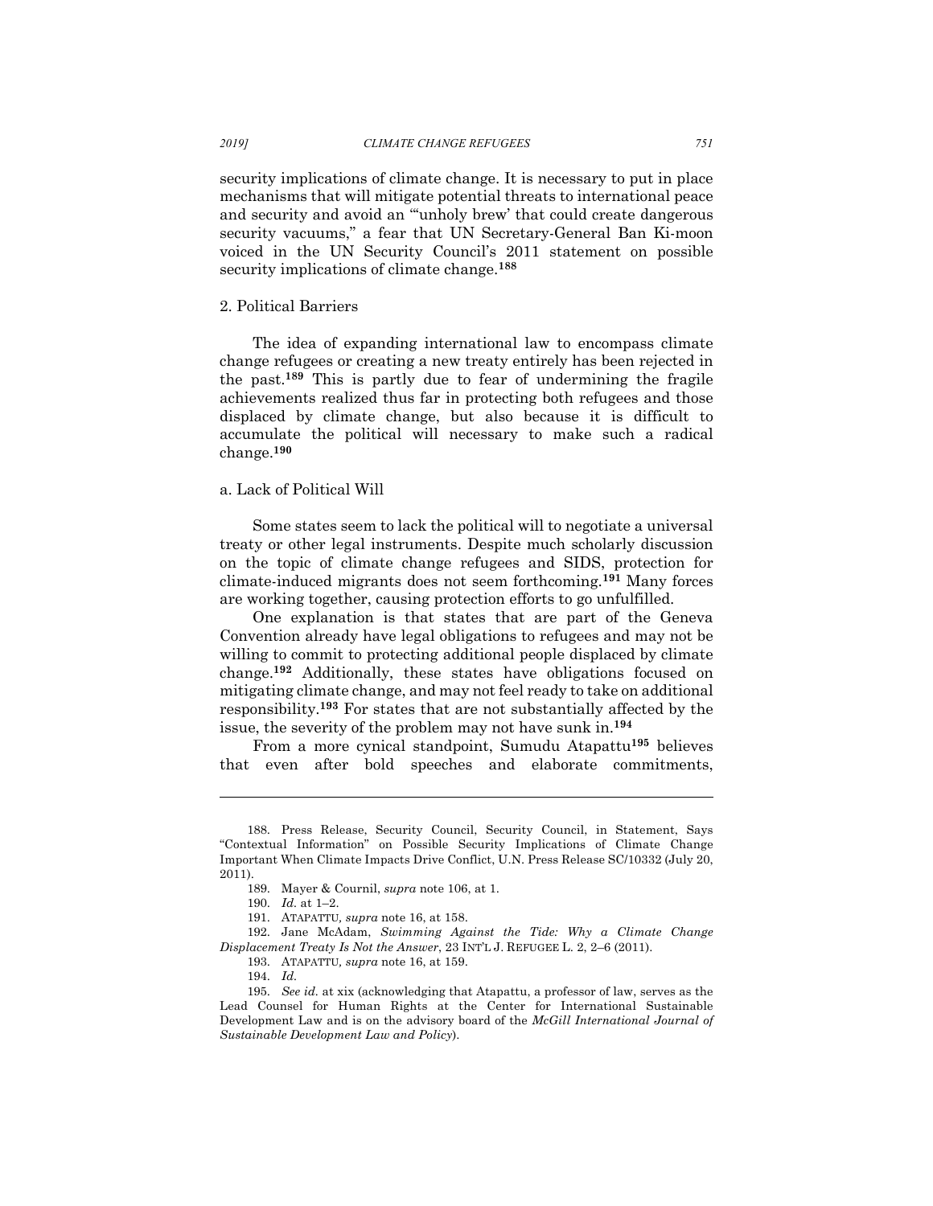security implications of climate change. It is necessary to put in place mechanisms that will mitigate potential threats to international peace and security and avoid an "'unholy brew' that could create dangerous security vacuums," a fear that UN Secretary-General Ban Ki-moon voiced in the UN Security Council's 2011 statement on possible security implications of climate change.[188]

### 2. Political Barriers

The idea of expanding international law to encompass climate change refugees or creating a new treaty entirely has been rejected in the past.[189] This is partly due to fear of undermining the fragile achievements realized thus far in protecting both refugees and those displaced by climate change, but also because it is difficult to accumulate the political will necessary to make such a radical change.[190]

#### a. Lack of Political Will

Some states seem to lack the political will to negotiate a universal treaty or other legal instruments. Despite much scholarly discussion on the topic of climate change refugees and SIDS, protection for climate-induced migrants does not seem forthcoming.[191] Many forces are working together, causing protection efforts to go unfulfilled.

One explanation is that states that are part of the Geneva Convention already have legal obligations to refugees and may not be willing to commit to protecting additional people displaced by climate change.[192] Additionally, these states have obligations focused on mitigating climate change, and may not feel ready to take on additional responsibility.[193] For states that are not substantially affected by the issue, the severity of the problem may not have sunk in.[194]

From a more cynical standpoint, Sumudu Atapattu[195] believes that even after bold speeches and elaborate commitments,

---

188. Press Release, Security Council, Security Council, in Statement, Says "Contextual Information" on Possible Security Implications of Climate Change Important When Climate Impacts Drive Conflict, U.N. Press Release SC/10332 (July 20, 2011).

189. Mayer & Cournil, *supra* note 106, at 1.

190. *Id.* at 1–2.

191. ATAPATTU*, supra* note 16, at 158.

192. Jane McAdam, *Swimming Against the Tide: Why a Climate Change Displacement Treaty Is Not the Answer*, 23 INT'L J. REFUGEE L. 2, 2–6 (2011).

193. ATAPATTU*, supra* note 16, at 159.

194. *Id.*

195. *See id.* at xix (acknowledging that Atapattu, a professor of law, serves as the Lead Counsel for Human Rights at the Center for International Sustainable Development Law and is on the advisory board of the *McGill International Journal of Sustainable Development Law and Policy*).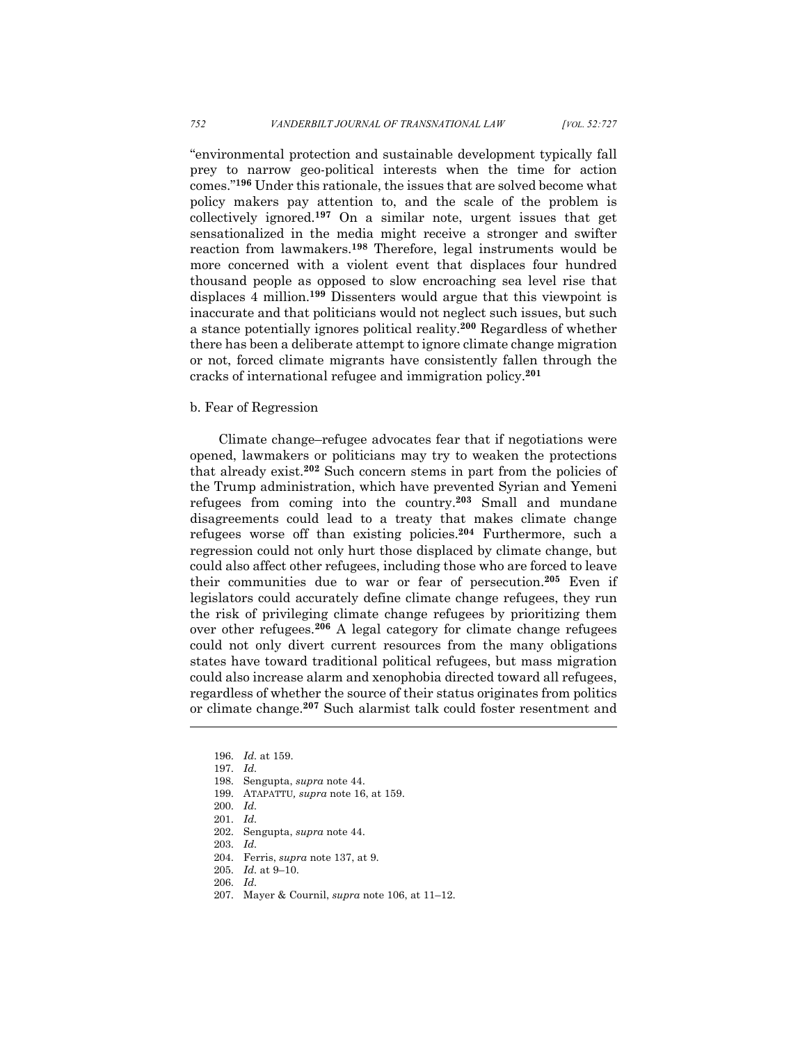"environmental protection and sustainable development typically fall prey to narrow geo-political interests when the time for action comes."[196] Under this rationale, the issues that are solved become what policy makers pay attention to, and the scale of the problem is collectively ignored.[197] On a similar note, urgent issues that get sensationalized in the media might receive a stronger and swifter reaction from lawmakers.[198] Therefore, legal instruments would be more concerned with a violent event that displaces four hundred thousand people as opposed to slow encroaching sea level rise that displaces 4 million.[199] Dissenters would argue that this viewpoint is inaccurate and that politicians would not neglect such issues, but such a stance potentially ignores political reality.[200] Regardless of whether there has been a deliberate attempt to ignore climate change migration or not, forced climate migrants have consistently fallen through the cracks of international refugee and immigration policy.[201]

b. Fear of Regression

Climate change–refugee advocates fear that if negotiations were opened, lawmakers or politicians may try to weaken the protections that already exist.[202] Such concern stems in part from the policies of the Trump administration, which have prevented Syrian and Yemeni refugees from coming into the country.[203] Small and mundane disagreements could lead to a treaty that makes climate change refugees worse off than existing policies.[204] Furthermore, such a regression could not only hurt those displaced by climate change, but could also affect other refugees, including those who are forced to leave their communities due to war or fear of persecution.[205] Even if legislators could accurately define climate change refugees, they run the risk of privileging climate change refugees by prioritizing them over other refugees.[206] A legal category for climate change refugees could not only divert current resources from the many obligations states have toward traditional political refugees, but mass migration could also increase alarm and xenophobia directed toward all refugees, regardless of whether the source of their status originates from politics or climate change.[207] Such alarmist talk could foster resentment and

---

196. *Id.* at 159.
197. *Id.*
198. Sengupta, *supra* note 44.
199. ATAPATTU*, supra* note 16, at 159.
200. *Id.*
201. *Id.*
202. Sengupta, *supra* note 44.
203. *Id.*
204. Ferris, *supra* note 137, at 9.
205. *Id.* at 9–10.
206. *Id.*
207. Mayer & Cournil, *supra* note 106, at 11–12.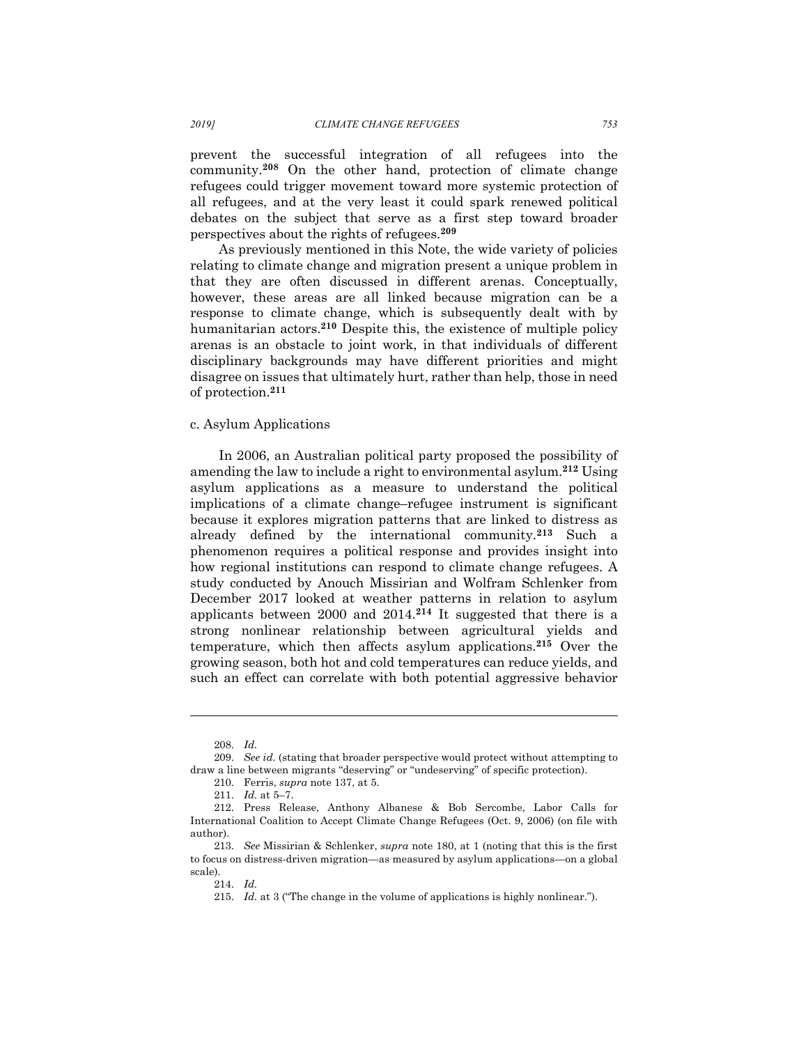prevent the successful integration of all refugees into the community.[208] On the other hand, protection of climate change refugees could trigger movement toward more systemic protection of all refugees, and at the very least it could spark renewed political debates on the subject that serve as a first step toward broader perspectives about the rights of refugees.[209]

As previously mentioned in this Note, the wide variety of policies relating to climate change and migration present a unique problem in that they are often discussed in different arenas. Conceptually, however, these areas are all linked because migration can be a response to climate change, which is subsequently dealt with by humanitarian actors.[210] Despite this, the existence of multiple policy arenas is an obstacle to joint work, in that individuals of different disciplinary backgrounds may have different priorities and might disagree on issues that ultimately hurt, rather than help, those in need of protection.[211]

c. Asylum Applications

In 2006, an Australian political party proposed the possibility of amending the law to include a right to environmental asylum.[212] Using asylum applications as a measure to understand the political implications of a climate change–refugee instrument is significant because it explores migration patterns that are linked to distress as already defined by the international community.[213] Such a phenomenon requires a political response and provides insight into how regional institutions can respond to climate change refugees. A study conducted by Anouch Missirian and Wolfram Schlenker from December 2017 looked at weather patterns in relation to asylum applicants between 2000 and 2014.[214] It suggested that there is a strong nonlinear relationship between agricultural yields and temperature, which then affects asylum applications.[215] Over the growing season, both hot and cold temperatures can reduce yields, and such an effect can correlate with both potential aggressive behavior

---

208. *Id.*

209. *See id.* (stating that broader perspective would protect without attempting to draw a line between migrants "deserving" or "undeserving" of specific protection).

210. Ferris, *supra* note 137, at 5.

211. *Id.* at 5–7.

212. Press Release, Anthony Albanese & Bob Sercombe, Labor Calls for International Coalition to Accept Climate Change Refugees (Oct. 9, 2006) (on file with author).

213. *See* Missirian & Schlenker, *supra* note 180, at 1 (noting that this is the first to focus on distress-driven migration—as measured by asylum applications—on a global scale).

214. *Id.*

215. *Id.* at 3 ("The change in the volume of applications is highly nonlinear.").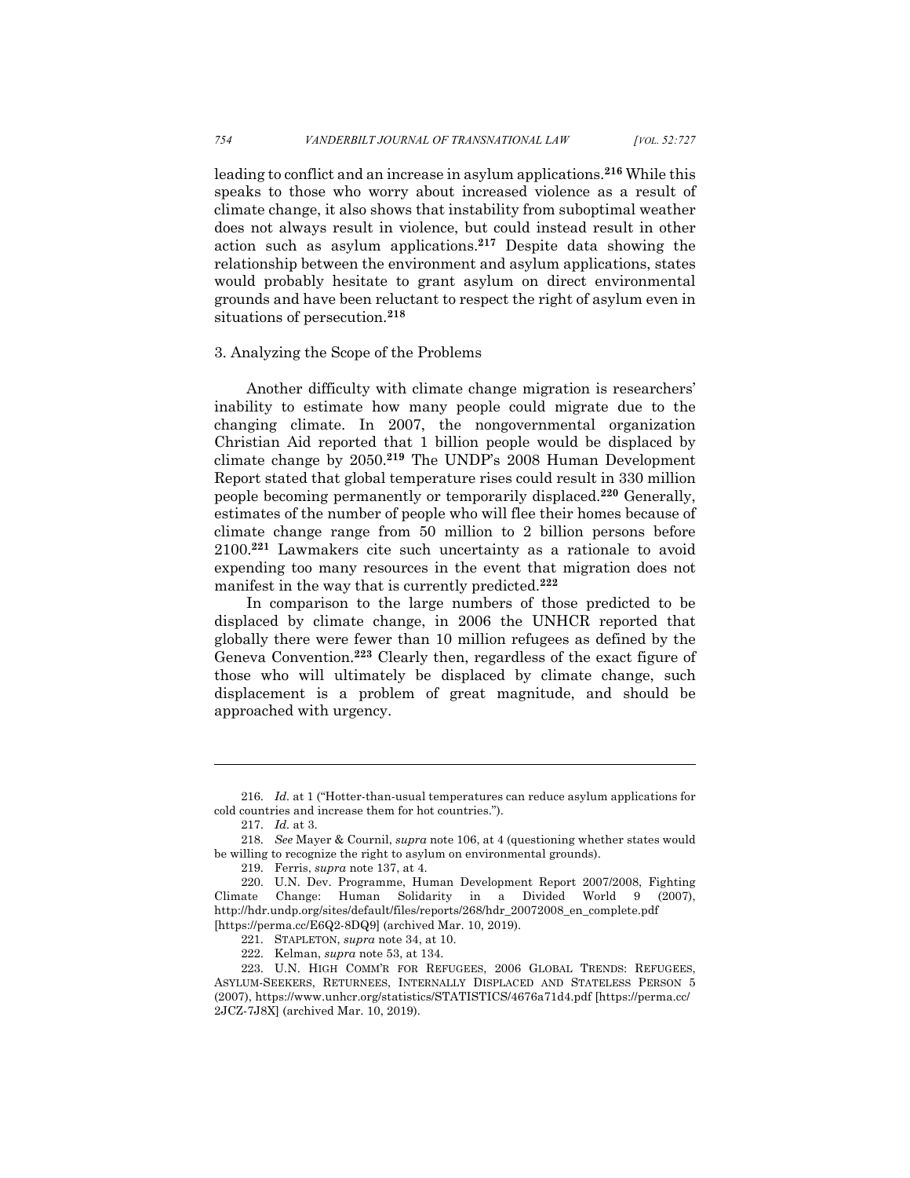leading to conflict and an increase in asylum applications.[216] While this speaks to those who worry about increased violence as a result of climate change, it also shows that instability from suboptimal weather does not always result in violence, but could instead result in other action such as asylum applications.[217] Despite data showing the relationship between the environment and asylum applications, states would probably hesitate to grant asylum on direct environmental grounds and have been reluctant to respect the right of asylum even in situations of persecution.[218]

### 3. Analyzing the Scope of the Problems

Another difficulty with climate change migration is researchers' inability to estimate how many people could migrate due to the changing climate. In 2007, the nongovernmental organization Christian Aid reported that 1 billion people would be displaced by climate change by 2050.[219] The UNDP's 2008 Human Development Report stated that global temperature rises could result in 330 million people becoming permanently or temporarily displaced.[220] Generally, estimates of the number of people who will flee their homes because of climate change range from 50 million to 2 billion persons before 2100.[221] Lawmakers cite such uncertainty as a rationale to avoid expending too many resources in the event that migration does not manifest in the way that is currently predicted.[222]

In comparison to the large numbers of those predicted to be displaced by climate change, in 2006 the UNHCR reported that globally there were fewer than 10 million refugees as defined by the Geneva Convention.[223] Clearly then, regardless of the exact figure of those who will ultimately be displaced by climate change, such displacement is a problem of great magnitude, and should be approached with urgency.

---

216. *Id.* at 1 ("Hotter-than-usual temperatures can reduce asylum applications for cold countries and increase them for hot countries.").

217. *Id.* at 3.

218. *See* Mayer & Cournil, *supra* note 106, at 4 (questioning whether states would be willing to recognize the right to asylum on environmental grounds).

219. Ferris, *supra* note 137, at 4.

220. U.N. Dev. Programme, Human Development Report 2007/2008, Fighting Climate Change: Human Solidarity in a Divided World 9 (2007), http://hdr.undp.org/sites/default/files/reports/268/hdr_20072008_en_complete.pdf [https://perma.cc/E6Q2-8DQ9] (archived Mar. 10, 2019).

221. STAPLETON, *supra* note 34, at 10.

222. Kelman, *supra* note 53, at 134.

223. U.N. HIGH COMM'R FOR REFUGEES, 2006 GLOBAL TRENDS: REFUGEES, ASYLUM-SEEKERS, RETURNEES, INTERNALLY DISPLACED AND STATELESS PERSON 5 (2007), https://www.unhcr.org/statistics/STATISTICS/4676a71d4.pdf [https://perma.cc/2JCZ-7J8X] (archived Mar. 10, 2019).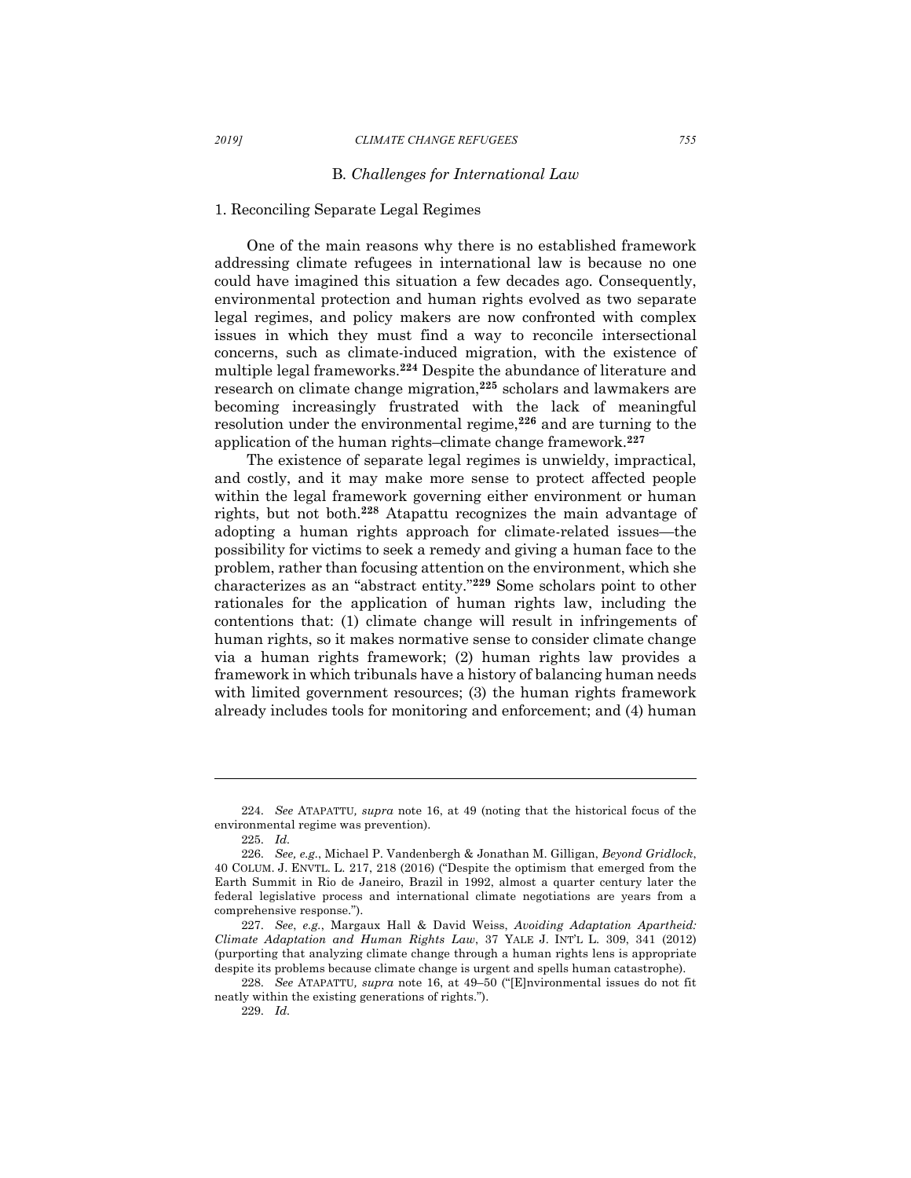### B. *Challenges for International Law*

#### 1. Reconciling Separate Legal Regimes

One of the main reasons why there is no established framework addressing climate refugees in international law is because no one could have imagined this situation a few decades ago. Consequently, environmental protection and human rights evolved as two separate legal regimes, and policy makers are now confronted with complex issues in which they must find a way to reconcile intersectional concerns, such as climate-induced migration, with the existence of multiple legal frameworks.[224] Despite the abundance of literature and research on climate change migration,[225] scholars and lawmakers are becoming increasingly frustrated with the lack of meaningful resolution under the environmental regime,[226] and are turning to the application of the human rights–climate change framework.[227]

The existence of separate legal regimes is unwieldy, impractical, and costly, and it may make more sense to protect affected people within the legal framework governing either environment or human rights, but not both.[228] Atapattu recognizes the main advantage of adopting a human rights approach for climate-related issues—the possibility for victims to seek a remedy and giving a human face to the problem, rather than focusing attention on the environment, which she characterizes as an "abstract entity."[229] Some scholars point to other rationales for the application of human rights law, including the contentions that: (1) climate change will result in infringements of human rights, so it makes normative sense to consider climate change via a human rights framework; (2) human rights law provides a framework in which tribunals have a history of balancing human needs with limited government resources; (3) the human rights framework already includes tools for monitoring and enforcement; and (4) human

---

224. *See* ATAPATTU, *supra* note 16, at 49 (noting that the historical focus of the environmental regime was prevention).

225. *Id.*

226. *See, e.g.*, Michael P. Vandenbergh & Jonathan M. Gilligan, *Beyond Gridlock*, 40 COLUM. J. ENVTL. L. 217, 218 (2016) ("Despite the optimism that emerged from the Earth Summit in Rio de Janeiro, Brazil in 1992, almost a quarter century later the federal legislative process and international climate negotiations are years from a comprehensive response.").

227. *See*, *e.g.*, Margaux Hall & David Weiss, *Avoiding Adaptation Apartheid: Climate Adaptation and Human Rights Law*, 37 YALE J. INT'L L. 309, 341 (2012) (purporting that analyzing climate change through a human rights lens is appropriate despite its problems because climate change is urgent and spells human catastrophe).

228. *See* ATAPATTU, *supra* note 16, at 49–50 ("[E]nvironmental issues do not fit neatly within the existing generations of rights.").

229. *Id.*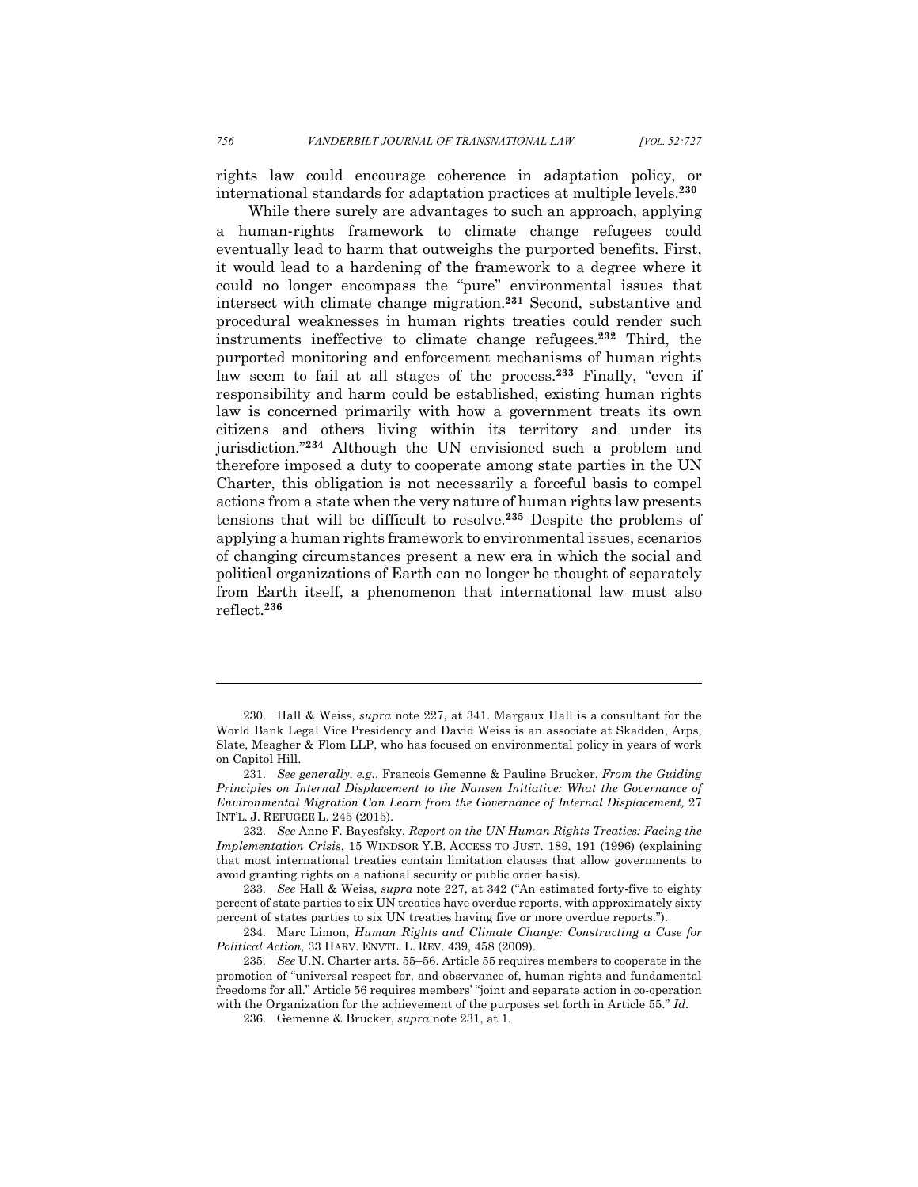rights law could encourage coherence in adaptation policy, or international standards for adaptation practices at multiple levels.[230]

While there surely are advantages to such an approach, applying a human-rights framework to climate change refugees could eventually lead to harm that outweighs the purported benefits. First, it would lead to a hardening of the framework to a degree where it could no longer encompass the "pure" environmental issues that intersect with climate change migration.[231] Second, substantive and procedural weaknesses in human rights treaties could render such instruments ineffective to climate change refugees.[232] Third, the purported monitoring and enforcement mechanisms of human rights law seem to fail at all stages of the process.[233] Finally, "even if responsibility and harm could be established, existing human rights law is concerned primarily with how a government treats its own citizens and others living within its territory and under its jurisdiction."[234] Although the UN envisioned such a problem and therefore imposed a duty to cooperate among state parties in the UN Charter, this obligation is not necessarily a forceful basis to compel actions from a state when the very nature of human rights law presents tensions that will be difficult to resolve.[235] Despite the problems of applying a human rights framework to environmental issues, scenarios of changing circumstances present a new era in which the social and political organizations of Earth can no longer be thought of separately from Earth itself, a phenomenon that international law must also reflect.[236]

---

230. Hall & Weiss, *supra* note 227, at 341. Margaux Hall is a consultant for the World Bank Legal Vice Presidency and David Weiss is an associate at Skadden, Arps, Slate, Meagher & Flom LLP, who has focused on environmental policy in years of work on Capitol Hill.

231. *See generally, e.g.*, Francois Gemenne & Pauline Brucker, *From the Guiding Principles on Internal Displacement to the Nansen Initiative: What the Governance of Environmental Migration Can Learn from the Governance of Internal Displacement,* 27 INT'L. J. REFUGEE L. 245 (2015).

232. *See* Anne F. Bayesfsky, *Report on the UN Human Rights Treaties: Facing the Implementation Crisis*, 15 WINDSOR Y.B. ACCESS TO JUST. 189, 191 (1996) (explaining that most international treaties contain limitation clauses that allow governments to avoid granting rights on a national security or public order basis).

233. *See* Hall & Weiss, *supra* note 227, at 342 ("An estimated forty-five to eighty percent of state parties to six UN treaties have overdue reports, with approximately sixty percent of states parties to six UN treaties having five or more overdue reports.").

234. Marc Limon, *Human Rights and Climate Change: Constructing a Case for Political Action,* 33 HARV. ENVTL. L. REV. 439, 458 (2009).

235. *See* U.N. Charter arts. 55–56. Article 55 requires members to cooperate in the promotion of "universal respect for, and observance of, human rights and fundamental freedoms for all." Article 56 requires members' "joint and separate action in co-operation with the Organization for the achievement of the purposes set forth in Article 55." *Id.*

236. Gemenne & Brucker, *supra* note 231, at 1.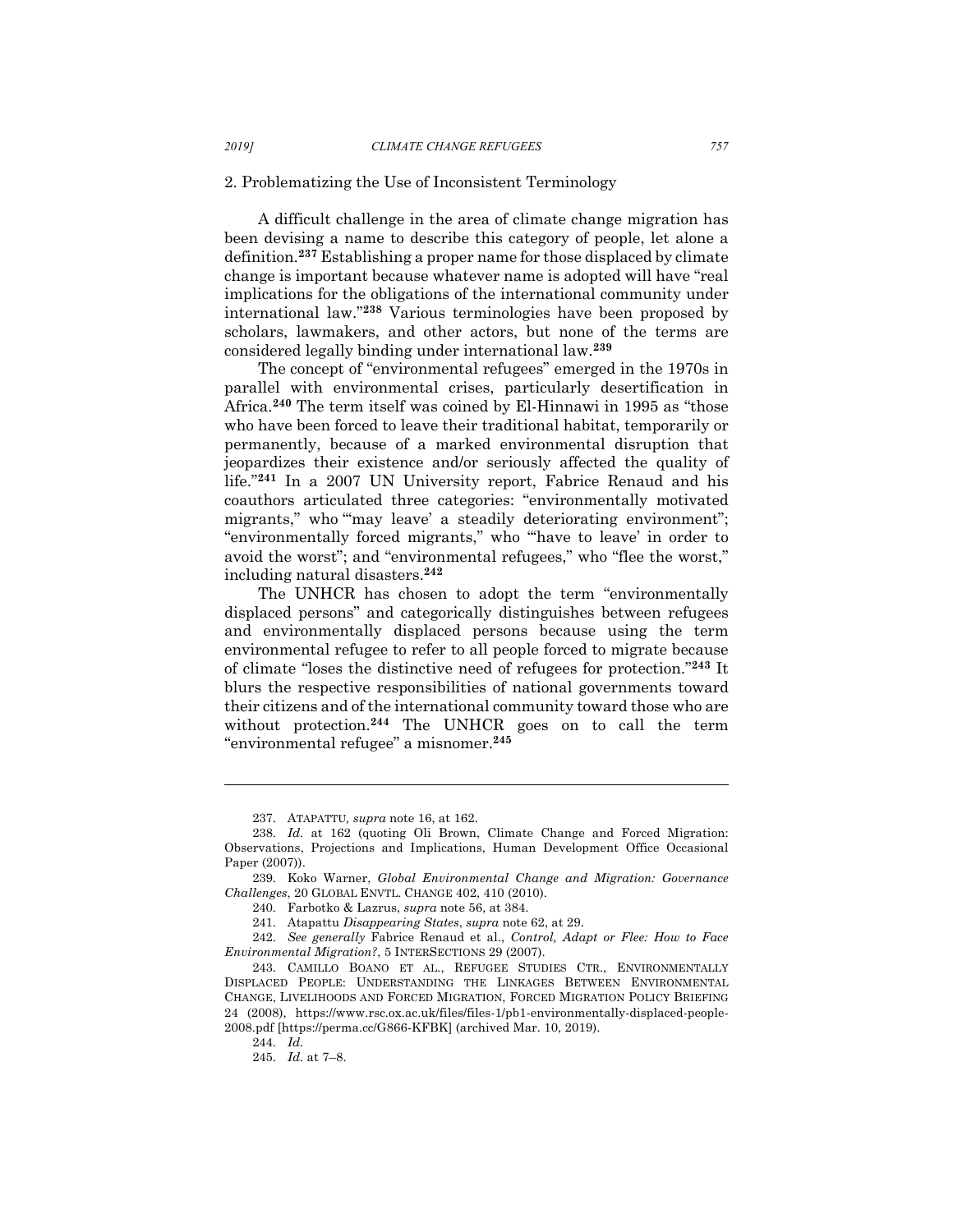### 2. Problematizing the Use of Inconsistent Terminology

A difficult challenge in the area of climate change migration has been devising a name to describe this category of people, let alone a definition.[237] Establishing a proper name for those displaced by climate change is important because whatever name is adopted will have "real implications for the obligations of the international community under international law."[238] Various terminologies have been proposed by scholars, lawmakers, and other actors, but none of the terms are considered legally binding under international law.[239]

The concept of "environmental refugees" emerged in the 1970s in parallel with environmental crises, particularly desertification in Africa.[240] The term itself was coined by El-Hinnawi in 1995 as "those who have been forced to leave their traditional habitat, temporarily or permanently, because of a marked environmental disruption that jeopardizes their existence and/or seriously affected the quality of life."[241] In a 2007 UN University report, Fabrice Renaud and his coauthors articulated three categories: "environmentally motivated migrants," who "'may leave' a steadily deteriorating environment"; "environmentally forced migrants," who "'have to leave' in order to avoid the worst"; and "environmental refugees," who "flee the worst," including natural disasters.[242]

The UNHCR has chosen to adopt the term "environmentally displaced persons" and categorically distinguishes between refugees and environmentally displaced persons because using the term environmental refugee to refer to all people forced to migrate because of climate "loses the distinctive need of refugees for protection."[243] It blurs the respective responsibilities of national governments toward their citizens and of the international community toward those who are without protection.[244] The UNHCR goes on to call the term "environmental refugee" a misnomer.[245]

---

237. ATAPATTU, *supra* note 16, at 162.

238. *Id.* at 162 (quoting Oli Brown, Climate Change and Forced Migration: Observations, Projections and Implications, Human Development Office Occasional Paper (2007)).

239. Koko Warner, *Global Environmental Change and Migration: Governance Challenges*, 20 GLOBAL ENVTL. CHANGE 402, 410 (2010).

240. Farbotko & Lazrus, *supra* note 56, at 384.

241. Atapattu *Disappearing States*, *supra* note 62, at 29.

242. *See generally* Fabrice Renaud et al., *Control, Adapt or Flee: How to Face Environmental Migration?*, 5 INTERSECTIONS 29 (2007).

243. CAMILLO BOANO ET AL., REFUGEE STUDIES CTR., ENVIRONMENTALLY DISPLACED PEOPLE: UNDERSTANDING THE LINKAGES BETWEEN ENVIRONMENTAL CHANGE, LIVELIHOODS AND FORCED MIGRATION, FORCED MIGRATION POLICY BRIEFING 24 (2008), https://www.rsc.ox.ac.uk/files/files-1/pb1-environmentally-displaced-people-2008.pdf [https://perma.cc/G866-KFBK] (archived Mar. 10, 2019).

244. *Id.*

245. *Id.* at 7–8.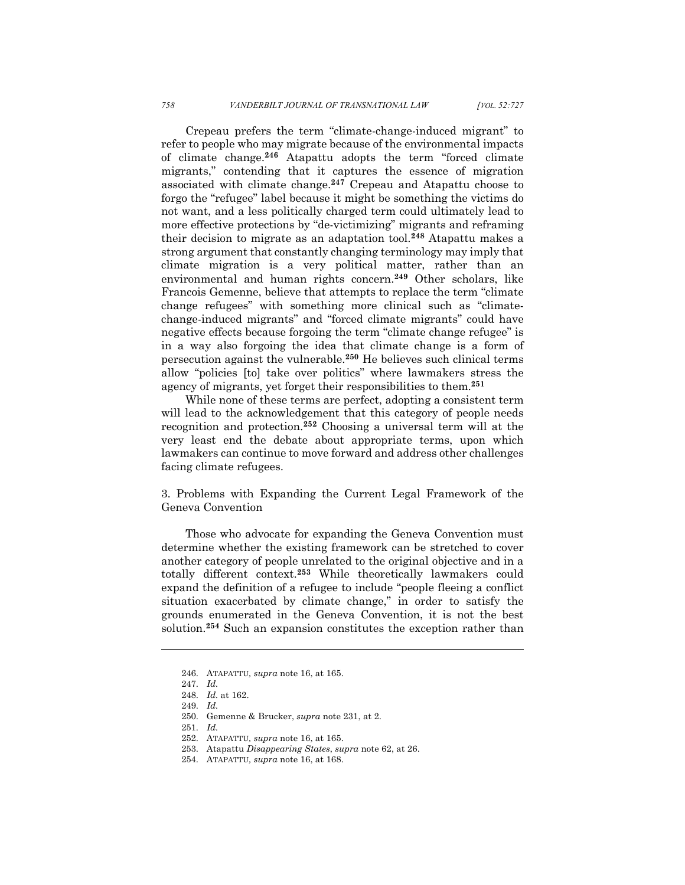Crepeau prefers the term "climate-change-induced migrant" to refer to people who may migrate because of the environmental impacts of climate change.[246] Atapattu adopts the term "forced climate migrants," contending that it captures the essence of migration associated with climate change.[247] Crepeau and Atapattu choose to forgo the "refugee" label because it might be something the victims do not want, and a less politically charged term could ultimately lead to more effective protections by "de-victimizing" migrants and reframing their decision to migrate as an adaptation tool.[248] Atapattu makes a strong argument that constantly changing terminology may imply that climate migration is a very political matter, rather than an environmental and human rights concern.[249] Other scholars, like Francois Gemenne, believe that attempts to replace the term "climate change refugees" with something more clinical such as "climate-change-induced migrants" and "forced climate migrants" could have negative effects because forgoing the term "climate change refugee" is in a way also forgoing the idea that climate change is a form of persecution against the vulnerable.[250] He believes such clinical terms allow "policies [to] take over politics" where lawmakers stress the agency of migrants, yet forget their responsibilities to them.[251]

While none of these terms are perfect, adopting a consistent term will lead to the acknowledgement that this category of people needs recognition and protection.[252] Choosing a universal term will at the very least end the debate about appropriate terms, upon which lawmakers can continue to move forward and address other challenges facing climate refugees.

### 3. Problems with Expanding the Current Legal Framework of the Geneva Convention

Those who advocate for expanding the Geneva Convention must determine whether the existing framework can be stretched to cover another category of people unrelated to the original objective and in a totally different context.[253] While theoretically lawmakers could expand the definition of a refugee to include "people fleeing a conflict situation exacerbated by climate change," in order to satisfy the grounds enumerated in the Geneva Convention, it is not the best solution.[254] Such an expansion constitutes the exception rather than

---

246. ATAPATTU*, supra* note 16, at 165.

247. *Id.*

248. *Id.* at 162.

249. *Id.*

250. Gemenne & Brucker, *supra* note 231, at 2.

251. *Id.*

252. ATAPATTU*, supra* note 16, at 165.

253. Atapattu *Disappearing States*, *supra* note 62, at 26.

254. ATAPATTU*, supra* note 16, at 168.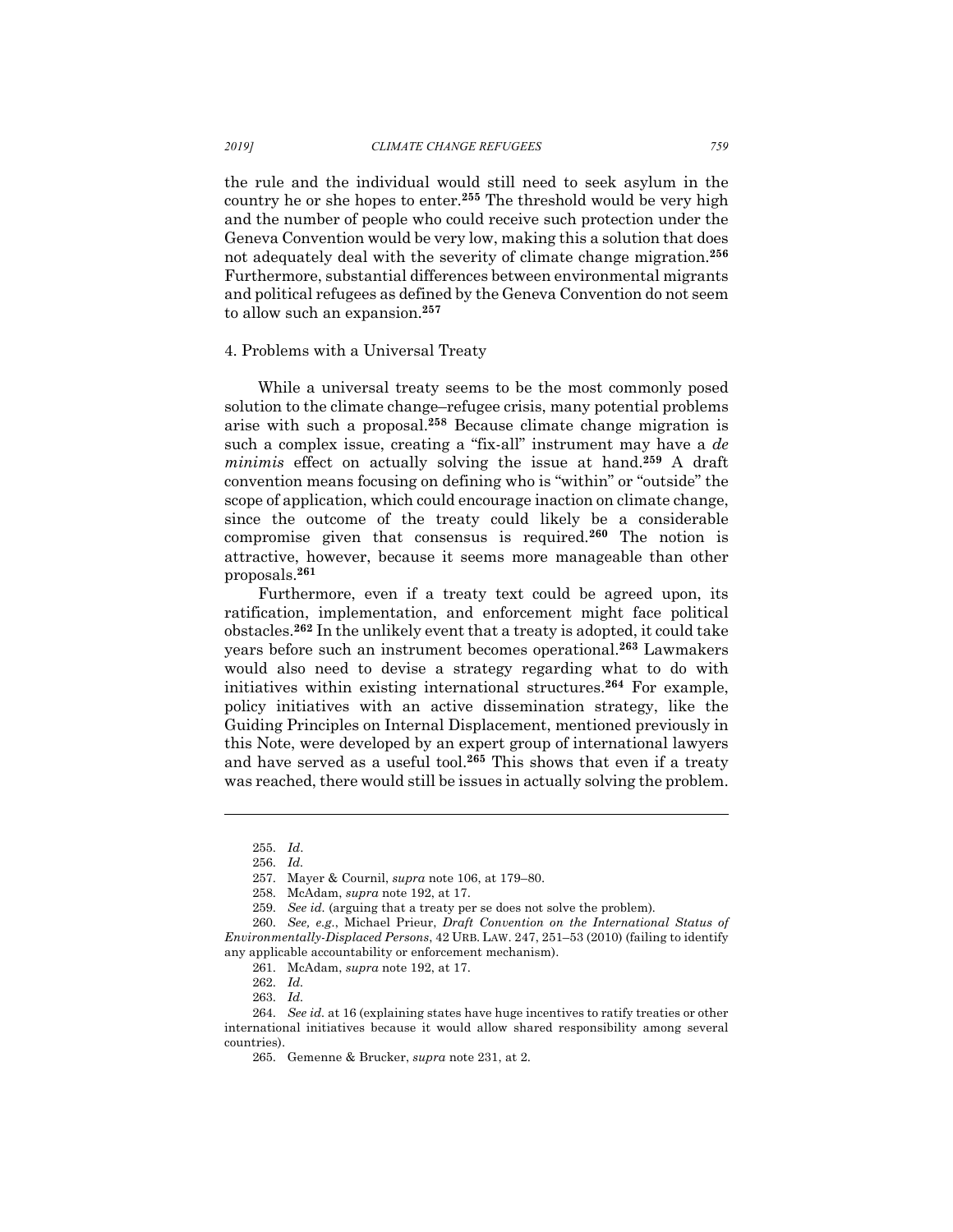the rule and the individual would still need to seek asylum in the country he or she hopes to enter.[255] The threshold would be very high and the number of people who could receive such protection under the Geneva Convention would be very low, making this a solution that does not adequately deal with the severity of climate change migration.[256] Furthermore, substantial differences between environmental migrants and political refugees as defined by the Geneva Convention do not seem to allow such an expansion.[257]

### 4. Problems with a Universal Treaty

While a universal treaty seems to be the most commonly posed solution to the climate change–refugee crisis, many potential problems arise with such a proposal.[258] Because climate change migration is such a complex issue, creating a "fix-all" instrument may have a *de minimis* effect on actually solving the issue at hand.[259] A draft convention means focusing on defining who is "within" or "outside" the scope of application, which could encourage inaction on climate change, since the outcome of the treaty could likely be a considerable compromise given that consensus is required.[260] The notion is attractive, however, because it seems more manageable than other proposals.[261]

Furthermore, even if a treaty text could be agreed upon, its ratification, implementation, and enforcement might face political obstacles.[262] In the unlikely event that a treaty is adopted, it could take years before such an instrument becomes operational.[263] Lawmakers would also need to devise a strategy regarding what to do with initiatives within existing international structures.[264] For example, policy initiatives with an active dissemination strategy, like the Guiding Principles on Internal Displacement, mentioned previously in this Note, were developed by an expert group of international lawyers and have served as a useful tool.[265] This shows that even if a treaty was reached, there would still be issues in actually solving the problem.

---

255. *Id*.

256. *Id.*

257. Mayer & Cournil, *supra* note 106, at 179–80.

258. McAdam, *supra* note 192, at 17.

259. *See id.* (arguing that a treaty per se does not solve the problem).

260. *See, e.g.*, Michael Prieur, *Draft Convention on the International Status of Environmentally-Displaced Persons*, 42 URB. LAW. 247, 251–53 (2010) (failing to identify any applicable accountability or enforcement mechanism).

261. McAdam, *supra* note 192, at 17.

262. *Id.*

263. *Id.*

264. *See id.* at 16 (explaining states have huge incentives to ratify treaties or other international initiatives because it would allow shared responsibility among several countries).

265. Gemenne & Brucker, *supra* note 231, at 2.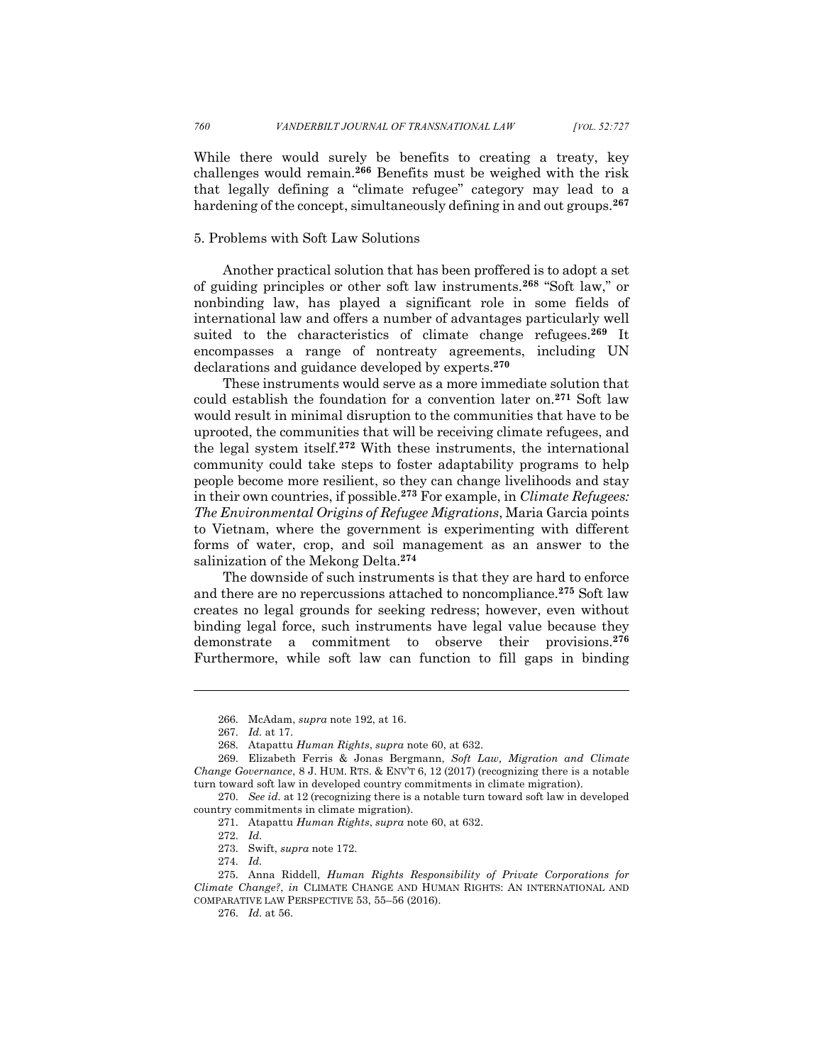While there would surely be benefits to creating a treaty, key challenges would remain.[266] Benefits must be weighed with the risk that legally defining a "climate refugee" category may lead to a hardening of the concept, simultaneously defining in and out groups.[267]

5. Problems with Soft Law Solutions

Another practical solution that has been proffered is to adopt a set of guiding principles or other soft law instruments.[268] "Soft law," or nonbinding law, has played a significant role in some fields of international law and offers a number of advantages particularly well suited to the characteristics of climate change refugees.[269] It encompasses a range of nontreaty agreements, including UN declarations and guidance developed by experts.[270]

These instruments would serve as a more immediate solution that could establish the foundation for a convention later on.[271] Soft law would result in minimal disruption to the communities that have to be uprooted, the communities that will be receiving climate refugees, and the legal system itself.[272] With these instruments, the international community could take steps to foster adaptability programs to help people become more resilient, so they can change livelihoods and stay in their own countries, if possible.[273] For example, in *Climate Refugees: The Environmental Origins of Refugee Migrations*, Maria Garcia points to Vietnam, where the government is experimenting with different forms of water, crop, and soil management as an answer to the salinization of the Mekong Delta.[274]

The downside of such instruments is that they are hard to enforce and there are no repercussions attached to noncompliance.[275] Soft law creates no legal grounds for seeking redress; however, even without binding legal force, such instruments have legal value because they demonstrate a commitment to observe their provisions.[276] Furthermore, while soft law can function to fill gaps in binding

---

266. McAdam, *supra* note 192, at 16.

267. *Id.* at 17.

268. Atapattu *Human Rights*, *supra* note 60, at 632.

269. Elizabeth Ferris & Jonas Bergmann, *Soft Law, Migration and Climate Change Governance*, 8 J. HUM. RTS. & ENV'T 6, 12 (2017) (recognizing there is a notable turn toward soft law in developed country commitments in climate migration).

270. *See id.* at 12 (recognizing there is a notable turn toward soft law in developed country commitments in climate migration).

271. Atapattu *Human Rights*, *supra* note 60, at 632.

272. *Id.*

273. Swift, *supra* note 172.

274. *Id.*

275. Anna Riddell, *Human Rights Responsibility of Private Corporations for Climate Change?*, *in* CLIMATE CHANGE AND HUMAN RIGHTS: AN INTERNATIONAL AND COMPARATIVE LAW PERSPECTIVE 53, 55–56 (2016).

276. *Id.* at 56.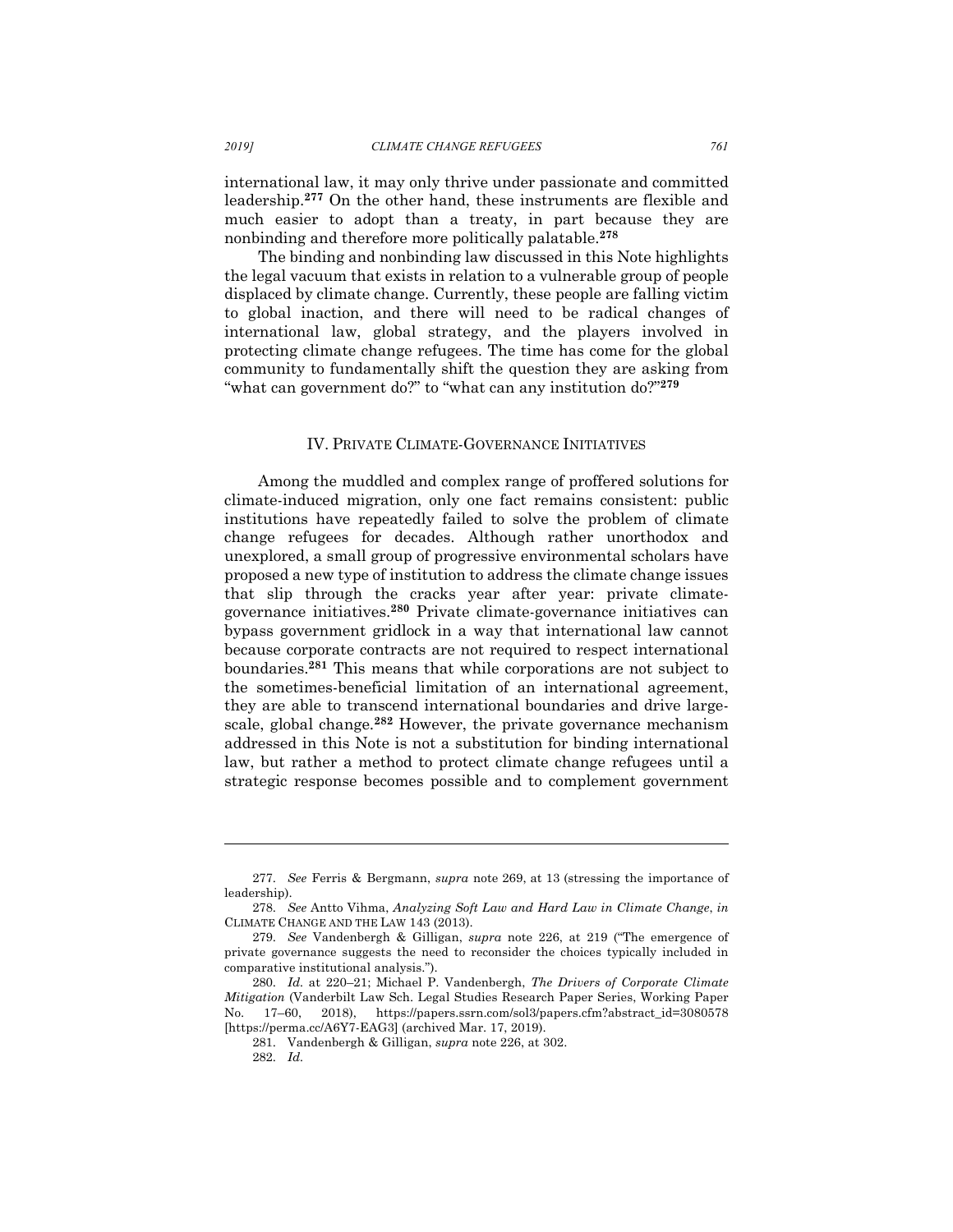international law, it may only thrive under passionate and committed leadership.[277] On the other hand, these instruments are flexible and much easier to adopt than a treaty, in part because they are nonbinding and therefore more politically palatable.[278]

The binding and nonbinding law discussed in this Note highlights the legal vacuum that exists in relation to a vulnerable group of people displaced by climate change. Currently, these people are falling victim to global inaction, and there will need to be radical changes of international law, global strategy, and the players involved in protecting climate change refugees. The time has come for the global community to fundamentally shift the question they are asking from "what can government do?" to "what can any institution do?"[279]

## IV. Private Climate-Governance Initiatives

Among the muddled and complex range of proffered solutions for climate-induced migration, only one fact remains consistent: public institutions have repeatedly failed to solve the problem of climate change refugees for decades. Although rather unorthodox and unexplored, a small group of progressive environmental scholars have proposed a new type of institution to address the climate change issues that slip through the cracks year after year: private climate-governance initiatives.[280] Private climate-governance initiatives can bypass government gridlock in a way that international law cannot because corporate contracts are not required to respect international boundaries.[281] This means that while corporations are not subject to the sometimes-beneficial limitation of an international agreement, they are able to transcend international boundaries and drive large-scale, global change.[282] However, the private governance mechanism addressed in this Note is not a substitution for binding international law, but rather a method to protect climate change refugees until a strategic response becomes possible and to complement government

---

277. *See* Ferris & Bergmann, *supra* note 269, at 13 (stressing the importance of leadership).

278. *See* Antto Vihma, *Analyzing Soft Law and Hard Law in Climate Change*, *in* CLIMATE CHANGE AND THE LAW 143 (2013).

279. *See* Vandenbergh & Gilligan, *supra* note 226, at 219 ("The emergence of private governance suggests the need to reconsider the choices typically included in comparative institutional analysis.").

280. *Id.* at 220–21; Michael P. Vandenbergh, *The Drivers of Corporate Climate Mitigation* (Vanderbilt Law Sch. Legal Studies Research Paper Series, Working Paper No. 17–60, 2018), https://papers.ssrn.com/sol3/papers.cfm?abstract_id=3080578 [https://perma.cc/A6Y7-EAG3] (archived Mar. 17, 2019).

281. Vandenbergh & Gilligan, *supra* note 226, at 302.

282. *Id.*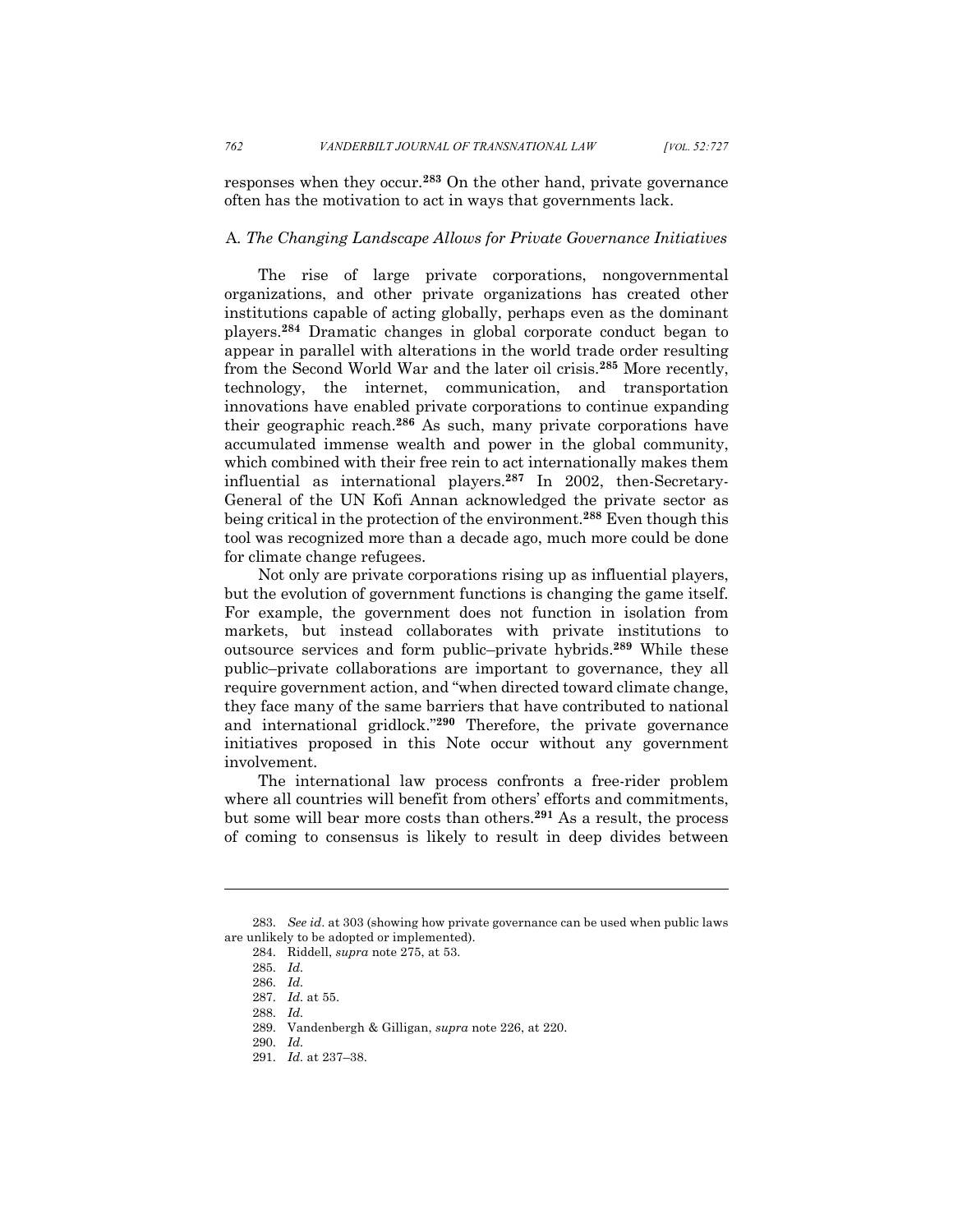responses when they occur.[283] On the other hand, private governance often has the motivation to act in ways that governments lack.

### A. *The Changing Landscape Allows for Private Governance Initiatives*

The rise of large private corporations, nongovernmental organizations, and other private organizations has created other institutions capable of acting globally, perhaps even as the dominant players.[284] Dramatic changes in global corporate conduct began to appear in parallel with alterations in the world trade order resulting from the Second World War and the later oil crisis.[285] More recently, technology, the internet, communication, and transportation innovations have enabled private corporations to continue expanding their geographic reach.[286] As such, many private corporations have accumulated immense wealth and power in the global community, which combined with their free rein to act internationally makes them influential as international players.[287] In 2002, then-Secretary-General of the UN Kofi Annan acknowledged the private sector as being critical in the protection of the environment.[288] Even though this tool was recognized more than a decade ago, much more could be done for climate change refugees.

Not only are private corporations rising up as influential players, but the evolution of government functions is changing the game itself. For example, the government does not function in isolation from markets, but instead collaborates with private institutions to outsource services and form public–private hybrids.[289] While these public–private collaborations are important to governance, they all require government action, and "when directed toward climate change, they face many of the same barriers that have contributed to national and international gridlock."[290] Therefore, the private governance initiatives proposed in this Note occur without any government involvement.

The international law process confronts a free-rider problem where all countries will benefit from others' efforts and commitments, but some will bear more costs than others.[291] As a result, the process of coming to consensus is likely to result in deep divides between

---

283. *See id*. at 303 (showing how private governance can be used when public laws are unlikely to be adopted or implemented).

284. Riddell, *supra* note 275, at 53.

285. *Id.*

286. *Id.*

287. *Id.* at 55.

288. *Id.*

289. Vandenbergh & Gilligan, *supra* note 226, at 220.

290. *Id.*

291. *Id.* at 237–38.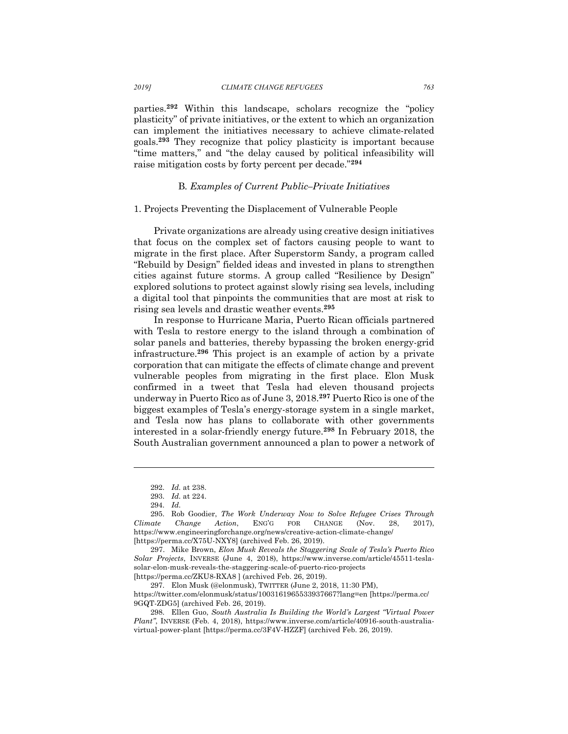parties.[292] Within this landscape, scholars recognize the "policy plasticity" of private initiatives, or the extent to which an organization can implement the initiatives necessary to achieve climate-related goals.[293] They recognize that policy plasticity is important because "time matters," and "the delay caused by political infeasibility will raise mitigation costs by forty percent per decade."[294]

### B. *Examples of Current Public–Private Initiatives*

#### 1. Projects Preventing the Displacement of Vulnerable People

Private organizations are already using creative design initiatives that focus on the complex set of factors causing people to want to migrate in the first place. After Superstorm Sandy, a program called "Rebuild by Design" fielded ideas and invested in plans to strengthen cities against future storms. A group called "Resilience by Design" explored solutions to protect against slowly rising sea levels, including a digital tool that pinpoints the communities that are most at risk to rising sea levels and drastic weather events.[295]

In response to Hurricane Maria, Puerto Rican officials partnered with Tesla to restore energy to the island through a combination of solar panels and batteries, thereby bypassing the broken energy-grid infrastructure.[296] This project is an example of action by a private corporation that can mitigate the effects of climate change and prevent vulnerable peoples from migrating in the first place. Elon Musk confirmed in a tweet that Tesla had eleven thousand projects underway in Puerto Rico as of June 3, 2018.[297] Puerto Rico is one of the biggest examples of Tesla's energy-storage system in a single market, and Tesla now has plans to collaborate with other governments interested in a solar-friendly energy future.[298] In February 2018, the South Australian government announced a plan to power a network of

---

292. *Id.* at 238.

293. *Id.* at 224.

294. *Id.*

295. Rob Goodier, *The Work Underway Now to Solve Refugee Crises Through Climate Change Action*, ENG'G FOR CHANGE (Nov. 28, 2017), https://www.engineeringforchange.org/news/creative-action-climate-change/ [https://perma.cc/X75U-NXY8] (archived Feb. 26, 2019).

297. Mike Brown, *Elon Musk Reveals the Staggering Scale of Tesla's Puerto Rico Solar Projects*, INVERSE (June 4, 2018), https://www.inverse.com/article/45511-tesla-solar-elon-musk-reveals-the-staggering-scale-of-puerto-rico-projects [https://perma.cc/ZKU8-RXA8 ] (archived Feb. 26, 2019).

297. Elon Musk (@elonmusk), TWITTER (June 2, 2018, 11:30 PM), https://twitter.com/elonmusk/status/1003161965533937667?lang=en [https://perma.cc/9GQT-ZDG5] (archived Feb. 26, 2019).

298. Ellen Guo, *South Australia Is Building the World's Largest "Virtual Power Plant"*, INVERSE (Feb. 4, 2018), https://www.inverse.com/article/40916-south-australia-virtual-power-plant [https://perma.cc/3F4V-HZZF] (archived Feb. 26, 2019).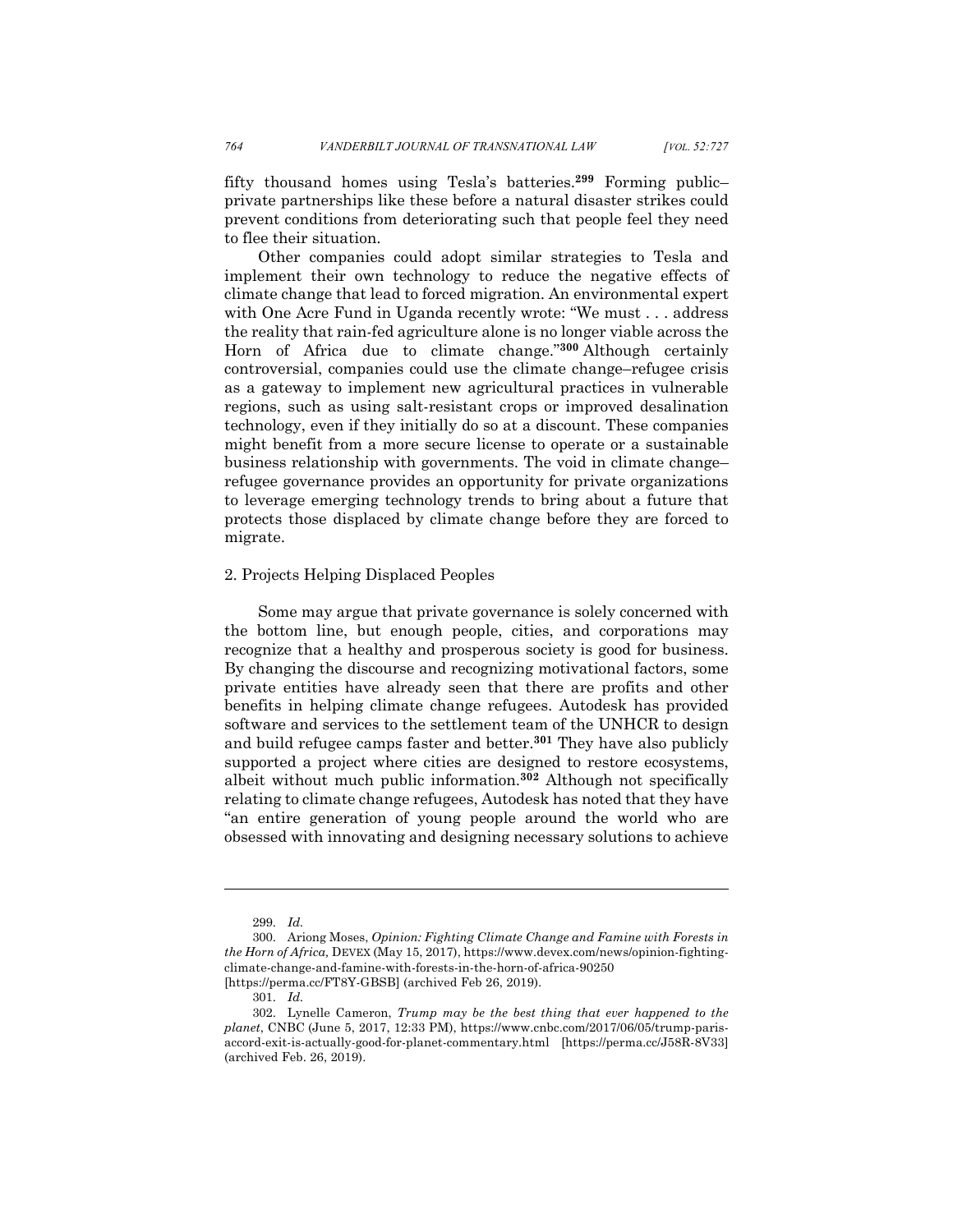fifty thousand homes using Tesla's batteries.[299] Forming public–private partnerships like these before a natural disaster strikes could prevent conditions from deteriorating such that people feel they need to flee their situation.

Other companies could adopt similar strategies to Tesla and implement their own technology to reduce the negative effects of climate change that lead to forced migration. An environmental expert with One Acre Fund in Uganda recently wrote: "We must . . . address the reality that rain-fed agriculture alone is no longer viable across the Horn of Africa due to climate change."[300] Although certainly controversial, companies could use the climate change–refugee crisis as a gateway to implement new agricultural practices in vulnerable regions, such as using salt-resistant crops or improved desalination technology, even if they initially do so at a discount. These companies might benefit from a more secure license to operate or a sustainable business relationship with governments. The void in climate change–refugee governance provides an opportunity for private organizations to leverage emerging technology trends to bring about a future that protects those displaced by climate change before they are forced to migrate.

2. Projects Helping Displaced Peoples

Some may argue that private governance is solely concerned with the bottom line, but enough people, cities, and corporations may recognize that a healthy and prosperous society is good for business. By changing the discourse and recognizing motivational factors, some private entities have already seen that there are profits and other benefits in helping climate change refugees. Autodesk has provided software and services to the settlement team of the UNHCR to design and build refugee camps faster and better.[301] They have also publicly supported a project where cities are designed to restore ecosystems, albeit without much public information.[302] Although not specifically relating to climate change refugees, Autodesk has noted that they have "an entire generation of young people around the world who are obsessed with innovating and designing necessary solutions to achieve

---

299. *Id.*

300. Ariong Moses, *Opinion: Fighting Climate Change and Famine with Forests in the Horn of Africa,* DEVEX (May 15, 2017), https://www.devex.com/news/opinion-fighting-climate-change-and-famine-with-forests-in-the-horn-of-africa-90250 [https://perma.cc/FT8Y-GBSB] (archived Feb 26, 2019).

301. *Id.*

302. Lynelle Cameron, *Trump may be the best thing that ever happened to the planet*, CNBC (June 5, 2017, 12:33 PM), https://www.cnbc.com/2017/06/05/trump-paris-accord-exit-is-actually-good-for-planet-commentary.html [https://perma.cc/J58R-8V33] (archived Feb. 26, 2019).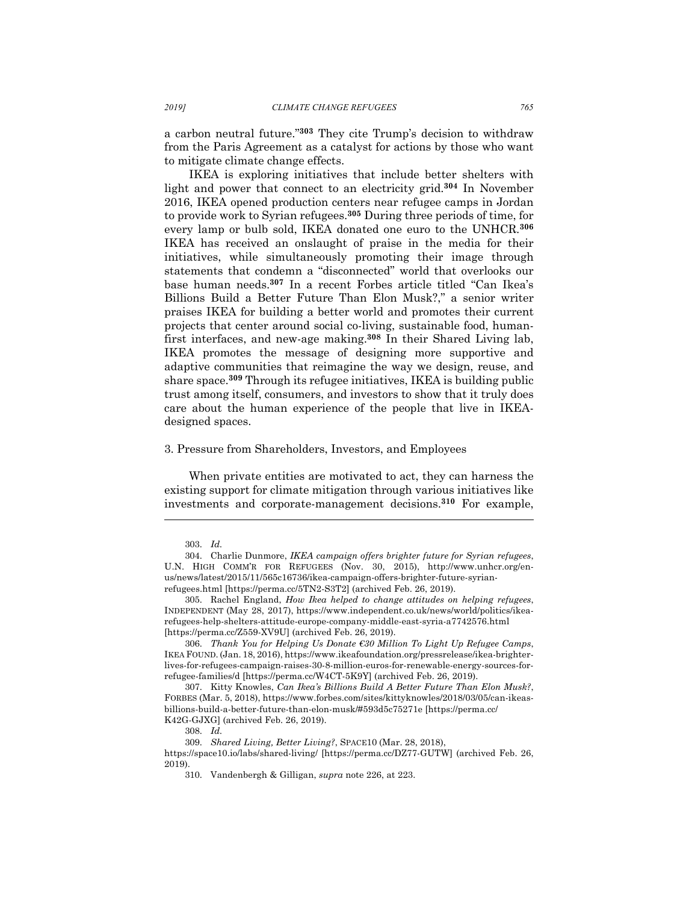a carbon neutral future."[303] They cite Trump's decision to withdraw from the Paris Agreement as a catalyst for actions by those who want to mitigate climate change effects.

IKEA is exploring initiatives that include better shelters with light and power that connect to an electricity grid.[304] In November 2016, IKEA opened production centers near refugee camps in Jordan to provide work to Syrian refugees.[305] During three periods of time, for every lamp or bulb sold, IKEA donated one euro to the UNHCR.[306] IKEA has received an onslaught of praise in the media for their initiatives, while simultaneously promoting their image through statements that condemn a "disconnected" world that overlooks our base human needs.[307] In a recent Forbes article titled "Can Ikea's Billions Build a Better Future Than Elon Musk?," a senior writer praises IKEA for building a better world and promotes their current projects that center around social co-living, sustainable food, human-first interfaces, and new-age making.[308] In their Shared Living lab, IKEA promotes the message of designing more supportive and adaptive communities that reimagine the way we design, reuse, and share space.[309] Through its refugee initiatives, IKEA is building public trust among itself, consumers, and investors to show that it truly does care about the human experience of the people that live in IKEA-designed spaces.

3. Pressure from Shareholders, Investors, and Employees

When private entities are motivated to act, they can harness the existing support for climate mitigation through various initiatives like investments and corporate-management decisions.[310] For example,

---

303. *Id.*

304. Charlie Dunmore, *IKEA campaign offers brighter future for Syrian refugees*, U.N. HIGH COMM'R FOR REFUGEES (Nov. 30, 2015), http://www.unhcr.org/en-us/news/latest/2015/11/565c16736/ikea-campaign-offers-brighter-future-syrian-refugees.html [https://perma.cc/5TN2-S3T2] (archived Feb. 26, 2019).

305. Rachel England, *How Ikea helped to change attitudes on helping refugees*, INDEPENDENT (May 28, 2017), https://www.independent.co.uk/news/world/politics/ikea-refugees-help-shelters-attitude-europe-company-middle-east-syria-a7742576.html [https://perma.cc/Z559-XV9U] (archived Feb. 26, 2019).

306. *Thank You for Helping Us Donate €30 Million To Light Up Refugee Camps*, IKEA FOUND. (Jan. 18, 2016), https://www.ikeafoundation.org/pressrelease/ikea-brighter-lives-for-refugees-campaign-raises-30-8-million-euros-for-renewable-energy-sources-for-refugee-families/d [https://perma.cc/W4CT-5K9Y] (archived Feb. 26, 2019).

307. Kitty Knowles, *Can Ikea's Billions Build A Better Future Than Elon Musk?*, FORBES (Mar. 5, 2018), https://www.forbes.com/sites/kittyknowles/2018/03/05/can-ikeas-billions-build-a-better-future-than-elon-musk/#593d5c75271e [https://perma.cc/K42G-GJXG] (archived Feb. 26, 2019).

308. *Id.*

309. *Shared Living, Better Living?*, SPACE10 (Mar. 28, 2018), https://space10.io/labs/shared-living/ [https://perma.cc/DZ77-GUTW] (archived Feb. 26, 2019).

310. Vandenbergh & Gilligan, *supra* note 226, at 223.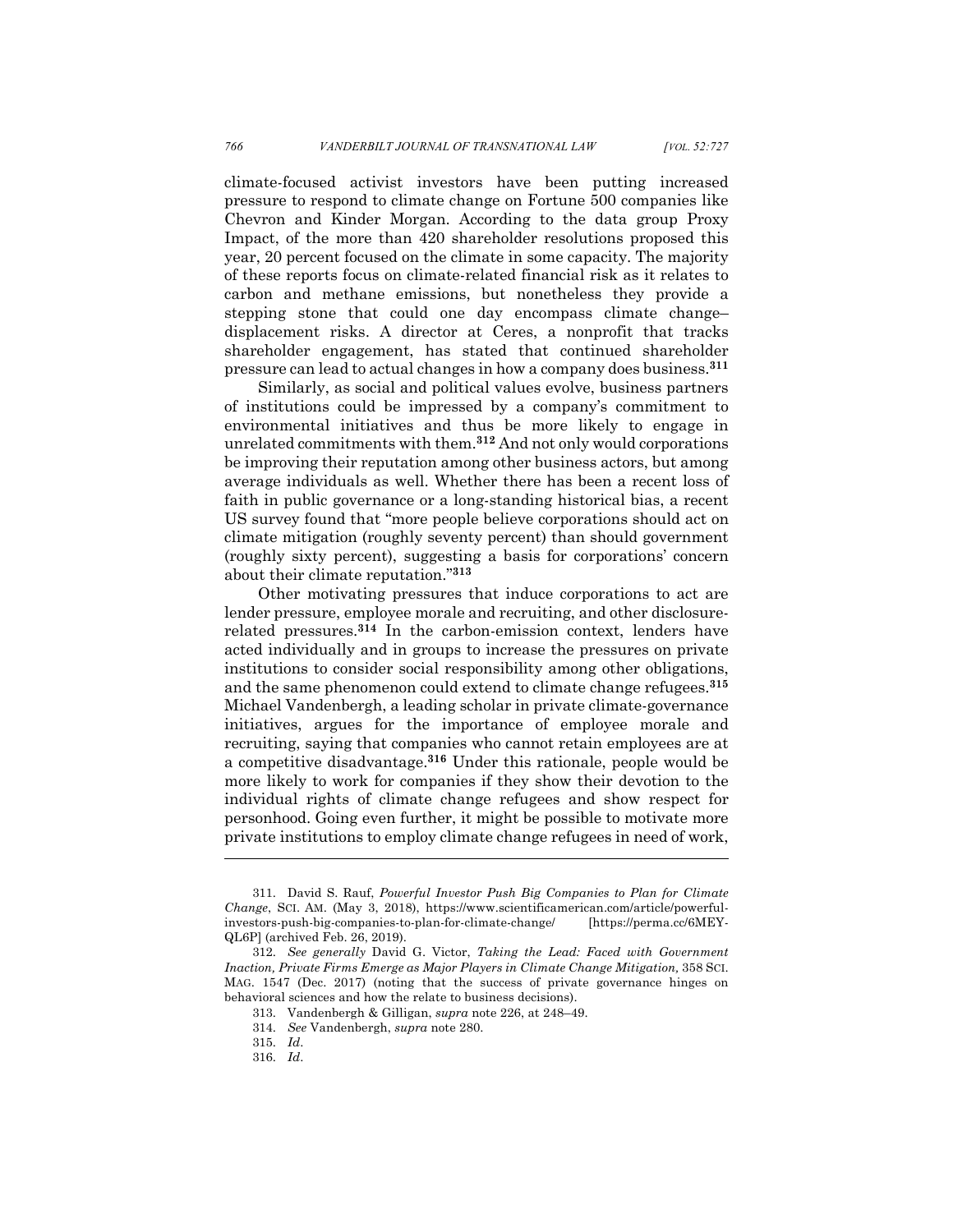climate-focused activist investors have been putting increased pressure to respond to climate change on Fortune 500 companies like Chevron and Kinder Morgan. According to the data group Proxy Impact, of the more than 420 shareholder resolutions proposed this year, 20 percent focused on the climate in some capacity. The majority of these reports focus on climate-related financial risk as it relates to carbon and methane emissions, but nonetheless they provide a stepping stone that could one day encompass climate change–displacement risks. A director at Ceres, a nonprofit that tracks shareholder engagement, has stated that continued shareholder pressure can lead to actual changes in how a company does business.[311]

Similarly, as social and political values evolve, business partners of institutions could be impressed by a company's commitment to environmental initiatives and thus be more likely to engage in unrelated commitments with them.[312] And not only would corporations be improving their reputation among other business actors, but among average individuals as well. Whether there has been a recent loss of faith in public governance or a long-standing historical bias, a recent US survey found that "more people believe corporations should act on climate mitigation (roughly seventy percent) than should government (roughly sixty percent), suggesting a basis for corporations' concern about their climate reputation."[313]

Other motivating pressures that induce corporations to act are lender pressure, employee morale and recruiting, and other disclosure-related pressures.[314] In the carbon-emission context, lenders have acted individually and in groups to increase the pressures on private institutions to consider social responsibility among other obligations, and the same phenomenon could extend to climate change refugees.[315] Michael Vandenbergh, a leading scholar in private climate-governance initiatives, argues for the importance of employee morale and recruiting, saying that companies who cannot retain employees are at a competitive disadvantage.[316] Under this rationale, people would be more likely to work for companies if they show their devotion to the individual rights of climate change refugees and show respect for personhood. Going even further, it might be possible to motivate more private institutions to employ climate change refugees in need of work,

---

311. David S. Rauf, *Powerful Investor Push Big Companies to Plan for Climate Change*, SCI. AM. (May 3, 2018), https://www.scientificamerican.com/article/powerful-investors-push-big-companies-to-plan-for-climate-change/ [https://perma.cc/6MEY-QL6P] (archived Feb. 26, 2019).

312. *See generally* David G. Victor, *Taking the Lead: Faced with Government Inaction, Private Firms Emerge as Major Players in Climate Change Mitigation,* 358 SCI. MAG. 1547 (Dec. 2017) (noting that the success of private governance hinges on behavioral sciences and how the relate to business decisions).

313. Vandenbergh & Gilligan, *supra* note 226, at 248–49.

314. *See* Vandenbergh, *supra* note 280.

315. *Id*.

316. *Id*.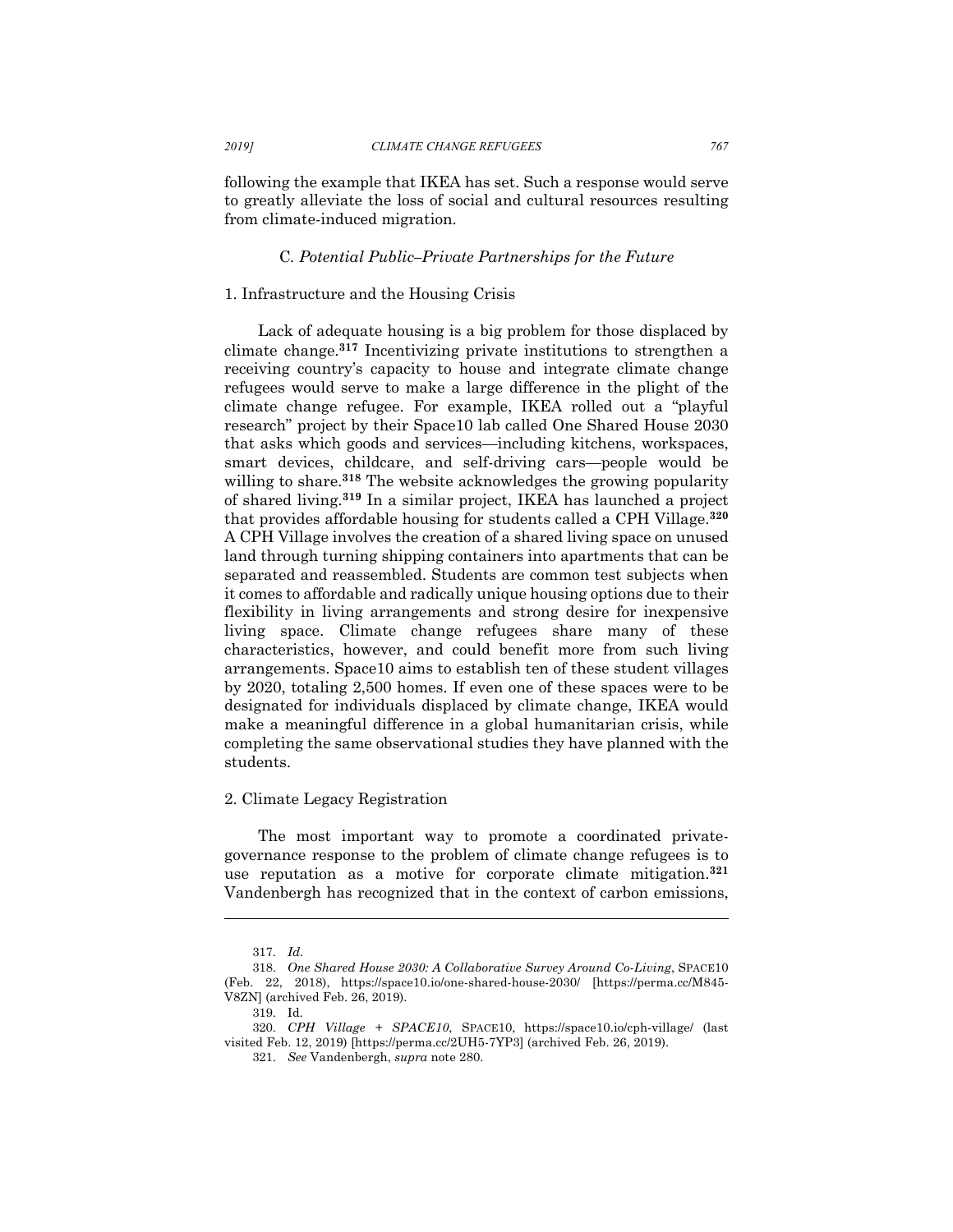following the example that IKEA has set. Such a response would serve to greatly alleviate the loss of social and cultural resources resulting from climate-induced migration.

### C. *Potential Public–Private Partnerships for the Future*

#### 1. Infrastructure and the Housing Crisis

Lack of adequate housing is a big problem for those displaced by climate change.[317] Incentivizing private institutions to strengthen a receiving country's capacity to house and integrate climate change refugees would serve to make a large difference in the plight of the climate change refugee. For example, IKEA rolled out a "playful research" project by their Space10 lab called One Shared House 2030 that asks which goods and services—including kitchens, workspaces, smart devices, childcare, and self-driving cars—people would be willing to share.[318] The website acknowledges the growing popularity of shared living.[319] In a similar project, IKEA has launched a project that provides affordable housing for students called a CPH Village.[320] A CPH Village involves the creation of a shared living space on unused land through turning shipping containers into apartments that can be separated and reassembled. Students are common test subjects when it comes to affordable and radically unique housing options due to their flexibility in living arrangements and strong desire for inexpensive living space. Climate change refugees share many of these characteristics, however, and could benefit more from such living arrangements. Space10 aims to establish ten of these student villages by 2020, totaling 2,500 homes. If even one of these spaces were to be designated for individuals displaced by climate change, IKEA would make a meaningful difference in a global humanitarian crisis, while completing the same observational studies they have planned with the students.

#### 2. Climate Legacy Registration

The most important way to promote a coordinated private-governance response to the problem of climate change refugees is to use reputation as a motive for corporate climate mitigation.[321] Vandenbergh has recognized that in the context of carbon emissions,

---

317. *Id.*

318. *One Shared House 2030: A Collaborative Survey Around Co-Living*, SPACE10 (Feb. 22, 2018), https://space10.io/one-shared-house-2030/ [https://perma.cc/M845-V8ZN] (archived Feb. 26, 2019).

319. Id.

320. *CPH Village + SPACE10*, SPACE10, https://space10.io/cph-village/ (last visited Feb. 12, 2019) [https://perma.cc/2UH5-7YP3] (archived Feb. 26, 2019).

321. *See* Vandenbergh, *supra* note 280.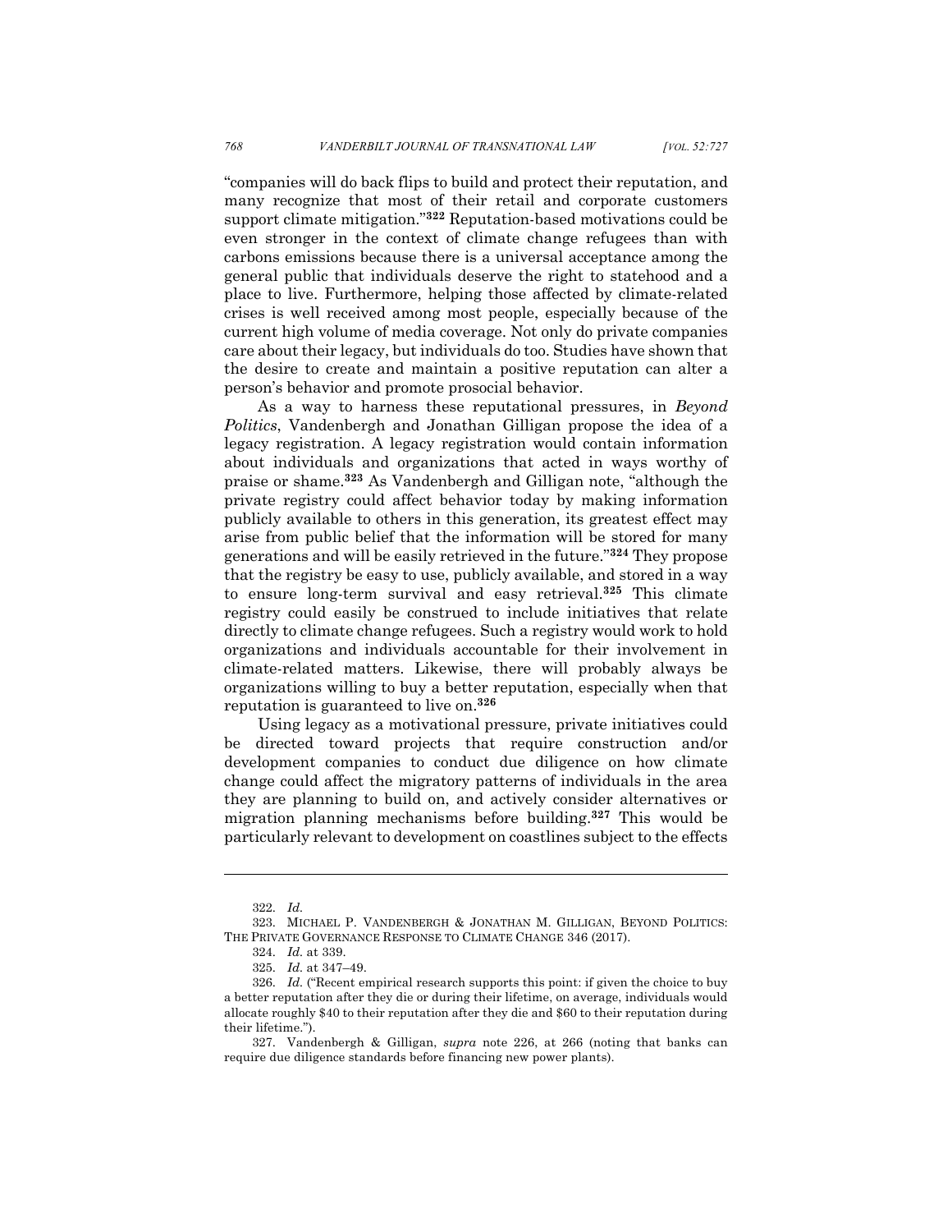"companies will do back flips to build and protect their reputation, and many recognize that most of their retail and corporate customers support climate mitigation."[322] Reputation-based motivations could be even stronger in the context of climate change refugees than with carbons emissions because there is a universal acceptance among the general public that individuals deserve the right to statehood and a place to live. Furthermore, helping those affected by climate-related crises is well received among most people, especially because of the current high volume of media coverage. Not only do private companies care about their legacy, but individuals do too. Studies have shown that the desire to create and maintain a positive reputation can alter a person's behavior and promote prosocial behavior.

As a way to harness these reputational pressures, in *Beyond Politics*, Vandenbergh and Jonathan Gilligan propose the idea of a legacy registration. A legacy registration would contain information about individuals and organizations that acted in ways worthy of praise or shame.[323] As Vandenbergh and Gilligan note, "although the private registry could affect behavior today by making information publicly available to others in this generation, its greatest effect may arise from public belief that the information will be stored for many generations and will be easily retrieved in the future."[324] They propose that the registry be easy to use, publicly available, and stored in a way to ensure long-term survival and easy retrieval.[325] This climate registry could easily be construed to include initiatives that relate directly to climate change refugees. Such a registry would work to hold organizations and individuals accountable for their involvement in climate-related matters. Likewise, there will probably always be organizations willing to buy a better reputation, especially when that reputation is guaranteed to live on.[326]

Using legacy as a motivational pressure, private initiatives could be directed toward projects that require construction and/or development companies to conduct due diligence on how climate change could affect the migratory patterns of individuals in the area they are planning to build on, and actively consider alternatives or migration planning mechanisms before building.[327] This would be particularly relevant to development on coastlines subject to the effects

---

322. *Id.*

323. MICHAEL P. VANDENBERGH & JONATHAN M. GILLIGAN, BEYOND POLITICS: THE PRIVATE GOVERNANCE RESPONSE TO CLIMATE CHANGE 346 (2017).

324. *Id.* at 339.

325. *Id.* at 347–49.

326. *Id.* ("Recent empirical research supports this point: if given the choice to buy a better reputation after they die or during their lifetime, on average, individuals would allocate roughly $40 to their reputation after they die and $60 to their reputation during their lifetime.").

327. Vandenbergh & Gilligan, *supra* note 226, at 266 (noting that banks can require due diligence standards before financing new power plants).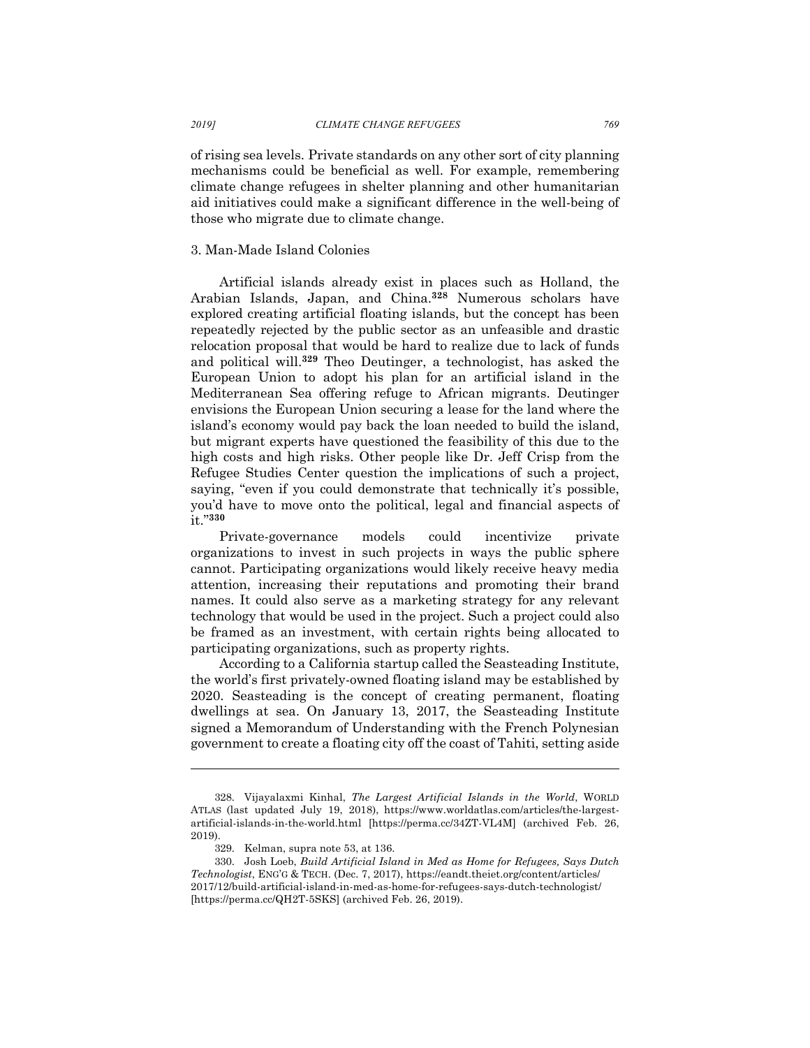of rising sea levels. Private standards on any other sort of city planning mechanisms could be beneficial as well. For example, remembering climate change refugees in shelter planning and other humanitarian aid initiatives could make a significant difference in the well-being of those who migrate due to climate change.

### 3. Man-Made Island Colonies

Artificial islands already exist in places such as Holland, the Arabian Islands, Japan, and China.[328] Numerous scholars have explored creating artificial floating islands, but the concept has been repeatedly rejected by the public sector as an unfeasible and drastic relocation proposal that would be hard to realize due to lack of funds and political will.[329] Theo Deutinger, a technologist, has asked the European Union to adopt his plan for an artificial island in the Mediterranean Sea offering refuge to African migrants. Deutinger envisions the European Union securing a lease for the land where the island's economy would pay back the loan needed to build the island, but migrant experts have questioned the feasibility of this due to the high costs and high risks. Other people like Dr. Jeff Crisp from the Refugee Studies Center question the implications of such a project, saying, "even if you could demonstrate that technically it's possible, you'd have to move onto the political, legal and financial aspects of it."[330]

Private-governance models could incentivize private organizations to invest in such projects in ways the public sphere cannot. Participating organizations would likely receive heavy media attention, increasing their reputations and promoting their brand names. It could also serve as a marketing strategy for any relevant technology that would be used in the project. Such a project could also be framed as an investment, with certain rights being allocated to participating organizations, such as property rights.

According to a California startup called the Seasteading Institute, the world's first privately-owned floating island may be established by 2020. Seasteading is the concept of creating permanent, floating dwellings at sea. On January 13, 2017, the Seasteading Institute signed a Memorandum of Understanding with the French Polynesian government to create a floating city off the coast of Tahiti, setting aside

---

328. Vijayalaxmi Kinhal, *The Largest Artificial Islands in the World*, WORLD ATLAS (last updated July 19, 2018), https://www.worldatlas.com/articles/the-largest-artificial-islands-in-the-world.html [https://perma.cc/34ZT-VL4M] (archived Feb. 26, 2019).

329. Kelman, supra note 53, at 136.

330. Josh Loeb, *Build Artificial Island in Med as Home for Refugees, Says Dutch Technologist*, ENG'G & TECH. (Dec. 7, 2017), https://eandt.theiet.org/content/articles/2017/12/build-artificial-island-in-med-as-home-for-refugees-says-dutch-technologist/ [https://perma.cc/QH2T-5SKS] (archived Feb. 26, 2019).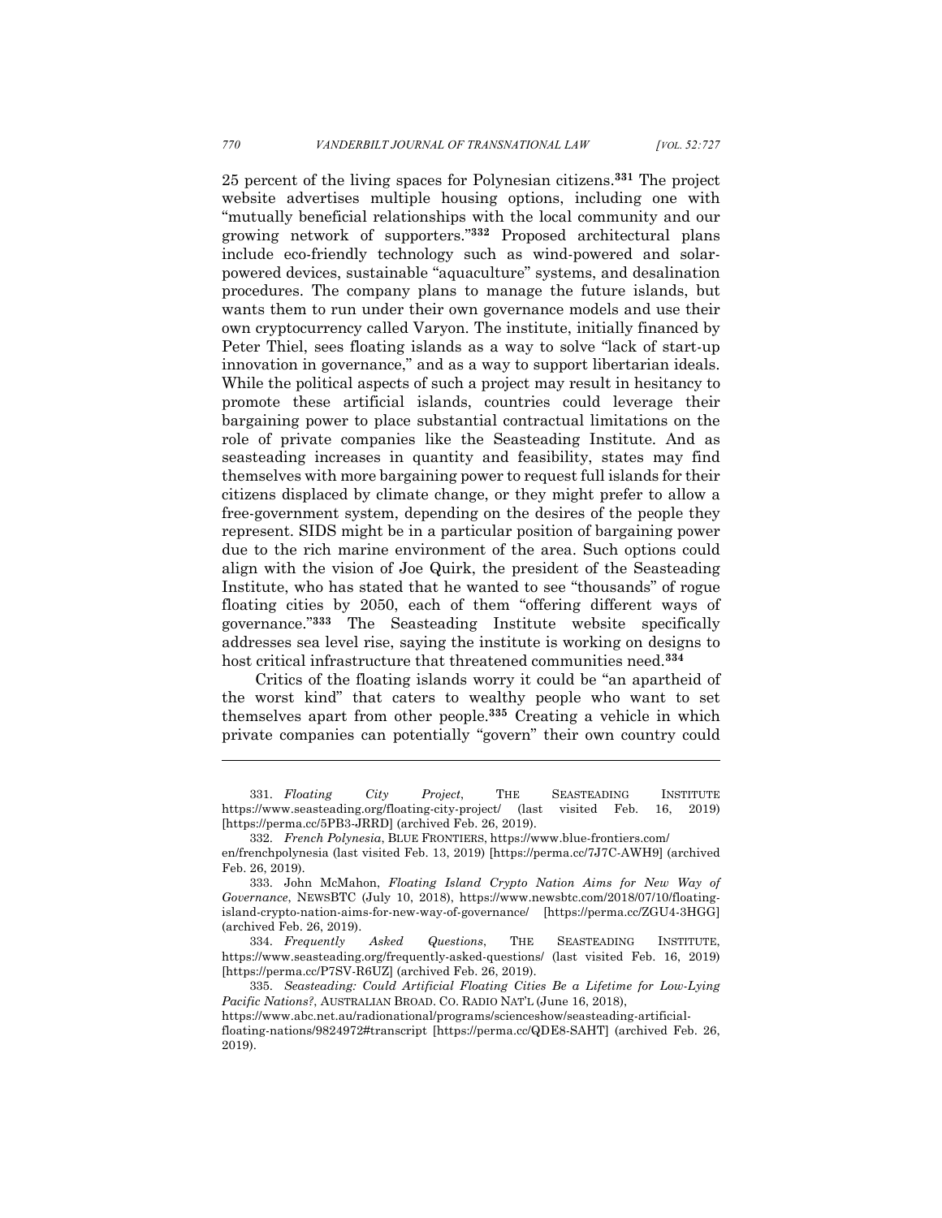25 percent of the living spaces for Polynesian citizens.[331] The project website advertises multiple housing options, including one with "mutually beneficial relationships with the local community and our growing network of supporters."[332] Proposed architectural plans include eco-friendly technology such as wind-powered and solar-powered devices, sustainable "aquaculture" systems, and desalination procedures. The company plans to manage the future islands, but wants them to run under their own governance models and use their own cryptocurrency called Varyon. The institute, initially financed by Peter Thiel, sees floating islands as a way to solve "lack of start-up innovation in governance," and as a way to support libertarian ideals. While the political aspects of such a project may result in hesitancy to promote these artificial islands, countries could leverage their bargaining power to place substantial contractual limitations on the role of private companies like the Seasteading Institute. And as seasteading increases in quantity and feasibility, states may find themselves with more bargaining power to request full islands for their citizens displaced by climate change, or they might prefer to allow a free-government system, depending on the desires of the people they represent. SIDS might be in a particular position of bargaining power due to the rich marine environment of the area. Such options could align with the vision of Joe Quirk, the president of the Seasteading Institute, who has stated that he wanted to see "thousands" of rogue floating cities by 2050, each of them "offering different ways of governance."[333] The Seasteading Institute website specifically addresses sea level rise, saying the institute is working on designs to host critical infrastructure that threatened communities need.[334]

Critics of the floating islands worry it could be "an apartheid of the worst kind" that caters to wealthy people who want to set themselves apart from other people.[335] Creating a vehicle in which private companies can potentially "govern" their own country could

---

331. *Floating City Project*, THE SEASTEADING INSTITUTE https://www.seasteading.org/floating-city-project/ (last visited Feb. 16, 2019) [https://perma.cc/5PB3-JRRD] (archived Feb. 26, 2019).

332. *French Polynesia*, BLUE FRONTIERS, https://www.blue-frontiers.com/en/frenchpolynesia (last visited Feb. 13, 2019) [https://perma.cc/7J7C-AWH9] (archived Feb. 26, 2019).

333. John McMahon, *Floating Island Crypto Nation Aims for New Way of Governance*, NEWSBTC (July 10, 2018), https://www.newsbtc.com/2018/07/10/floating-island-crypto-nation-aims-for-new-way-of-governance/ [https://perma.cc/ZGU4-3HGG] (archived Feb. 26, 2019).

334. *Frequently Asked Questions*, THE SEASTEADING INSTITUTE, https://www.seasteading.org/frequently-asked-questions/ (last visited Feb. 16, 2019) [https://perma.cc/P7SV-R6UZ] (archived Feb. 26, 2019).

335. *Seasteading: Could Artificial Floating Cities Be a Lifetime for Low-Lying Pacific Nations?*, AUSTRALIAN BROAD. CO. RADIO NAT'L (June 16, 2018), https://www.abc.net.au/radionational/programs/scienceshow/seasteading-artificial-floating-nations/9824972#transcript [https://perma.cc/QDE8-SAHT] (archived Feb. 26, 2019).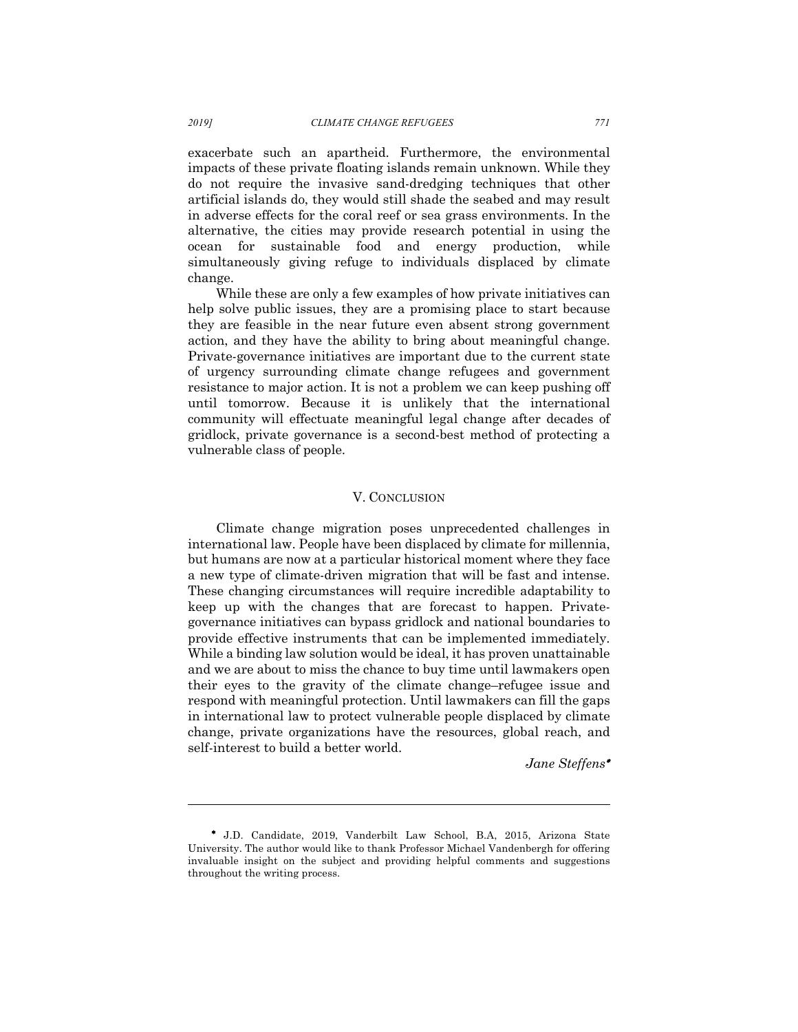exacerbate such an apartheid. Furthermore, the environmental impacts of these private floating islands remain unknown. While they do not require the invasive sand-dredging techniques that other artificial islands do, they would still shade the seabed and may result in adverse effects for the coral reef or sea grass environments. In the alternative, the cities may provide research potential in using the ocean for sustainable food and energy production, while simultaneously giving refuge to individuals displaced by climate change.

While these are only a few examples of how private initiatives can help solve public issues, they are a promising place to start because they are feasible in the near future even absent strong government action, and they have the ability to bring about meaningful change. Private-governance initiatives are important due to the current state of urgency surrounding climate change refugees and government resistance to major action. It is not a problem we can keep pushing off until tomorrow. Because it is unlikely that the international community will effectuate meaningful legal change after decades of gridlock, private governance is a second-best method of protecting a vulnerable class of people.

## V. CONCLUSION

Climate change migration poses unprecedented challenges in international law. People have been displaced by climate for millennia, but humans are now at a particular historical moment where they face a new type of climate-driven migration that will be fast and intense. These changing circumstances will require incredible adaptability to keep up with the changes that are forecast to happen. Private-governance initiatives can bypass gridlock and national boundaries to provide effective instruments that can be implemented immediately. While a binding law solution would be ideal, it has proven unattainable and we are about to miss the chance to buy time until lawmakers open their eyes to the gravity of the climate change–refugee issue and respond with meaningful protection. Until lawmakers can fill the gaps in international law to protect vulnerable people displaced by climate change, private organizations have the resources, global reach, and self-interest to build a better world.

*Jane Steffens*[*]

---

[*] J.D. Candidate, 2019, Vanderbilt Law School, B.A, 2015, Arizona State University. The author would like to thank Professor Michael Vandenbergh for offering invaluable insight on the subject and providing helpful comments and suggestions throughout the writing process.